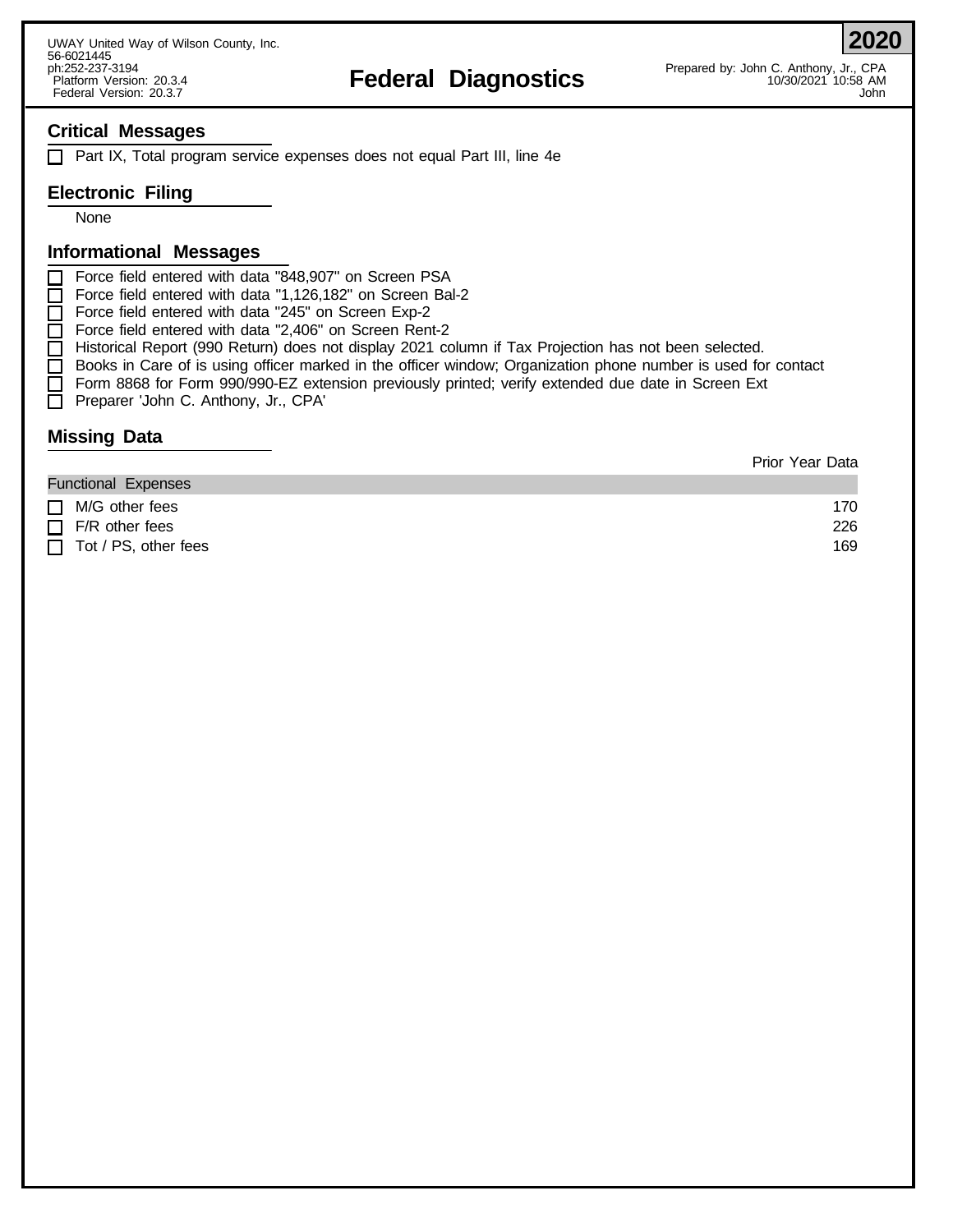UWAY United Way of Wilson County, Inc.
56-6021445
ph:252-237-3194
Platform Version: 20.3.4
Federal Version: 20.3.7

# Federal Diagnostics

**2020**

Prepared by: John C. Anthony, Jr., CPA
10/30/2021 10:58 AM
John

## Critical Messages

- [ ] Part IX, Total program service expenses does not equal Part III, line 4e

## Electronic Filing

None

## Informational Messages

- [ ] Force field entered with data "848,907" on Screen PSA
- [ ] Force field entered with data "1,126,182" on Screen Bal-2
- [ ] Force field entered with data "245" on Screen Exp-2
- [ ] Force field entered with data "2,406" on Screen Rent-2
- [ ] Historical Report (990 Return) does not display 2021 column if Tax Projection has not been selected.
- [ ] Books in Care of is using officer marked in the officer window; Organization phone number is used for contact
- [ ] Form 8868 for Form 990/990-EZ extension previously printed; verify extended due date in Screen Ext
- [ ] Preparer 'John C. Anthony, Jr., CPA'

## Missing Data

| | Prior Year Data |
|---|---|
| **Functional Expenses** | |
| ☐ M/G other fees | 170 |
| ☐ F/R other fees | 226 |
| ☐ Tot / PS, other fees | 169 |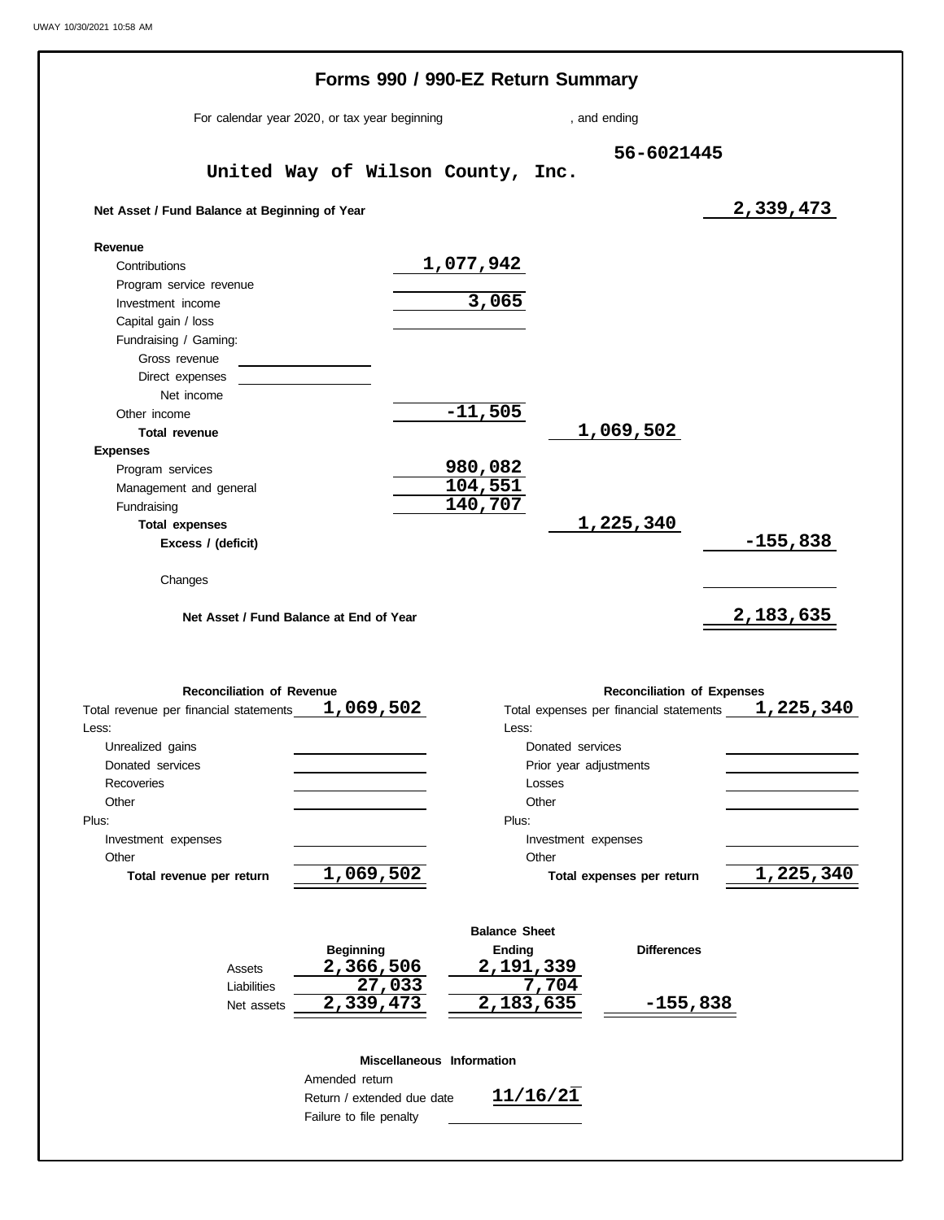# Forms 990 / 990-EZ Return Summary

For calendar year 2020, or tax year beginning , and ending

**United Way of Wilson County, Inc.** 56-6021445

| | | | |
|---|---|---|---|
| **Net Asset / Fund Balance at Beginning of Year** | | | 2,339,473 |
| **Revenue** | | | |
| Contributions | 1,077,942 | | |
| Program service revenue | | | |
| Investment income | 3,065 | | |
| Capital gain / loss | | | |
| Fundraising / Gaming: | | | |
| Gross revenue | | | |
| Direct expenses | | | |
| Net income | | | |
| Other income | -11,505 | | |
| **Total revenue** | | 1,069,502 | |
| **Expenses** | | | |
| Program services | 980,082 | | |
| Management and general | 104,551 | | |
| Fundraising | 140,707 | | |
| **Total expenses** | | 1,225,340 | |
| **Excess / (deficit)** | | | -155,838 |
| Changes | | | |
| **Net Asset / Fund Balance at End of Year** | | | 2,183,635 |

| **Reconciliation of Revenue** | | **Reconciliation of Expenses** | |
|---|---|---|---|
| Total revenue per financial statements | 1,069,502 | Total expenses per financial statements | 1,225,340 |
| Less: | | Less: | |
| Unrealized gains | | Donated services | |
| Donated services | | Prior year adjustments | |
| Recoveries | | Losses | |
| Other | | Other | |
| Plus: | | Plus: | |
| Investment expenses | | Investment expenses | |
| Other | | Other | |
| **Total revenue per return** | 1,069,502 | **Total expenses per return** | 1,225,340 |

**Balance Sheet**

| | Beginning | Ending | Differences |
|---|---|---|---|
| Assets | 2,366,506 | 2,191,339 | |
| Liabilities | 27,033 | 7,704 | |
| Net assets | 2,339,473 | 2,183,635 | -155,838 |

**Miscellaneous Information**

| | |
|---|---|
| Amended return | |
| Return / extended due date | 11/16/21 |
| Failure to file penalty | |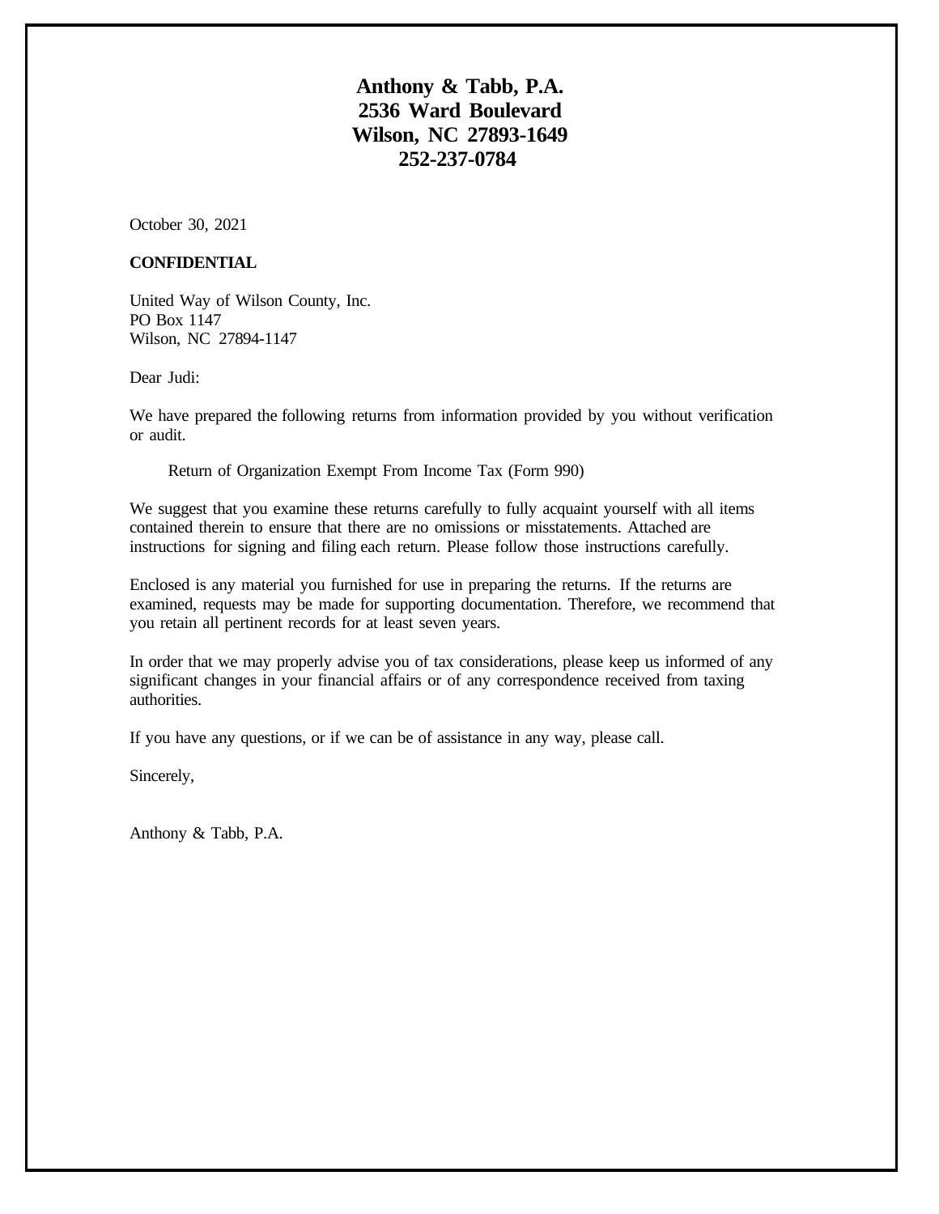**Anthony & Tabb, P.A.**
**2536 Ward Boulevard**
**Wilson, NC 27893-1649**
**252-237-0784**

October 30, 2021

**CONFIDENTIAL**

United Way of Wilson County, Inc.
PO Box 1147
Wilson, NC 27894-1147

Dear Judi:

We have prepared the following returns from information provided by you without verification or audit.

Return of Organization Exempt From Income Tax (Form 990)

We suggest that you examine these returns carefully to fully acquaint yourself with all items contained therein to ensure that there are no omissions or misstatements. Attached are instructions for signing and filing each return. Please follow those instructions carefully.

Enclosed is any material you furnished for use in preparing the returns. If the returns are examined, requests may be made for supporting documentation. Therefore, we recommend that you retain all pertinent records for at least seven years.

In order that we may properly advise you of tax considerations, please keep us informed of any significant changes in your financial affairs or of any correspondence received from taxing authorities.

If you have any questions, or if we can be of assistance in any way, please call.

Sincerely,

Anthony & Tabb, P.A.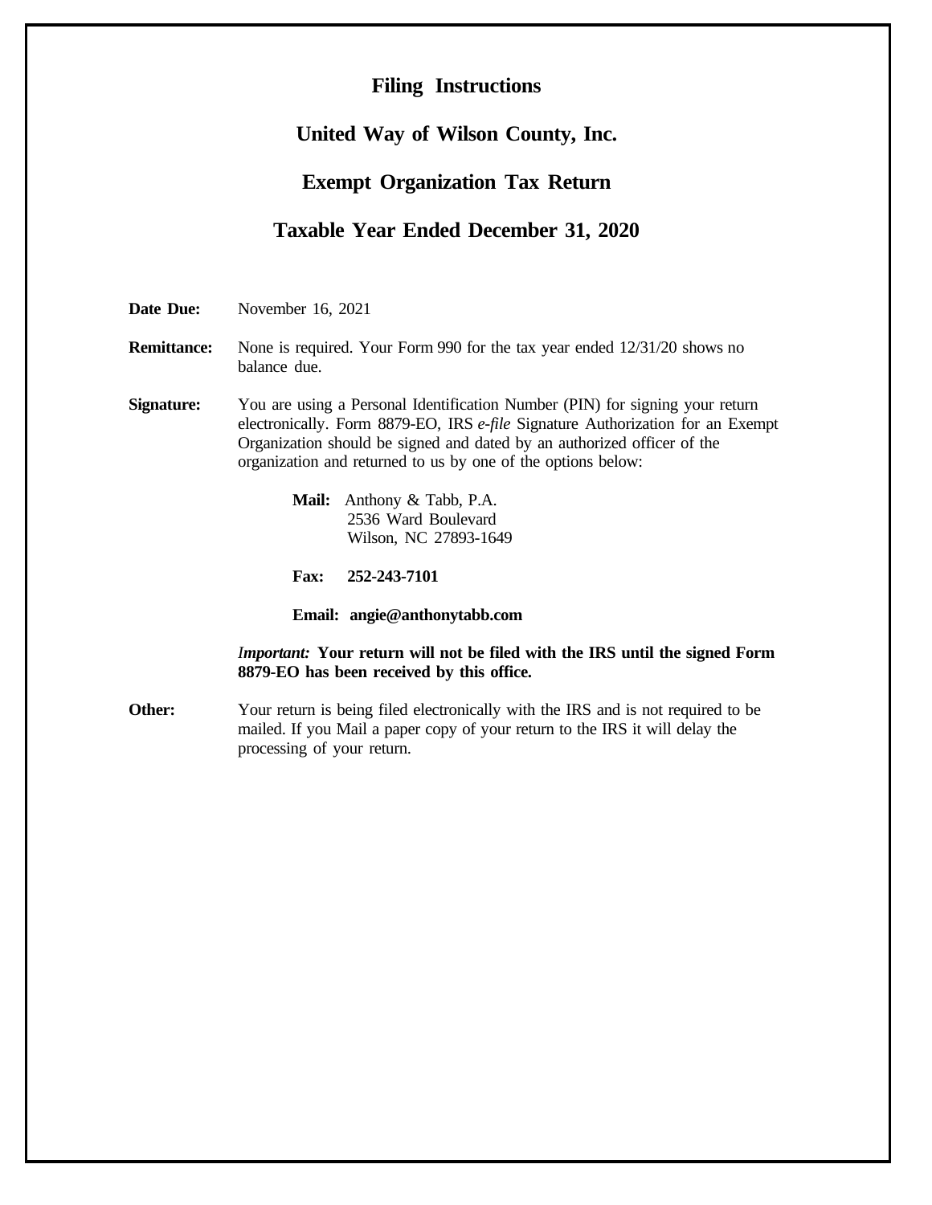# Filing Instructions

## United Way of Wilson County, Inc.

## Exempt Organization Tax Return

## Taxable Year Ended December 31, 2020

**Date Due:** November 16, 2021

**Remittance:** None is required. Your Form 990 for the tax year ended 12/31/20 shows no balance due.

**Signature:** You are using a Personal Identification Number (PIN) for signing your return electronically. Form 8879-EO, IRS *e-file* Signature Authorization for an Exempt Organization should be signed and dated by an authorized officer of the organization and returned to us by one of the options below:

**Mail:** Anthony & Tabb, P.A.
2536 Ward Boulevard
Wilson, NC 27893-1649

**Fax: 252-243-7101**

**Email: angie@anthonytabb.com**

***Important:* Your return will not be filed with the IRS until the signed Form 8879-EO has been received by this office.**

**Other:** Your return is being filed electronically with the IRS and is not required to be mailed. If you Mail a paper copy of your return to the IRS it will delay the processing of your return.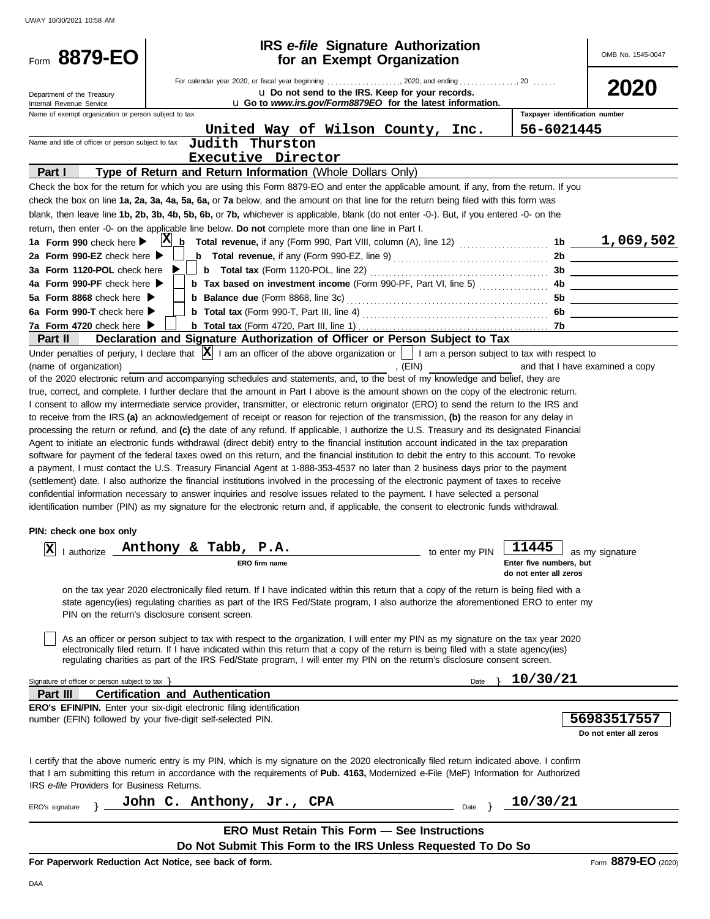UWAY 10/30/2021 10:58 AM

# Form 8879-EO

## IRS *e-file* Signature Authorization for an Exempt Organization

OMB No. 1545-0047

**2020**

Department of the Treasury
Internal Revenue Service

For calendar year 2020, or fiscal year beginning ................, 2020, and ending ................, 20 ......

u **Do not send to the IRS. Keep for your records.**

u **Go to *www.irs.gov/Form8879EO* for the latest information.**

Name of exempt organization or person subject to tax: **United Way of Wilson County, Inc.**

Taxpayer identification number: **56-6021445**

Name and title of officer or person subject to tax: **Judith Thurston**
**Executive Director**

### Part I — Type of Return and Return Information (Whole Dollars Only)

Check the box for the return for which you are using this Form 8879-EO and enter the applicable amount, if any, from the return. If you check the box on line **1a, 2a, 3a, 4a, 5a, 6a,** or **7a** below, and the amount on that line for the return being filed with this form was blank, then leave line **1b, 2b, 3b, 4b, 5b, 6b,** or **7b,** whichever is applicable, blank (do not enter -0-). But, if you entered -0- on the return, then enter -0- on the applicable line below. **Do not** complete more than one line in Part I.

| | | Line | Amount |
|---|---|---|---|
| **1a Form 990** check here ▶ [X] | **b Total revenue,** if any (Form 990, Part VIII, column (A), line 12) | 1b | 1,069,502 |
| **2a Form 990-EZ** check here ▶ [ ] | **b Total revenue,** if any (Form 990-EZ, line 9) | 2b | |
| **3a Form 1120-POL** check here ▶ [ ] | **b Total tax** (Form 1120-POL, line 22) | 3b | |
| **4a Form 990-PF** check here ▶ [ ] | **b Tax based on investment income** (Form 990-PF, Part VI, line 5) | 4b | |
| **5a Form 8868** check here ▶ [ ] | **b Balance due** (Form 8868, line 3c) | 5b | |
| **6a Form 990-T** check here ▶ [ ] | **b Total tax** (Form 990-T, Part III, line 4) | 6b | |
| **7a Form 4720** check here ▶ [ ] | **b Total tax** (Form 4720, Part III, line 1) | 7b | |

### Part II — Declaration and Signature Authorization of Officer or Person Subject to Tax

Under penalties of perjury, I declare that [X] I am an officer of the above organization or [ ] I am a person subject to tax with respect to (name of organization) ______________________, (EIN) ____________ and that I have examined a copy of the 2020 electronic return and accompanying schedules and statements, and, to the best of my knowledge and belief, they are true, correct, and complete. I further declare that the amount in Part I above is the amount shown on the copy of the electronic return. I consent to allow my intermediate service provider, transmitter, or electronic return originator (ERO) to send the return to the IRS and to receive from the IRS **(a)** an acknowledgement of receipt or reason for rejection of the transmission, **(b)** the reason for any delay in processing the return or refund, and **(c)** the date of any refund. If applicable, I authorize the U.S. Treasury and its designated Financial Agent to initiate an electronic funds withdrawal (direct debit) entry to the financial institution account indicated in the tax preparation software for payment of the federal taxes owed on this return, and the financial institution to debit the entry to this account. To revoke a payment, I must contact the U.S. Treasury Financial Agent at 1-888-353-4537 no later than 2 business days prior to the payment (settlement) date. I also authorize the financial institutions involved in the processing of the electronic payment of taxes to receive confidential information necessary to answer inquiries and resolve issues related to the payment. I have selected a personal identification number (PIN) as my signature for the electronic return and, if applicable, the consent to electronic funds withdrawal.

**PIN: check one box only**

[X] I authorize **Anthony & Tabb, P.A.** (ERO firm name) to enter my PIN **11445** (Enter five numbers, but do not enter all zeros) as my signature on the tax year 2020 electronically filed return. If I have indicated within this return that a copy of the return is being filed with a state agency(ies) regulating charities as part of the IRS Fed/State program, I also authorize the aforementioned ERO to enter my PIN on the return's disclosure consent screen.

[ ] As an officer or person subject to tax with respect to the organization, I will enter my PIN as my signature on the tax year 2020 electronically filed return. If I have indicated within this return that a copy of the return is being filed with a state agency(ies) regulating charities as part of the IRS Fed/State program, I will enter my PIN on the return's disclosure consent screen.

Signature of officer or person subject to tax } ____________________ Date } **10/30/21**

### Part III — Certification and Authentication

**ERO's EFIN/PIN.** Enter your six-digit electronic filing identification number (EFIN) followed by your five-digit self-selected PIN.

**56983517557**
Do not enter all zeros

I certify that the above numeric entry is my PIN, which is my signature on the 2020 electronically filed return indicated above. I confirm that I am submitting this return in accordance with the requirements of **Pub. 4163,** Modernized e-File (MeF) Information for Authorized IRS *e-file* Providers for Business Returns.

ERO's signature } **John C. Anthony, Jr., CPA** Date } **10/30/21**

**ERO Must Retain This Form — See Instructions**

**Do Not Submit This Form to the IRS Unless Requested To Do So**

**For Paperwork Reduction Act Notice, see back of form.**

Form **8879-EO** (2020)

DAA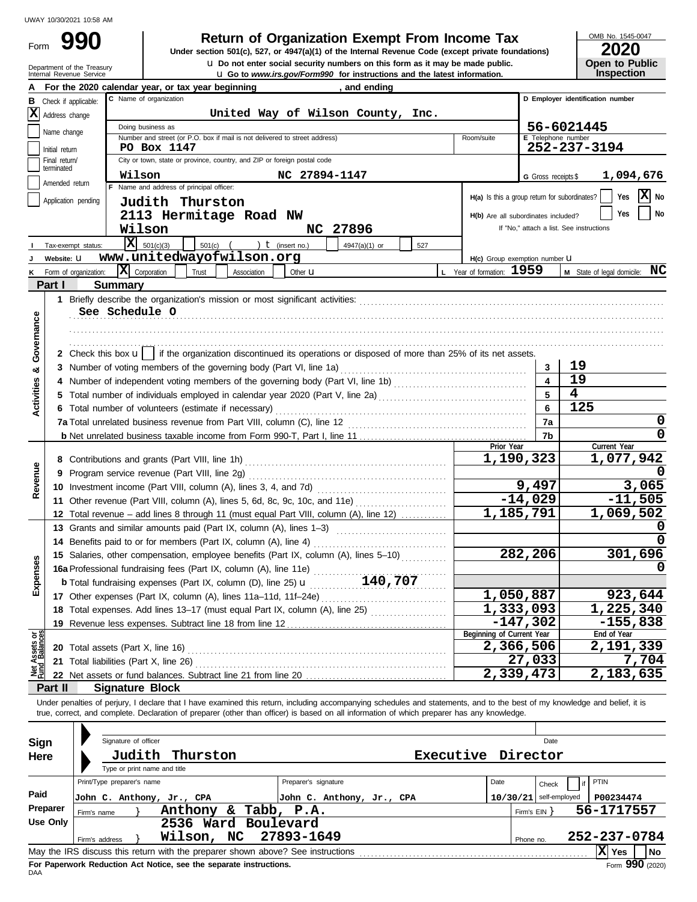UWAY 10/30/2021 10:58 AM

Form **990**

# Return of Organization Exempt From Income Tax

**Under section 501(c), 527, or 4947(a)(1) of the Internal Revenue Code (except private foundations)**

u Do not enter social security numbers on this form as it may be made public.

u Go to *www.irs.gov/Form990* for instructions and the latest information.

OMB No. 1545-0047

**2020**

**Open to Public Inspection**

Department of the Treasury
Internal Revenue Service

**A** For the 2020 calendar year, or tax year beginning , and ending

**B** Check if applicable:
- [X] Address change
- [ ] Name change
- [ ] Initial return
- [ ] Final return/terminated
- [ ] Amended return
- [ ] Application pending

**C** Name of organization: United Way of Wilson County, Inc.

Doing business as

Number and street (or P.O. box if mail is not delivered to street address): PO Box 1147 — Room/suite

City or town, state or province, country, and ZIP or foreign postal code: Wilson NC 27894-1147

**D** Employer identification number: 56-6021445

**E** Telephone number: 252-237-3194

**G** Gross receipts $ 1,094,676

**F** Name and address of principal officer:
Judith Thurston
2113 Hermitage Road NW
Wilson NC 27896

H(a) Is this a group return for subordinates? [ ] Yes [X] No

H(b) Are all subordinates included? [ ] Yes [ ] No
If "No," attach a list. See instructions

**I** Tax-exempt status: [X] 501(c)(3) [ ] 501(c) ( ) t (insert no.) [ ] 4947(a)(1) or [ ] 527

**J** Website: u www.unitedwayofwilson.org

H(c) Group exemption number u

**K** Form of organization: [X] Corporation [ ] Trust [ ] Association [ ] Other u

**L** Year of formation: 1959

**M** State of legal domicile: NC

## Part I Summary

**Activities & Governance**

1 Briefly describe the organization's mission or most significant activities:
See Schedule O

2 Check this box u [ ] if the organization discontinued its operations or disposed of more than 25% of its net assets.

| | | |
|---|---|---|
| 3 Number of voting members of the governing body (Part VI, line 1a) | 3 | 19 |
| 4 Number of independent voting members of the governing body (Part VI, line 1b) | 4 | 19 |
| 5 Total number of individuals employed in calendar year 2020 (Part V, line 2a) | 5 | 4 |
| 6 Total number of volunteers (estimate if necessary) | 6 | 125 |
| 7a Total unrelated business revenue from Part VIII, column (C), line 12 | 7a | 0 |
| b Net unrelated business taxable income from Form 990-T, Part I, line 11 | 7b | 0 |

| | Prior Year | Current Year |
|---|---|---|
| **Revenue** | | |
| 8 Contributions and grants (Part VIII, line 1h) | 1,190,323 | 1,077,942 |
| 9 Program service revenue (Part VIII, line 2g) | | 0 |
| 10 Investment income (Part VIII, column (A), lines 3, 4, and 7d) | 9,497 | 3,065 |
| 11 Other revenue (Part VIII, column (A), lines 5, 6d, 8c, 9c, 10c, and 11e) | -14,029 | -11,505 |
| 12 Total revenue – add lines 8 through 11 (must equal Part VIII, column (A), line 12) | 1,185,791 | 1,069,502 |
| **Expenses** | | |
| 13 Grants and similar amounts paid (Part IX, column (A), lines 1–3) | | 0 |
| 14 Benefits paid to or for members (Part IX, column (A), line 4) | | 0 |
| 15 Salaries, other compensation, employee benefits (Part IX, column (A), lines 5–10) | 282,206 | 301,696 |
| 16a Professional fundraising fees (Part IX, column (A), line 11e) | | 0 |
| b Total fundraising expenses (Part IX, column (D), line 25) u 140,707 | | |
| 17 Other expenses (Part IX, column (A), lines 11a–11d, 11f–24e) | 1,050,887 | 923,644 |
| 18 Total expenses. Add lines 13–17 (must equal Part IX, column (A), line 25) | 1,333,093 | 1,225,340 |
| 19 Revenue less expenses. Subtract line 18 from line 12 | -147,302 | -155,838 |

| **Net Assets or Fund Balances** | Beginning of Current Year | End of Year |
|---|---|---|
| 20 Total assets (Part X, line 16) | 2,366,506 | 2,191,339 |
| 21 Total liabilities (Part X, line 26) | 27,033 | 7,704 |
| 22 Net assets or fund balances. Subtract line 21 from line 20 | 2,339,473 | 2,183,635 |

## Part II Signature Block

Under penalties of perjury, I declare that I have examined this return, including accompanying schedules and statements, and to the best of my knowledge and belief, it is true, correct, and complete. Declaration of preparer (other than officer) is based on all information of which preparer has any knowledge.

**Sign Here**

Signature of officer — Date

Judith Thurston — Executive Director
Type or print name and title

**Paid Preparer Use Only**

| Print/Type preparer's name | Preparer's signature | Date | Check [ ] if self-employed | PTIN |
|---|---|---|---|---|
| John C. Anthony, Jr., CPA | John C. Anthony, Jr., CPA | 10/30/21 | | P00234474 |

Firm's name } Anthony & Tabb, P.A. — Firm's EIN } 56-1717557

Firm's address } 2536 Ward Boulevard, Wilson, NC 27893-1649 — Phone no. 252-237-0784

May the IRS discuss this return with the preparer shown above? See instructions [X] Yes [ ] No

**For Paperwork Reduction Act Notice, see the separate instructions.**

DAA

Form **990** (2020)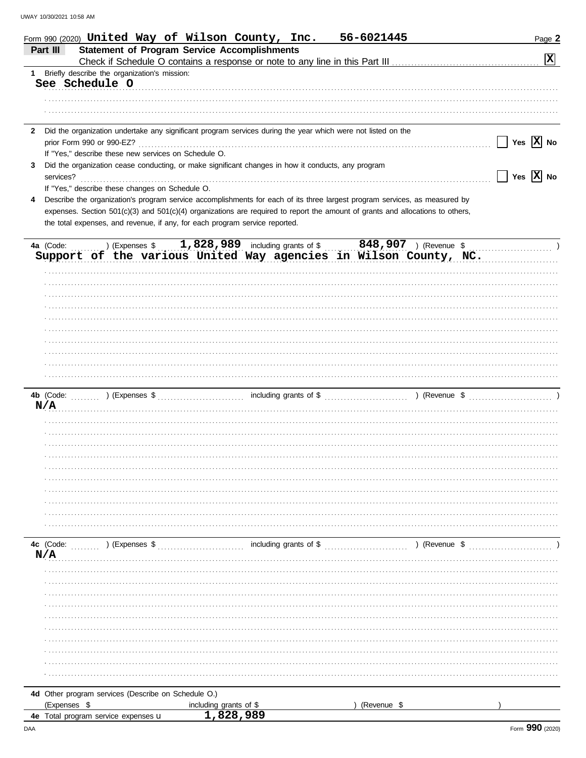Form 990 (2020) **United Way of Wilson County, Inc.** **56-6021445** Page **2**

## Part III Statement of Program Service Accomplishments

Check if Schedule O contains a response or note to any line in this Part III .......... [X]

**1** Briefly describe the organization's mission:

See Schedule O

**2** Did the organization undertake any significant program services during the year which were not listed on the prior Form 990 or 990-EZ? .......... [ ] Yes [X] No

If "Yes," describe these new services on Schedule O.

**3** Did the organization cease conducting, or make significant changes in how it conducts, any program services? .......... [ ] Yes [X] No

If "Yes," describe these changes on Schedule O.

**4** Describe the organization's program service accomplishments for each of its three largest program services, as measured by expenses. Section 501(c)(3) and 501(c)(4) organizations are required to report the amount of grants and allocations to others, the total expenses, and revenue, if any, for each program service reported.

**4a** (Code: ) (Expenses $ **1,828,989** including grants of $ **848,907** ) (Revenue $ )

Support of the various United Way agencies in Wilson County, NC.

**4b** (Code: ) (Expenses $ including grants of $ ) (Revenue $ )

N/A

**4c** (Code: ) (Expenses $ including grants of $ ) (Revenue $ )

N/A

**4d** Other program services (Describe on Schedule O.)

(Expenses $ including grants of $ ) (Revenue $ )

**4e** Total program service expenses **1,828,989**

Form **990** (2020)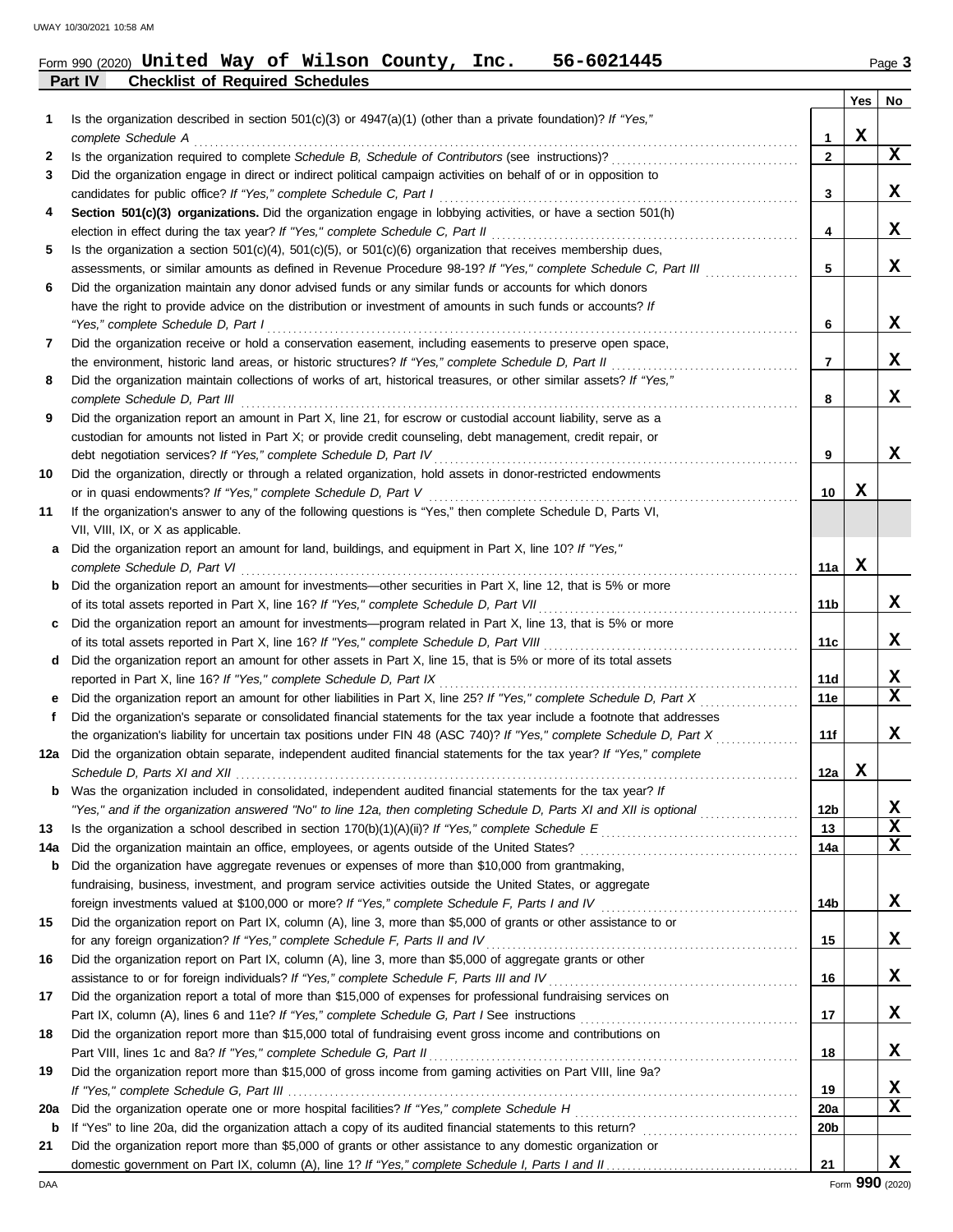Form 990 (2020) **United Way of Wilson County, Inc. 56-6021445** Page **3**

**Part IV Checklist of Required Schedules**

| | | | Yes | No |
|---|---|---|---|---|
| 1 | Is the organization described in section 501(c)(3) or 4947(a)(1) (other than a private foundation)? *If "Yes," complete Schedule A* | 1 | X | |
| 2 | Is the organization required to complete *Schedule B, Schedule of Contributors* (see instructions)? | 2 | | X |
| 3 | Did the organization engage in direct or indirect political campaign activities on behalf of or in opposition to candidates for public office? *If "Yes," complete Schedule C, Part I* | 3 | | X |
| 4 | **Section 501(c)(3) organizations.** Did the organization engage in lobbying activities, or have a section 501(h) election in effect during the tax year? *If "Yes," complete Schedule C, Part II* | 4 | | X |
| 5 | Is the organization a section 501(c)(4), 501(c)(5), or 501(c)(6) organization that receives membership dues, assessments, or similar amounts as defined in Revenue Procedure 98-19? *If "Yes," complete Schedule C, Part III* | 5 | | X |
| 6 | Did the organization maintain any donor advised funds or any similar funds or accounts for which donors have the right to provide advice on the distribution or investment of amounts in such funds or accounts? *If "Yes," complete Schedule D, Part I* | 6 | | X |
| 7 | Did the organization receive or hold a conservation easement, including easements to preserve open space, the environment, historic land areas, or historic structures? *If "Yes," complete Schedule D, Part II* | 7 | | X |
| 8 | Did the organization maintain collections of works of art, historical treasures, or other similar assets? *If "Yes," complete Schedule D, Part III* | 8 | | X |
| 9 | Did the organization report an amount in Part X, line 21, for escrow or custodial account liability, serve as a custodian for amounts not listed in Part X; or provide credit counseling, debt management, credit repair, or debt negotiation services? *If "Yes," complete Schedule D, Part IV* | 9 | | X |
| 10 | Did the organization, directly or through a related organization, hold assets in donor-restricted endowments or in quasi endowments? *If "Yes," complete Schedule D, Part V* | 10 | X | |
| 11 | If the organization's answer to any of the following questions is "Yes," then complete Schedule D, Parts VI, VII, VIII, IX, or X as applicable. | | | |
| a | Did the organization report an amount for land, buildings, and equipment in Part X, line 10? *If "Yes," complete Schedule D, Part VI* | 11a | X | |
| b | Did the organization report an amount for investments—other securities in Part X, line 12, that is 5% or more of its total assets reported in Part X, line 16? *If "Yes," complete Schedule D, Part VII* | 11b | | X |
| c | Did the organization report an amount for investments—program related in Part X, line 13, that is 5% or more of its total assets reported in Part X, line 16? *If "Yes," complete Schedule D, Part VIII* | 11c | | X |
| d | Did the organization report an amount for other assets in Part X, line 15, that is 5% or more of its total assets reported in Part X, line 16? *If "Yes," complete Schedule D, Part IX* | 11d | | X |
| e | Did the organization report an amount for other liabilities in Part X, line 25? *If "Yes," complete Schedule D, Part X* | 11e | | X |
| f | Did the organization's separate or consolidated financial statements for the tax year include a footnote that addresses the organization's liability for uncertain tax positions under FIN 48 (ASC 740)? *If "Yes," complete Schedule D, Part X* | 11f | | X |
| 12a | Did the organization obtain separate, independent audited financial statements for the tax year? *If "Yes," complete Schedule D, Parts XI and XII* | 12a | X | |
| b | Was the organization included in consolidated, independent audited financial statements for the tax year? *If "Yes," and if the organization answered "No" to line 12a, then completing Schedule D, Parts XI and XII is optional* | 12b | | X |
| 13 | Is the organization a school described in section 170(b)(1)(A)(ii)? *If "Yes," complete Schedule E* | 13 | | X |
| 14a | Did the organization maintain an office, employees, or agents outside of the United States? | 14a | | X |
| b | Did the organization have aggregate revenues or expenses of more than $10,000 from grantmaking, fundraising, business, investment, and program service activities outside the United States, or aggregate foreign investments valued at $100,000 or more? *If "Yes," complete Schedule F, Parts I and IV* | 14b | | X |
| 15 | Did the organization report on Part IX, column (A), line 3, more than $5,000 of grants or other assistance to or for any foreign organization? *If "Yes," complete Schedule F, Parts II and IV* | 15 | | X |
| 16 | Did the organization report on Part IX, column (A), line 3, more than $5,000 of aggregate grants or other assistance to or for foreign individuals? *If "Yes," complete Schedule F, Parts III and IV* | 16 | | X |
| 17 | Did the organization report a total of more than $15,000 of expenses for professional fundraising services on Part IX, column (A), lines 6 and 11e? *If "Yes," complete Schedule G, Part I* See instructions | 17 | | X |
| 18 | Did the organization report more than $15,000 total of fundraising event gross income and contributions on Part VIII, lines 1c and 8a? *If "Yes," complete Schedule G, Part II* | 18 | | X |
| 19 | Did the organization report more than $15,000 of gross income from gaming activities on Part VIII, line 9a? *If "Yes," complete Schedule G, Part III* | 19 | | X |
| 20a | Did the organization operate one or more hospital facilities? *If "Yes," complete Schedule H* | 20a | | X |
| b | If "Yes" to line 20a, did the organization attach a copy of its audited financial statements to this return? | 20b | | |
| 21 | Did the organization report more than $5,000 of grants or other assistance to any domestic organization or domestic government on Part IX, column (A), line 1? *If "Yes," complete Schedule I, Parts I and II* | 21 | | X |

Form **990** (2020)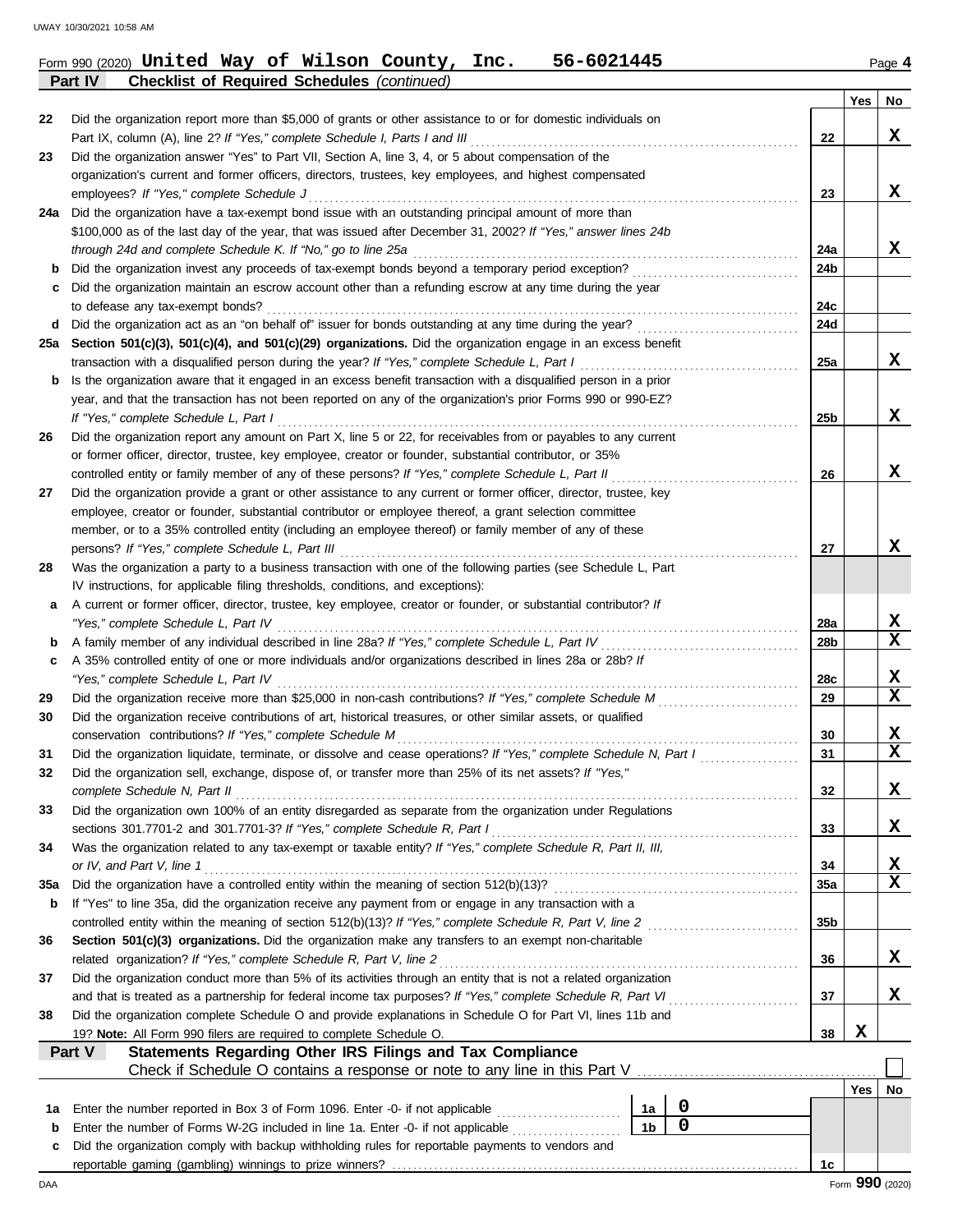Form 990 (2020) **United Way of Wilson County, Inc. 56-6021445** Page **4**

**Part IV Checklist of Required Schedules** *(continued)*

| | | | Yes | No |
|---|---|---|---|---|
| 22 | Did the organization report more than $5,000 of grants or other assistance to or for domestic individuals on Part IX, column (A), line 2? *If "Yes," complete Schedule I, Parts I and III* | 22 | | X |
| 23 | Did the organization answer "Yes" to Part VII, Section A, line 3, 4, or 5 about compensation of the organization's current and former officers, directors, trustees, key employees, and highest compensated employees? *If "Yes," complete Schedule J* | 23 | | X |
| 24a | Did the organization have a tax-exempt bond issue with an outstanding principal amount of more than $100,000 as of the last day of the year, that was issued after December 31, 2002? *If "Yes," answer lines 24b through 24d and complete Schedule K. If "No," go to line 25a* | 24a | | X |
| b | Did the organization invest any proceeds of tax-exempt bonds beyond a temporary period exception? | 24b | | |
| c | Did the organization maintain an escrow account other than a refunding escrow at any time during the year to defease any tax-exempt bonds? | 24c | | |
| d | Did the organization act as an "on behalf of" issuer for bonds outstanding at any time during the year? | 24d | | |
| 25a | **Section 501(c)(3), 501(c)(4), and 501(c)(29) organizations.** Did the organization engage in an excess benefit transaction with a disqualified person during the year? *If "Yes," complete Schedule L, Part I* | 25a | | X |
| b | Is the organization aware that it engaged in an excess benefit transaction with a disqualified person in a prior year, and that the transaction has not been reported on any of the organization's prior Forms 990 or 990-EZ? *If "Yes," complete Schedule L, Part I* | 25b | | X |
| 26 | Did the organization report any amount on Part X, line 5 or 22, for receivables from or payables to any current or former officer, director, trustee, key employee, creator or founder, substantial contributor, or 35% controlled entity or family member of any of these persons? *If "Yes," complete Schedule L, Part II* | 26 | | X |
| 27 | Did the organization provide a grant or other assistance to any current or former officer, director, trustee, key employee, creator or founder, substantial contributor or employee thereof, a grant selection committee member, or to a 35% controlled entity (including an employee thereof) or family member of any of these persons? *If "Yes," complete Schedule L, Part III* | 27 | | X |
| 28 | Was the organization a party to a business transaction with one of the following parties (see Schedule L, Part IV instructions, for applicable filing thresholds, conditions, and exceptions): | | | |
| a | A current or former officer, director, trustee, key employee, creator or founder, or substantial contributor? *If "Yes," complete Schedule L, Part IV* | 28a | | X |
| b | A family member of any individual described in line 28a? *If "Yes," complete Schedule L, Part IV* | 28b | | X |
| c | A 35% controlled entity of one or more individuals and/or organizations described in lines 28a or 28b? *If "Yes," complete Schedule L, Part IV* | 28c | | X |
| 29 | Did the organization receive more than $25,000 in non-cash contributions? *If "Yes," complete Schedule M* | 29 | | X |
| 30 | Did the organization receive contributions of art, historical treasures, or other similar assets, or qualified conservation contributions? *If "Yes," complete Schedule M* | 30 | | X |
| 31 | Did the organization liquidate, terminate, or dissolve and cease operations? *If "Yes," complete Schedule N, Part I* | 31 | | X |
| 32 | Did the organization sell, exchange, dispose of, or transfer more than 25% of its net assets? *If "Yes," complete Schedule N, Part II* | 32 | | X |
| 33 | Did the organization own 100% of an entity disregarded as separate from the organization under Regulations sections 301.7701-2 and 301.7701-3? *If "Yes," complete Schedule R, Part I* | 33 | | X |
| 34 | Was the organization related to any tax-exempt or taxable entity? *If "Yes," complete Schedule R, Part II, III, or IV, and Part V, line 1* | 34 | | X |
| 35a | Did the organization have a controlled entity within the meaning of section 512(b)(13)? | 35a | | X |
| b | If "Yes" to line 35a, did the organization receive any payment from or engage in any transaction with a controlled entity within the meaning of section 512(b)(13)? *If "Yes," complete Schedule R, Part V, line 2* | 35b | | |
| 36 | **Section 501(c)(3) organizations.** Did the organization make any transfers to an exempt non-charitable related organization? *If "Yes," complete Schedule R, Part V, line 2* | 36 | | X |
| 37 | Did the organization conduct more than 5% of its activities through an entity that is not a related organization and that is treated as a partnership for federal income tax purposes? *If "Yes," complete Schedule R, Part VI* | 37 | | X |
| 38 | Did the organization complete Schedule O and provide explanations in Schedule O for Part VI, lines 11b and 19? **Note:** All Form 990 filers are required to complete Schedule O. | 38 | X | |

**Part V Statements Regarding Other IRS Filings and Tax Compliance**

Check if Schedule O contains a response or note to any line in this Part V ☐

| | | | | | Yes | No |
|---|---|---|---|---|---|---|
| 1a | Enter the number reported in Box 3 of Form 1096. Enter -0- if not applicable | 1a | 0 | | | |
| b | Enter the number of Forms W-2G included in line 1a. Enter -0- if not applicable | 1b | 0 | | | |
| c | Did the organization comply with backup withholding rules for reportable payments to vendors and reportable gaming (gambling) winnings to prize winners? | | | 1c | | |

Form **990** (2020)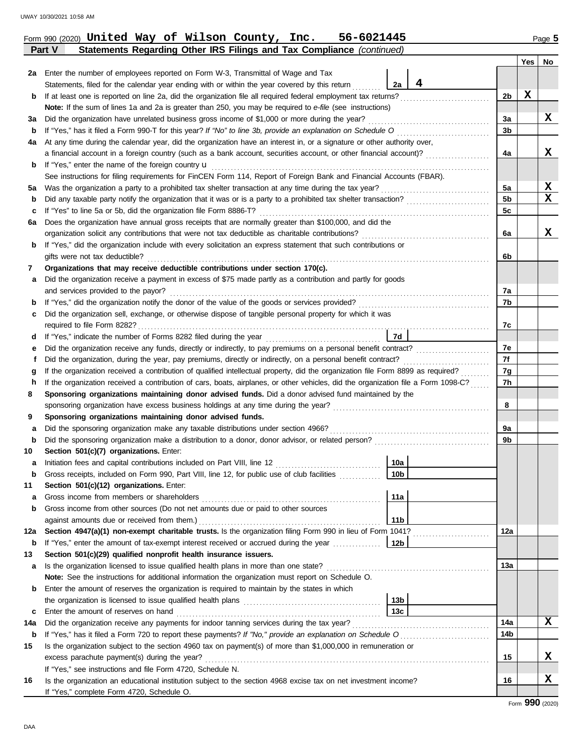Form 990 (2020) **United Way of Wilson County, Inc. 56-6021445** Page **5**

**Part V Statements Regarding Other IRS Filings and Tax Compliance** *(continued)*

| | | | | Yes | No |
|---|---|---|---|---|---|
| **2a** | Enter the number of employees reported on Form W-3, Transmittal of Wage and Tax Statements, filed for the calendar year ending with or within the year covered by this return | 2a | 4 | | |
| **b** | If at least one is reported on line 2a, did the organization file all required federal employment tax returns? | | 2b | X | |
| | **Note:** If the sum of lines 1a and 2a is greater than 250, you may be required to *e-file* (see instructions) | | | | |
| **3a** | Did the organization have unrelated business gross income of $1,000 or more during the year? | | 3a | | X |
| **b** | If "Yes," has it filed a Form 990-T for this year? *If "No" to line 3b, provide an explanation on Schedule O* | | 3b | | |
| **4a** | At any time during the calendar year, did the organization have an interest in, or a signature or other authority over, a financial account in a foreign country (such as a bank account, securities account, or other financial account)? | | 4a | | X |
| **b** | If "Yes," enter the name of the foreign country u | | | | |
| | See instructions for filing requirements for FinCEN Form 114, Report of Foreign Bank and Financial Accounts (FBAR). | | | | |
| **5a** | Was the organization a party to a prohibited tax shelter transaction at any time during the tax year? | | 5a | | X |
| **b** | Did any taxable party notify the organization that it was or is a party to a prohibited tax shelter transaction? | | 5b | | X |
| **c** | If "Yes" to line 5a or 5b, did the organization file Form 8886-T? | | 5c | | |
| **6a** | Does the organization have annual gross receipts that are normally greater than $100,000, and did the organization solicit any contributions that were not tax deductible as charitable contributions? | | 6a | | X |
| **b** | If "Yes," did the organization include with every solicitation an express statement that such contributions or gifts were not tax deductible? | | 6b | | |
| **7** | **Organizations that may receive deductible contributions under section 170(c).** | | | | |
| **a** | Did the organization receive a payment in excess of $75 made partly as a contribution and partly for goods and services provided to the payor? | | 7a | | |
| **b** | If "Yes," did the organization notify the donor of the value of the goods or services provided? | | 7b | | |
| **c** | Did the organization sell, exchange, or otherwise dispose of tangible personal property for which it was required to file Form 8282? | | 7c | | |
| **d** | If "Yes," indicate the number of Forms 8282 filed during the year | 7d | | | |
| **e** | Did the organization receive any funds, directly or indirectly, to pay premiums on a personal benefit contract? | | 7e | | |
| **f** | Did the organization, during the year, pay premiums, directly or indirectly, on a personal benefit contract? | | 7f | | |
| **g** | If the organization received a contribution of qualified intellectual property, did the organization file Form 8899 as required? | | 7g | | |
| **h** | If the organization received a contribution of cars, boats, airplanes, or other vehicles, did the organization file a Form 1098-C? | | 7h | | |
| **8** | **Sponsoring organizations maintaining donor advised funds.** Did a donor advised fund maintained by the sponsoring organization have excess business holdings at any time during the year? | | 8 | | |
| **9** | **Sponsoring organizations maintaining donor advised funds.** | | | | |
| **a** | Did the sponsoring organization make any taxable distributions under section 4966? | | 9a | | |
| **b** | Did the sponsoring organization make a distribution to a donor, donor advisor, or related person? | | 9b | | |
| **10** | **Section 501(c)(7) organizations.** Enter: | | | | |
| **a** | Initiation fees and capital contributions included on Part VIII, line 12 | 10a | | | |
| **b** | Gross receipts, included on Form 990, Part VIII, line 12, for public use of club facilities | 10b | | | |
| **11** | **Section 501(c)(12) organizations.** Enter: | | | | |
| **a** | Gross income from members or shareholders | 11a | | | |
| **b** | Gross income from other sources (Do not net amounts due or paid to other sources against amounts due or received from them.) | 11b | | | |
| **12a** | **Section 4947(a)(1) non-exempt charitable trusts.** Is the organization filing Form 990 in lieu of Form 1041? | | 12a | | |
| **b** | If "Yes," enter the amount of tax-exempt interest received or accrued during the year | 12b | | | |
| **13** | **Section 501(c)(29) qualified nonprofit health insurance issuers.** | | | | |
| **a** | Is the organization licensed to issue qualified health plans in more than one state? | | 13a | | |
| | **Note:** See the instructions for additional information the organization must report on Schedule O. | | | | |
| **b** | Enter the amount of reserves the organization is required to maintain by the states in which the organization is licensed to issue qualified health plans | 13b | | | |
| **c** | Enter the amount of reserves on hand | 13c | | | |
| **14a** | Did the organization receive any payments for indoor tanning services during the tax year? | | 14a | | X |
| **b** | If "Yes," has it filed a Form 720 to report these payments? *If "No," provide an explanation on Schedule O* | | 14b | | |
| **15** | Is the organization subject to the section 4960 tax on payment(s) of more than $1,000,000 in remuneration or excess parachute payment(s) during the year? | | 15 | | X |
| | If "Yes," see instructions and file Form 4720, Schedule N. | | | | |
| **16** | Is the organization an educational institution subject to the section 4968 excise tax on net investment income? | | 16 | | X |
| | If "Yes," complete Form 4720, Schedule O. | | | | |

Form **990** (2020)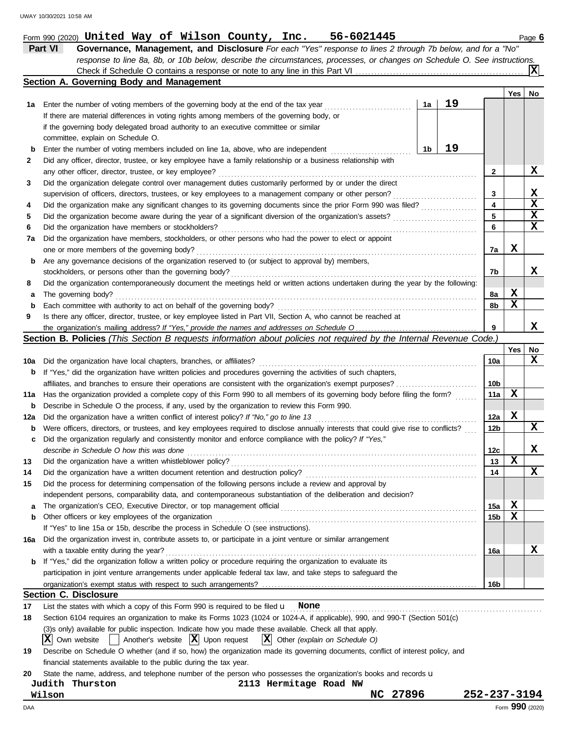Form 990 (2020) **United Way of Wilson County, Inc. 56-6021445** Page **6**

## Part VI Governance, Management, and Disclosure

*For each "Yes" response to lines 2 through 7b below, and for a "No" response to line 8a, 8b, or 10b below, describe the circumstances, processes, or changes on Schedule O. See instructions.*

Check if Schedule O contains a response or note to any line in this Part VI ... **X**

### Section A. Governing Body and Management

| | | | | | Yes | No |
|---|---|---|---|---|---|---|
| **1a** | Enter the number of voting members of the governing body at the end of the tax year | 1a | 19 | | | |
| | If there are material differences in voting rights among members of the governing body, or if the governing body delegated broad authority to an executive committee or similar committee, explain on Schedule O. | | | | | |
| **b** | Enter the number of voting members included on line 1a, above, who are independent | 1b | 19 | | | |
| **2** | Did any officer, director, trustee, or key employee have a family relationship or a business relationship with any other officer, director, trustee, or key employee? | | | 2 | | X |
| **3** | Did the organization delegate control over management duties customarily performed by or under the direct supervision of officers, directors, trustees, or key employees to a management company or other person? | | | 3 | | X |
| **4** | Did the organization make any significant changes to its governing documents since the prior Form 990 was filed? | | | 4 | | X |
| **5** | Did the organization become aware during the year of a significant diversion of the organization's assets? | | | 5 | | X |
| **6** | Did the organization have members or stockholders? | | | 6 | | X |
| **7a** | Did the organization have members, stockholders, or other persons who had the power to elect or appoint one or more members of the governing body? | | | 7a | X | |
| **b** | Are any governance decisions of the organization reserved to (or subject to approval by) members, stockholders, or persons other than the governing body? | | | 7b | | X |
| **8** | Did the organization contemporaneously document the meetings held or written actions undertaken during the year by the following: | | | | | |
| **a** | The governing body? | | | 8a | X | |
| **b** | Each committee with authority to act on behalf of the governing body? | | | 8b | X | |
| **9** | Is there any officer, director, trustee, or key employee listed in Part VII, Section A, who cannot be reached at the organization's mailing address? *If "Yes," provide the names and addresses on Schedule O* | | | 9 | | X |

### Section B. Policies *(This Section B requests information about policies not required by the Internal Revenue Code.)*

| | | | Yes | No |
|---|---|---|---|---|
| **10a** | Did the organization have local chapters, branches, or affiliates? | 10a | | X |
| **b** | If "Yes," did the organization have written policies and procedures governing the activities of such chapters, affiliates, and branches to ensure their operations are consistent with the organization's exempt purposes? | 10b | | |
| **11a** | Has the organization provided a complete copy of this Form 990 to all members of its governing body before filing the form? | 11a | X | |
| **b** | Describe in Schedule O the process, if any, used by the organization to review this Form 990. | | | |
| **12a** | Did the organization have a written conflict of interest policy? *If "No," go to line 13* | 12a | X | |
| **b** | Were officers, directors, or trustees, and key employees required to disclose annually interests that could give rise to conflicts? | 12b | | X |
| **c** | Did the organization regularly and consistently monitor and enforce compliance with the policy? *If "Yes," describe in Schedule O how this was done* | 12c | | X |
| **13** | Did the organization have a written whistleblower policy? | 13 | X | |
| **14** | Did the organization have a written document retention and destruction policy? | 14 | | X |
| **15** | Did the process for determining compensation of the following persons include a review and approval by independent persons, comparability data, and contemporaneous substantiation of the deliberation and decision? | | | |
| **a** | The organization's CEO, Executive Director, or top management official | 15a | X | |
| **b** | Other officers or key employees of the organization | 15b | X | |
| | If "Yes" to line 15a or 15b, describe the process in Schedule O (see instructions). | | | |
| **16a** | Did the organization invest in, contribute assets to, or participate in a joint venture or similar arrangement with a taxable entity during the year? | 16a | | X |
| **b** | If "Yes," did the organization follow a written policy or procedure requiring the organization to evaluate its participation in joint venture arrangements under applicable federal tax law, and take steps to safeguard the organization's exempt status with respect to such arrangements? | 16b | | |

### Section C. Disclosure

**17** List the states with which a copy of this Form 990 is required to be filed u **None**

**18** Section 6104 requires an organization to make its Forms 1023 (1024 or 1024-A, if applicable), 990, and 990-T (Section 501(c)(3)s only) available for public inspection. Indicate how you made these available. Check all that apply.

[X] Own website [ ] Another's website [X] Upon request [X] Other *(explain on Schedule O)*

**19** Describe on Schedule O whether (and if so, how) the organization made its governing documents, conflict of interest policy, and financial statements available to the public during the tax year.

**20** State the name, address, and telephone number of the person who possesses the organization's books and records u

**Judith Thurston** **2113 Hermitage Road NW**
**Wilson** **NC 27896** **252-237-3194**

Form **990** (2020)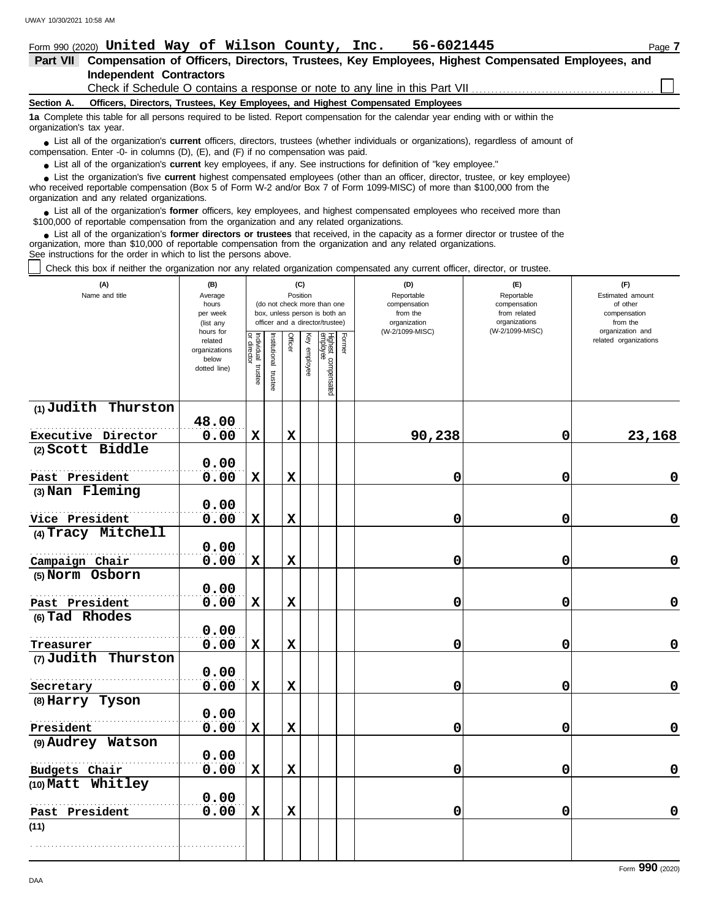Form 990 (2020) **United Way of Wilson County, Inc. 56-6021445** Page 7

## Part VII Compensation of Officers, Directors, Trustees, Key Employees, Highest Compensated Employees, and Independent Contractors

Check if Schedule O contains a response or note to any line in this Part VII ☐

**Section A. Officers, Directors, Trustees, Key Employees, and Highest Compensated Employees**

**1a** Complete this table for all persons required to be listed. Report compensation for the calendar year ending with or within the organization's tax year.

- List all of the organization's **current** officers, directors, trustees (whether individuals or organizations), regardless of amount of compensation. Enter -0- in columns (D), (E), and (F) if no compensation was paid.
- List all of the organization's **current** key employees, if any. See instructions for definition of "key employee."
- List the organization's five **current** highest compensated employees (other than an officer, director, trustee, or key employee) who received reportable compensation (Box 5 of Form W-2 and/or Box 7 of Form 1099-MISC) of more than $100,000 from the organization and any related organizations.
- List all of the organization's **former** officers, key employees, and highest compensated employees who received more than $100,000 of reportable compensation from the organization and any related organizations.
- List all of the organization's **former directors or trustees** that received, in the capacity as a former director or trustee of the organization, more than $10,000 of reportable compensation from the organization and any related organizations.

See instructions for the order in which to list the persons above.

☐ Check this box if neither the organization nor any related organization compensated any current officer, director, or trustee.

| (A) Name and title | (B) Average hours per week (list any hours for related organizations below dotted line) | (C) Position (do not check more than one box, unless person is both an officer and a director/trustee) | | | | | | (D) Reportable compensation from the organization (W-2/1099-MISC) | (E) Reportable compensation from related organizations (W-2/1099-MISC) | (F) Estimated amount of other compensation from the organization and related organizations |
|---|---|---|---|---|---|---|---|---|---|---|
| | | Individual trustee or director | Institutional trustee | Officer | Key employee | Highest compensated employee | Former | | | |
| (1) Judith Thurston<br>Executive Director | 48.00<br>0.00 | X | | X | | | | 90,238 | 0 | 23,168 |
| (2) Scott Biddle<br>Past President | 0.00<br>0.00 | X | | X | | | | 0 | 0 | 0 |
| (3) Nan Fleming<br>Vice President | 0.00<br>0.00 | X | | X | | | | 0 | 0 | 0 |
| (4) Tracy Mitchell<br>Campaign Chair | 0.00<br>0.00 | X | | X | | | | 0 | 0 | 0 |
| (5) Norm Osborn<br>Past President | 0.00<br>0.00 | X | | X | | | | 0 | 0 | 0 |
| (6) Tad Rhodes<br>Treasurer | 0.00<br>0.00 | X | | X | | | | 0 | 0 | 0 |
| (7) Judith Thurston<br>Secretary | 0.00<br>0.00 | X | | X | | | | 0 | 0 | 0 |
| (8) Harry Tyson<br>President | 0.00<br>0.00 | X | | X | | | | 0 | 0 | 0 |
| (9) Audrey Watson<br>Budgets Chair | 0.00<br>0.00 | X | | X | | | | 0 | 0 | 0 |
| (10) Matt Whitley<br>Past President | 0.00<br>0.00 | X | | X | | | | 0 | 0 | 0 |
| (11) | | | | | | | | | | |

Form **990** (2020)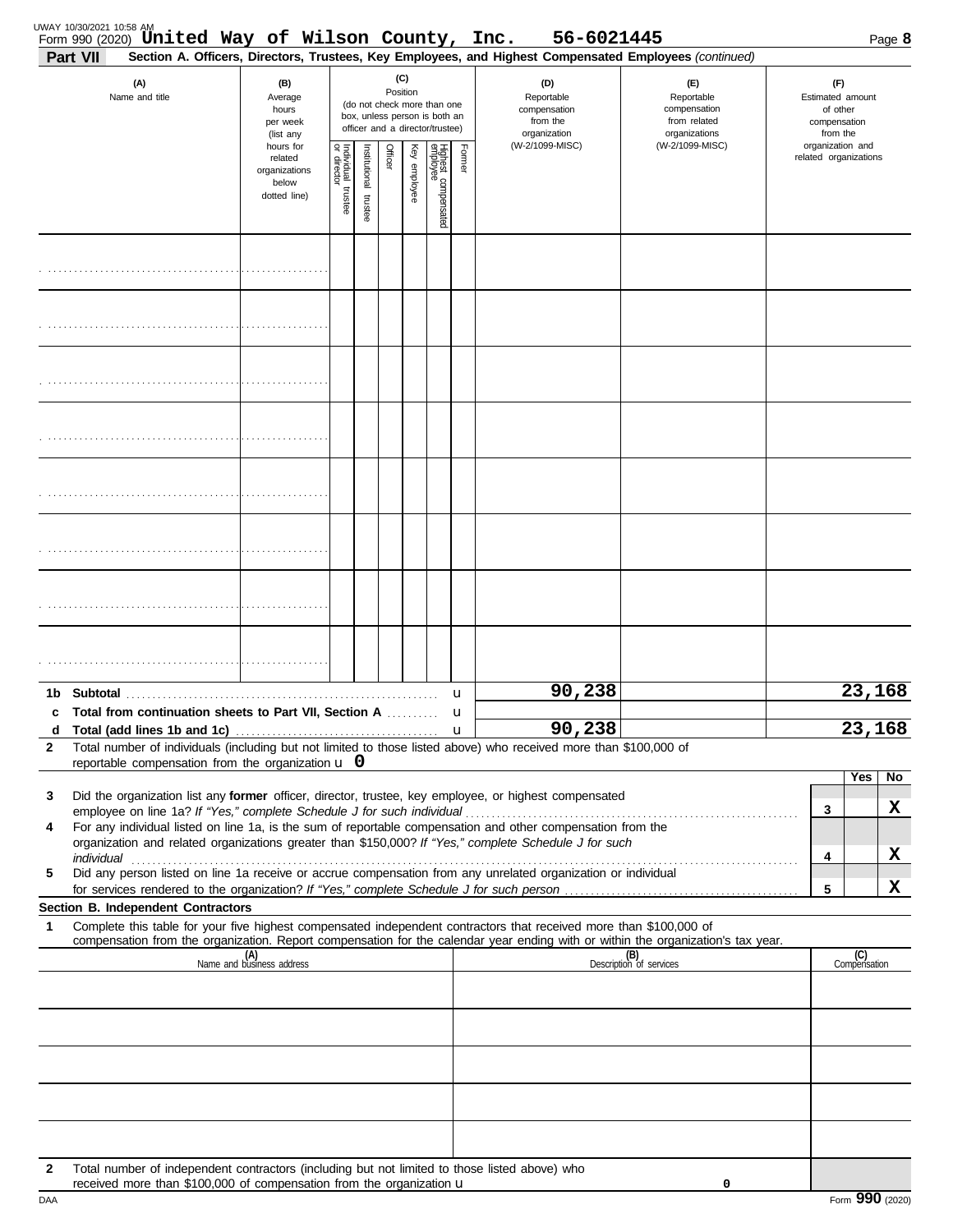Form 990 (2020) **United Way of Wilson County, Inc. 56-6021445** Page 8

**Part VII Section A. Officers, Directors, Trustees, Key Employees, and Highest Compensated Employees** *(continued)*

| (A) Name and title | (B) Average hours per week (list any hours for related organizations below dotted line) | (C) Position (do not check more than one box, unless person is both an officer and a director/trustee): Individual trustee or director | Institutional trustee | Officer | Key employee | Highest compensated employee | Former | (D) Reportable compensation from the organization (W-2/1099-MISC) | (E) Reportable compensation from related organizations (W-2/1099-MISC) | (F) Estimated amount of other compensation from the organization and related organizations |
|---|---|---|---|---|---|---|---|---|---|---|
| | | | | | | | | | | |
| | | | | | | | | | | |
| | | | | | | | | | | |
| | | | | | | | | | | |
| | | | | | | | | | | |
| | | | | | | | | | | |
| | | | | | | | | | | |
| | | | | | | | | | | |

| | | (D) | (E) | (F) |
|---|---|---|---|---|
| **1b** | **Subtotal** | 90,238 | | 23,168 |
| **c** | **Total from continuation sheets to Part VII, Section A** | | | |
| **d** | **Total (add lines 1b and 1c)** | 90,238 | | 23,168 |

**2** Total number of individuals (including but not limited to those listed above) who received more than $100,000 of reportable compensation from the organization u 0

| | | | Yes | No |
|---|---|---|---|---|
| **3** | Did the organization list any **former** officer, director, trustee, key employee, or highest compensated employee on line 1a? *If "Yes," complete Schedule J for such individual* | 3 | | X |
| **4** | For any individual listed on line 1a, is the sum of reportable compensation and other compensation from the organization and related organizations greater than $150,000? *If "Yes," complete Schedule J for such individual* | 4 | | X |
| **5** | Did any person listed on line 1a receive or accrue compensation from any unrelated organization or individual for services rendered to the organization? *If "Yes," complete Schedule J for such person* | 5 | | X |

**Section B. Independent Contractors**

**1** Complete this table for your five highest compensated independent contractors that received more than $100,000 of compensation from the organization. Report compensation for the calendar year ending with or within the organization's tax year.

| (A) Name and business address | (B) Description of services | (C) Compensation |
|---|---|---|
| | | |
| | | |
| | | |
| | | |
| | | |

**2** Total number of independent contractors (including but not limited to those listed above) who received more than $100,000 of compensation from the organization u 0

Form **990** (2020)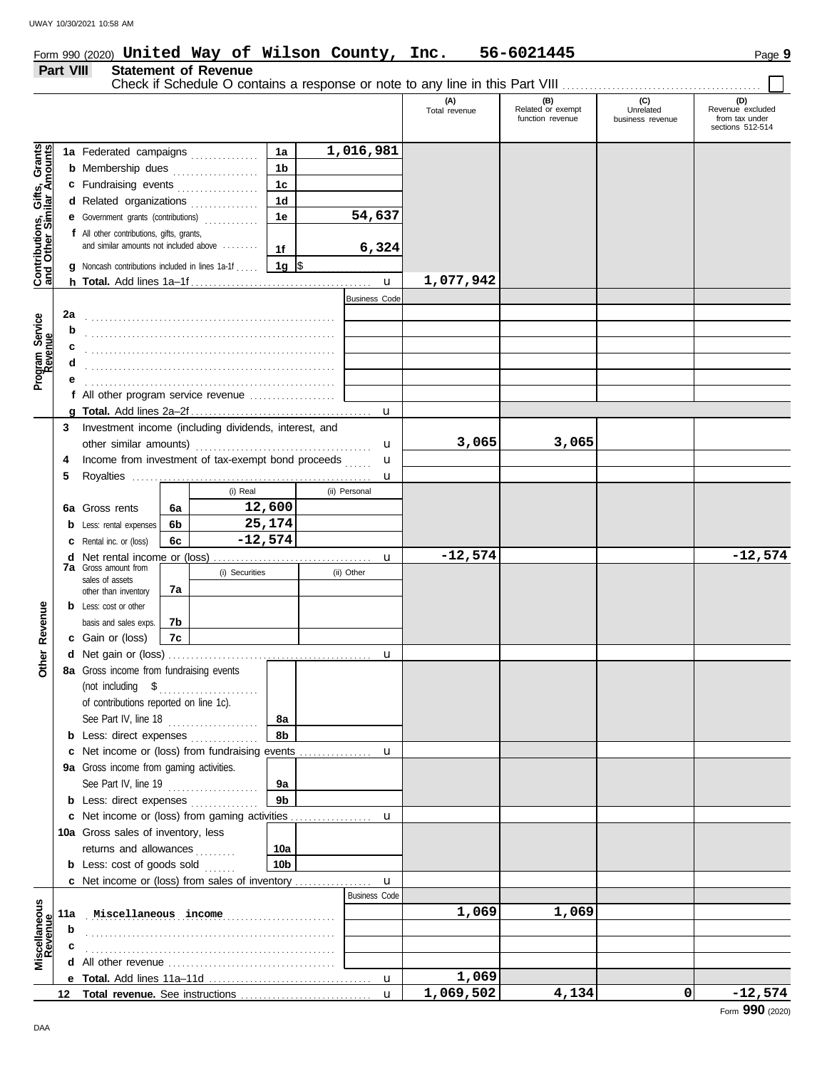Form 990 (2020) **United Way of Wilson County, Inc. 56-6021445** Page **9**

**Part VIII Statement of Revenue**

Check if Schedule O contains a response or note to any line in this Part VIII . . . . . . . . . . . . . . . . . . . . . . . . . . . . . . . . . . . . . . . . . . . . ☐

| | | | | (A) Total revenue | (B) Related or exempt function revenue | (C) Unrelated business revenue | (D) Revenue excluded from tax under sections 512-514 |
|---|---|---|---|---|---|---|---|
| **Contributions, Gifts, Grants and Other Similar Amounts** | **1a** Federated campaigns | 1a | 1,016,981 | | | | |
| | **b** Membership dues | 1b | | | | | |
| | **c** Fundraising events | 1c | | | | | |
| | **d** Related organizations | 1d | | | | | |
| | **e** Government grants (contributions) | 1e | 54,637 | | | | |
| | **f** All other contributions, gifts, grants, and similar amounts not included above | 1f | 6,324 | | | | |
| | **g** Noncash contributions included in lines 1a-1f | 1g | $ | | | | |
| | **h Total.** Add lines 1a–1f | | u | 1,077,942 | | | |
| **Program Service Revenue** | | | Business Code | | | | |
| | **2a** | | | | | | |
| | **b** | | | | | | |
| | **c** | | | | | | |
| | **d** | | | | | | |
| | **e** | | | | | | |
| | **f** All other program service revenue | | | | | | |
| | **g Total.** Add lines 2a–2f | | u | | | | |
| | **3** Investment income (including dividends, interest, and other similar amounts) | | u | 3,065 | 3,065 | | |
| | **4** Income from investment of tax-exempt bond proceeds | | u | | | | |
| | **5** Royalties | | u | | | | |

| | | | (i) Real | (ii) Personal | (A) | (B) | (C) | (D) |
|---|---|---|---|---|---|---|---|---|
| | **6a** Gross rents | 6a | 12,600 | | | | | |
| | **b** Less: rental expenses | 6b | 25,174 | | | | | |
| | **c** Rental inc. or (loss) | 6c | -12,574 | | | | | |
| | **d** Net rental income or (loss) | | | u | -12,574 | | | -12,574 |
| **Other Revenue** | **7a** Gross amount from sales of assets other than inventory | 7a | (i) Securities | (ii) Other | | | | |
| | **b** Less: cost or other basis and sales exps. | 7b | | | | | | |
| | **c** Gain or (loss) | 7c | | | | | | |
| | **d** Net gain or (loss) | | | u | | | | |
| | **8a** Gross income from fundraising events (not including $ ........ of contributions reported on line 1c). See Part IV, line 18 | 8a | | | | | | |
| | **b** Less: direct expenses | 8b | | | | | | |
| | **c** Net income or (loss) from fundraising events | | | u | | | | |
| | **9a** Gross income from gaming activities. See Part IV, line 19 | 9a | | | | | | |
| | **b** Less: direct expenses | 9b | | | | | | |
| | **c** Net income or (loss) from gaming activities | | | u | | | | |
| | **10a** Gross sales of inventory, less returns and allowances | 10a | | | | | | |
| | **b** Less: cost of goods sold | 10b | | | | | | |
| | **c** Net income or (loss) from sales of inventory | | | u | | | | |

| | | Business Code | (A) | (B) | (C) | (D) |
|---|---|---|---|---|---|---|
| **Miscellaneous Revenue** | **11a** Miscellaneous income | | 1,069 | 1,069 | | |
| | **b** | | | | | |
| | **c** | | | | | |
| | **d** All other revenue | | | | | |
| | **e Total.** Add lines 11a–11d | u | 1,069 | | | |
| | **12 Total revenue.** See instructions | u | 1,069,502 | 4,134 | 0 | -12,574 |

Form **990** (2020)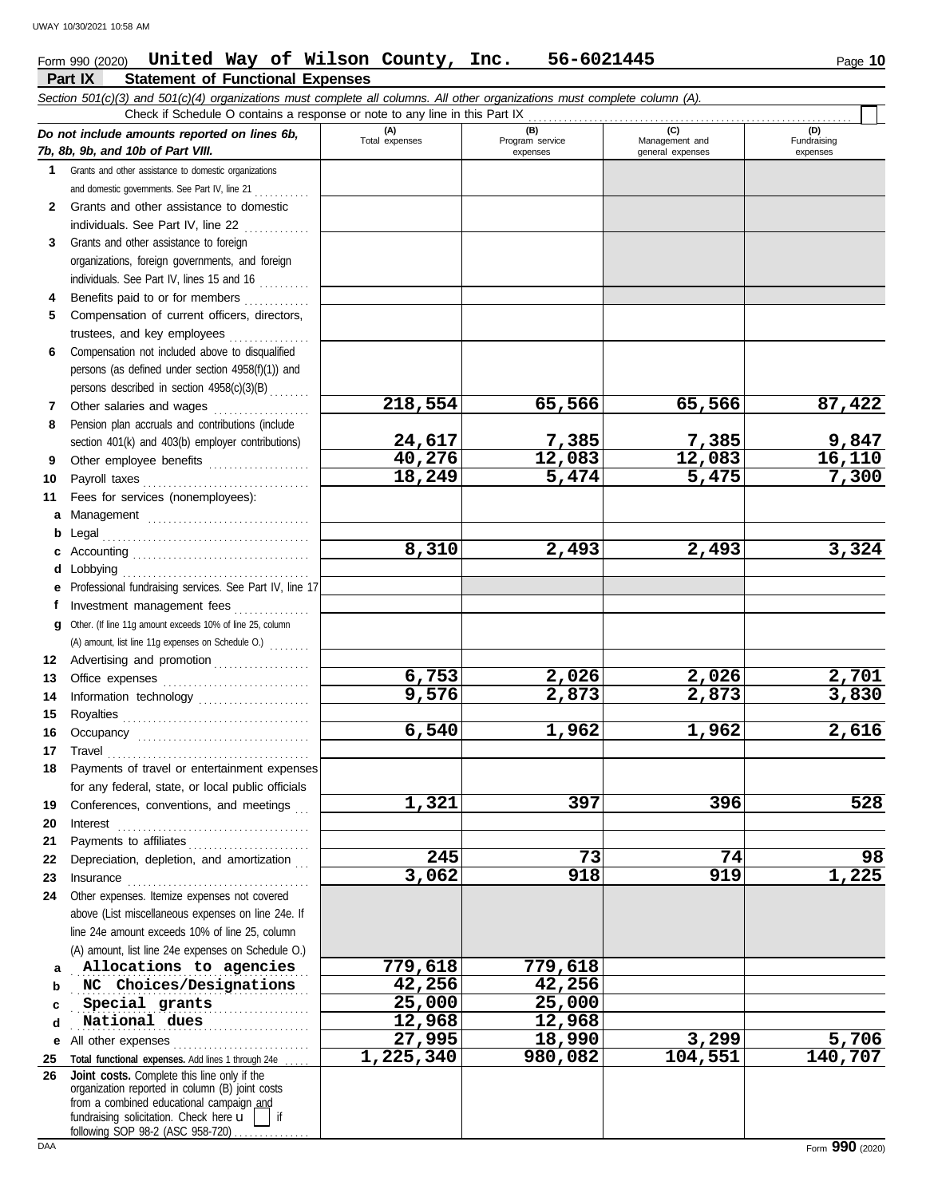Form 990 (2020) **United Way of Wilson County, Inc. 56-6021445** Page **10**

## Part IX Statement of Functional Expenses

*Section 501(c)(3) and 501(c)(4) organizations must complete all columns. All other organizations must complete column (A).*

Check if Schedule O contains a response or note to any line in this Part IX

| | *Do not include amounts reported on lines 6b, 7b, 8b, 9b, and 10b of Part VIII.* | (A) Total expenses | (B) Program service expenses | (C) Management and general expenses | (D) Fundraising expenses |
|---|---|---|---|---|---|
| 1 | Grants and other assistance to domestic organizations and domestic governments. See Part IV, line 21 | | | | |
| 2 | Grants and other assistance to domestic individuals. See Part IV, line 22 | | | | |
| 3 | Grants and other assistance to foreign organizations, foreign governments, and foreign individuals. See Part IV, lines 15 and 16 | | | | |
| 4 | Benefits paid to or for members | | | | |
| 5 | Compensation of current officers, directors, trustees, and key employees | | | | |
| 6 | Compensation not included above to disqualified persons (as defined under section 4958(f)(1)) and persons described in section 4958(c)(3)(B) | | | | |
| 7 | Other salaries and wages | 218,554 | 65,566 | 65,566 | 87,422 |
| 8 | Pension plan accruals and contributions (include section 401(k) and 403(b) employer contributions) | 24,617 | 7,385 | 7,385 | 9,847 |
| 9 | Other employee benefits | 40,276 | 12,083 | 12,083 | 16,110 |
| 10 | Payroll taxes | 18,249 | 5,474 | 5,475 | 7,300 |
| 11 | Fees for services (nonemployees): | | | | |
| a | Management | | | | |
| b | Legal | | | | |
| c | Accounting | 8,310 | 2,493 | 2,493 | 3,324 |
| d | Lobbying | | | | |
| e | Professional fundraising services. See Part IV, line 17 | | | | |
| f | Investment management fees | | | | |
| g | Other. (If line 11g amount exceeds 10% of line 25, column (A) amount, list line 11g expenses on Schedule O.) | | | | |
| 12 | Advertising and promotion | | | | |
| 13 | Office expenses | 6,753 | 2,026 | 2,026 | 2,701 |
| 14 | Information technology | 9,576 | 2,873 | 2,873 | 3,830 |
| 15 | Royalties | | | | |
| 16 | Occupancy | 6,540 | 1,962 | 1,962 | 2,616 |
| 17 | Travel | | | | |
| 18 | Payments of travel or entertainment expenses for any federal, state, or local public officials | | | | |
| 19 | Conferences, conventions, and meetings | 1,321 | 397 | 396 | 528 |
| 20 | Interest | | | | |
| 21 | Payments to affiliates | | | | |
| 22 | Depreciation, depletion, and amortization | 245 | 73 | 74 | 98 |
| 23 | Insurance | 3,062 | 918 | 919 | 1,225 |
| 24 | Other expenses. Itemize expenses not covered above (List miscellaneous expenses on line 24e. If line 24e amount exceeds 10% of line 25, column (A) amount, list line 24e expenses on Schedule O.) | | | | |
| a | Allocations to agencies | 779,618 | 779,618 | | |
| b | NC Choices/Designations | 42,256 | 42,256 | | |
| c | Special grants | 25,000 | 25,000 | | |
| d | National dues | 12,968 | 12,968 | | |
| e | All other expenses | 27,995 | 18,990 | 3,299 | 5,706 |
| 25 | **Total functional expenses.** Add lines 1 through 24e | 1,225,340 | 980,082 | 104,551 | 140,707 |
| 26 | **Joint costs.** Complete this line only if the organization reported in column (B) joint costs from a combined educational campaign and fundraising solicitation. Check here ☐ if following SOP 98-2 (ASC 958-720) | | | | |

Form **990** (2020)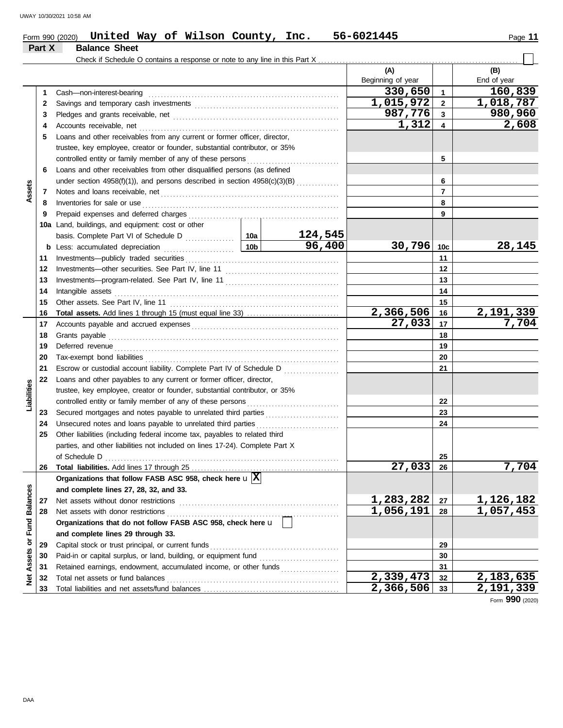Form 990 (2020) **United Way of Wilson County, Inc.** **56-6021445** Page **11**

## Part X Balance Sheet

Check if Schedule O contains a response or note to any line in this Part X ☐

| | | | | (A) Beginning of year | | (B) End of year |
|---|---|---|---|---|---|---|
| **Assets** | 1 | Cash—non-interest-bearing | | 330,650 | 1 | 160,839 |
| | 2 | Savings and temporary cash investments | | 1,015,972 | 2 | 1,018,787 |
| | 3 | Pledges and grants receivable, net | | 987,776 | 3 | 980,960 |
| | 4 | Accounts receivable, net | | 1,312 | 4 | 2,608 |
| | 5 | Loans and other receivables from any current or former officer, director, trustee, key employee, creator or founder, substantial contributor, or 35% controlled entity or family member of any of these persons | | | 5 | |
| | 6 | Loans and other receivables from other disqualified persons (as defined under section 4958(f)(1)), and persons described in section 4958(c)(3)(B) | | | 6 | |
| | 7 | Notes and loans receivable, net | | | 7 | |
| | 8 | Inventories for sale or use | | | 8 | |
| | 9 | Prepaid expenses and deferred charges | | | 9 | |
| | 10a | Land, buildings, and equipment: cost or other basis. Complete Part VI of Schedule D | 10a 124,545 | | | |
| | b | Less: accumulated depreciation | 10b 96,400 | 30,796 | 10c | 28,145 |
| | 11 | Investments—publicly traded securities | | | 11 | |
| | 12 | Investments—other securities. See Part IV, line 11 | | | 12 | |
| | 13 | Investments—program-related. See Part IV, line 11 | | | 13 | |
| | 14 | Intangible assets | | | 14 | |
| | 15 | Other assets. See Part IV, line 11 | | | 15 | |
| | 16 | **Total assets.** Add lines 1 through 15 (must equal line 33) | | 2,366,506 | 16 | 2,191,339 |
| **Liabilities** | 17 | Accounts payable and accrued expenses | | 27,033 | 17 | 7,704 |
| | 18 | Grants payable | | | 18 | |
| | 19 | Deferred revenue | | | 19 | |
| | 20 | Tax-exempt bond liabilities | | | 20 | |
| | 21 | Escrow or custodial account liability. Complete Part IV of Schedule D | | | 21 | |
| | 22 | Loans and other payables to any current or former officer, director, trustee, key employee, creator or founder, substantial contributor, or 35% controlled entity or family member of any of these persons | | | 22 | |
| | 23 | Secured mortgages and notes payable to unrelated third parties | | | 23 | |
| | 24 | Unsecured notes and loans payable to unrelated third parties | | | 24 | |
| | 25 | Other liabilities (including federal income tax, payables to related third parties, and other liabilities not included on lines 17-24). Complete Part X of Schedule D | | | 25 | |
| | 26 | **Total liabilities.** Add lines 17 through 25 | | 27,033 | 26 | 7,704 |
| **Net Assets or Fund Balances** | | **Organizations that follow FASB ASC 958, check here** ☒ **and complete lines 27, 28, 32, and 33.** | | | | |
| | 27 | Net assets without donor restrictions | | 1,283,282 | 27 | 1,126,182 |
| | 28 | Net assets with donor restrictions | | 1,056,191 | 28 | 1,057,453 |
| | | **Organizations that do not follow FASB ASC 958, check here** ☐ **and complete lines 29 through 33.** | | | | |
| | 29 | Capital stock or trust principal, or current funds | | | 29 | |
| | 30 | Paid-in or capital surplus, or land, building, or equipment fund | | | 30 | |
| | 31 | Retained earnings, endowment, accumulated income, or other funds | | | 31 | |
| | 32 | Total net assets or fund balances | | 2,339,473 | 32 | 2,183,635 |
| | 33 | Total liabilities and net assets/fund balances | | 2,366,506 | 33 | 2,191,339 |

Form **990** (2020)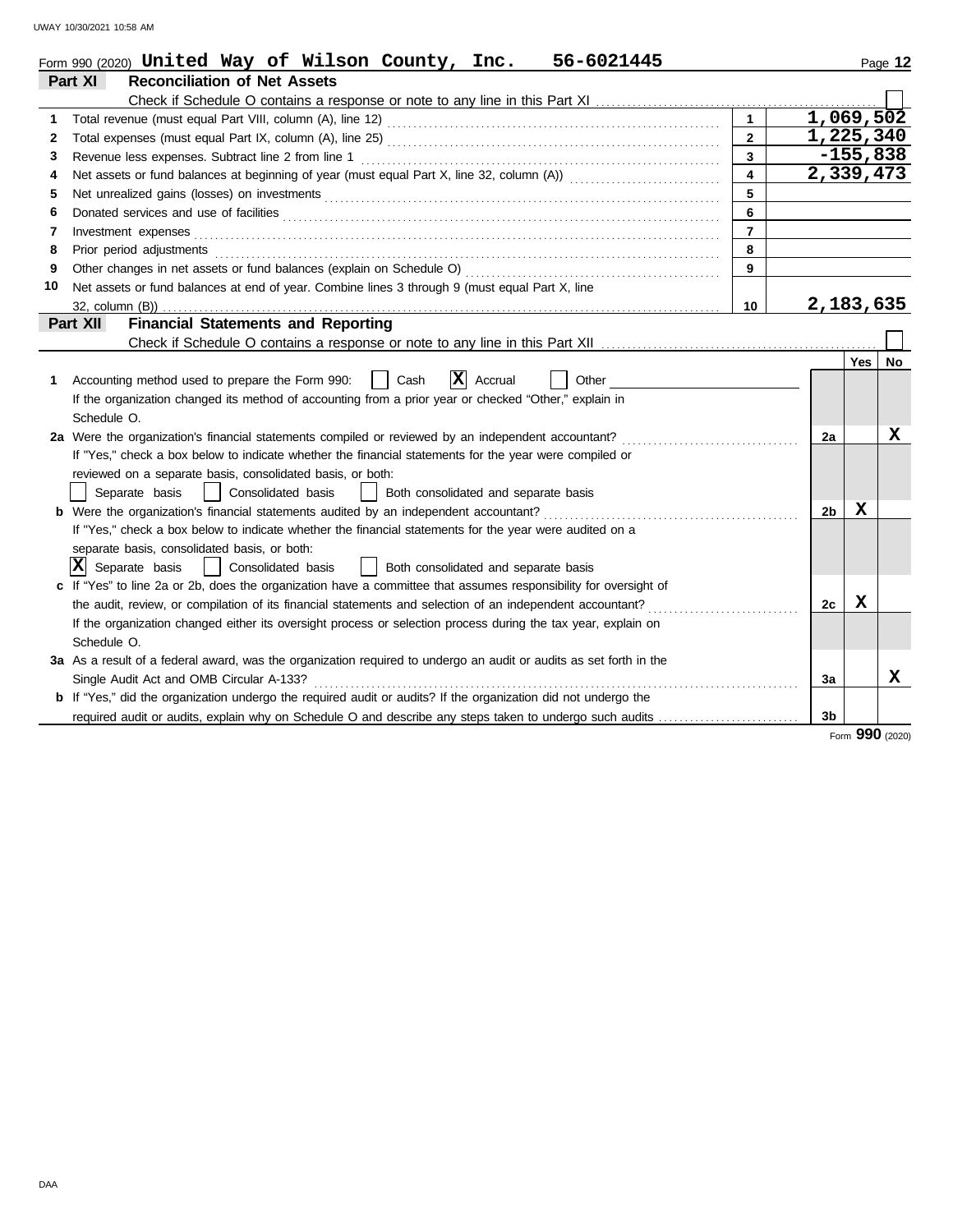Form 990 (2020) **United Way of Wilson County, Inc. 56-6021445**

## Part XI Reconciliation of Net Assets

Check if Schedule O contains a response or note to any line in this Part XI ☐

| | | | |
|---|---|---|---|
| 1 | Total revenue (must equal Part VIII, column (A), line 12) | 1 | 1,069,502 |
| 2 | Total expenses (must equal Part IX, column (A), line 25) | 2 | 1,225,340 |
| 3 | Revenue less expenses. Subtract line 2 from line 1 | 3 | -155,838 |
| 4 | Net assets or fund balances at beginning of year (must equal Part X, line 32, column (A)) | 4 | 2,339,473 |
| 5 | Net unrealized gains (losses) on investments | 5 | |
| 6 | Donated services and use of facilities | 6 | |
| 7 | Investment expenses | 7 | |
| 8 | Prior period adjustments | 8 | |
| 9 | Other changes in net assets or fund balances (explain on Schedule O) | 9 | |
| 10 | Net assets or fund balances at end of year. Combine lines 3 through 9 (must equal Part X, line 32, column (B)) | 10 | 2,183,635 |

## Part XII Financial Statements and Reporting

Check if Schedule O contains a response or note to any line in this Part XII ☐

| | | | Yes | No |
|---|---|---|---|---|
| 1 | Accounting method used to prepare the Form 990: ☐ Cash ☒ Accrual ☐ Other<br>If the organization changed its method of accounting from a prior year or checked "Other," explain in Schedule O. | | | |
| 2a | Were the organization's financial statements compiled or reviewed by an independent accountant?<br>If "Yes," check a box below to indicate whether the financial statements for the year were compiled or reviewed on a separate basis, consolidated basis, or both:<br>☐ Separate basis ☐ Consolidated basis ☐ Both consolidated and separate basis | 2a | | X |
| b | Were the organization's financial statements audited by an independent accountant?<br>If "Yes," check a box below to indicate whether the financial statements for the year were audited on a separate basis, consolidated basis, or both:<br>☒ Separate basis ☐ Consolidated basis ☐ Both consolidated and separate basis | 2b | X | |
| c | If "Yes" to line 2a or 2b, does the organization have a committee that assumes responsibility for oversight of the audit, review, or compilation of its financial statements and selection of an independent accountant?<br>If the organization changed either its oversight process or selection process during the tax year, explain on Schedule O. | 2c | X | |
| 3a | As a result of a federal award, was the organization required to undergo an audit or audits as set forth in the Single Audit Act and OMB Circular A-133? | 3a | | X |
| b | If "Yes," did the organization undergo the required audit or audits? If the organization did not undergo the required audit or audits, explain why on Schedule O and describe any steps taken to undergo such audits | 3b | | |

Form **990** (2020)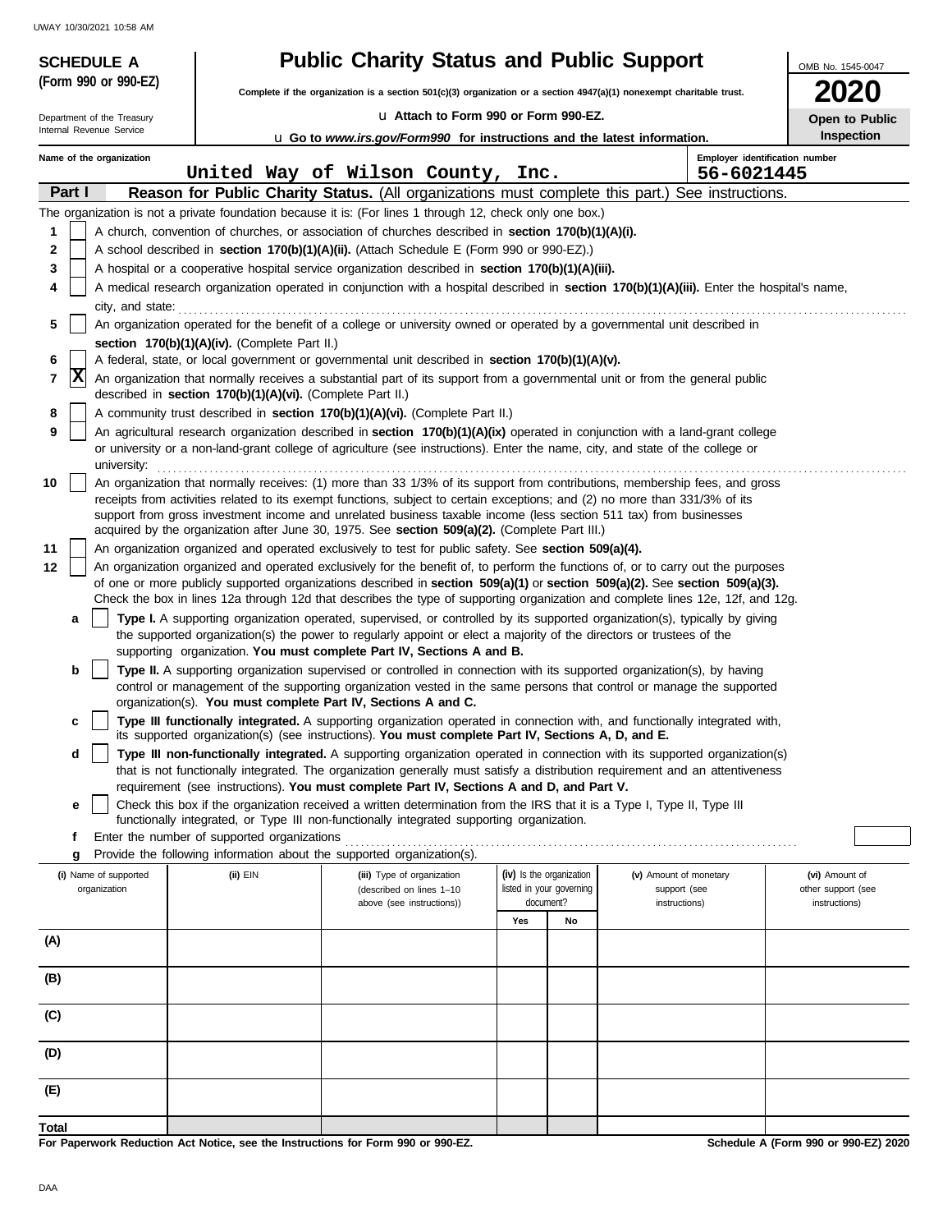**SCHEDULE A (Form 990 or 990-EZ)**

Department of the Treasury
Internal Revenue Service

# Public Charity Status and Public Support

**Complete if the organization is a section 501(c)(3) organization or a section 4947(a)(1) nonexempt charitable trust.**

u Attach to Form 990 or Form 990-EZ.

u Go to *www.irs.gov/Form990* for instructions and the latest information.

OMB No. 1545-0047

**2020**

**Open to Public Inspection**

Name of the organization: United Way of Wilson County, Inc.

Employer identification number: 56-6021445

**Part I — Reason for Public Charity Status.** (All organizations must complete this part.) See instructions.

The organization is not a private foundation because it is: (For lines 1 through 12, check only one box.)

1. [ ] A church, convention of churches, or association of churches described in **section 170(b)(1)(A)(i).**
2. [ ] A school described in **section 170(b)(1)(A)(ii).** (Attach Schedule E (Form 990 or 990-EZ).)
3. [ ] A hospital or a cooperative hospital service organization described in **section 170(b)(1)(A)(iii).**
4. [ ] A medical research organization operated in conjunction with a hospital described in **section 170(b)(1)(A)(iii).** Enter the hospital's name, city, and state:
5. [ ] An organization operated for the benefit of a college or university owned or operated by a governmental unit described in **section 170(b)(1)(A)(iv).** (Complete Part II.)
6. [ ] A federal, state, or local government or governmental unit described in **section 170(b)(1)(A)(v).**
7. [X] An organization that normally receives a substantial part of its support from a governmental unit or from the general public described in **section 170(b)(1)(A)(vi).** (Complete Part II.)
8. [ ] A community trust described in **section 170(b)(1)(A)(vi).** (Complete Part II.)
9. [ ] An agricultural research organization described in **section 170(b)(1)(A)(ix)** operated in conjunction with a land-grant college or university or a non-land-grant college of agriculture (see instructions). Enter the name, city, and state of the college or university:
10. [ ] An organization that normally receives: (1) more than 33 1/3% of its support from contributions, membership fees, and gross receipts from activities related to its exempt functions, subject to certain exceptions; and (2) no more than 331/3% of its support from gross investment income and unrelated business taxable income (less section 511 tax) from businesses acquired by the organization after June 30, 1975. See **section 509(a)(2).** (Complete Part III.)
11. [ ] An organization organized and operated exclusively to test for public safety. See **section 509(a)(4).**
12. [ ] An organization organized and operated exclusively for the benefit of, to perform the functions of, or to carry out the purposes of one or more publicly supported organizations described in **section 509(a)(1)** or **section 509(a)(2).** See **section 509(a)(3).** Check the box in lines 12a through 12d that describes the type of supporting organization and complete lines 12e, 12f, and 12g.
   - **a** [ ] **Type I.** A supporting organization operated, supervised, or controlled by its supported organization(s), typically by giving the supported organization(s) the power to regularly appoint or elect a majority of the directors or trustees of the supporting organization. **You must complete Part IV, Sections A and B.**
   - **b** [ ] **Type II.** A supporting organization supervised or controlled in connection with its supported organization(s), by having control or management of the supporting organization vested in the same persons that control or manage the supported organization(s). **You must complete Part IV, Sections A and C.**
   - **c** [ ] **Type III functionally integrated.** A supporting organization operated in connection with, and functionally integrated with, its supported organization(s) (see instructions). **You must complete Part IV, Sections A, D, and E.**
   - **d** [ ] **Type III non-functionally integrated.** A supporting organization operated in connection with its supported organization(s) that is not functionally integrated. The organization generally must satisfy a distribution requirement and an attentiveness requirement (see instructions). **You must complete Part IV, Sections A and D, and Part V.**
   - **e** [ ] Check this box if the organization received a written determination from the IRS that it is a Type I, Type II, Type III functionally integrated, or Type III non-functionally integrated supporting organization.
   - **f** Enter the number of supported organizations
   - **g** Provide the following information about the supported organization(s).

| (i) Name of supported organization | (ii) EIN | (iii) Type of organization (described on lines 1–10 above (see instructions)) | (iv) Is the organization listed in your governing document? Yes | No | (v) Amount of monetary support (see instructions) | (vi) Amount of other support (see instructions) |
|---|---|---|---|---|---|---|
| (A) | | | | | | |
| (B) | | | | | | |
| (C) | | | | | | |
| (D) | | | | | | |
| (E) | | | | | | |
| **Total** | | | | | | |

**For Paperwork Reduction Act Notice, see the Instructions for Form 990 or 990-EZ.**

**Schedule A (Form 990 or 990-EZ) 2020**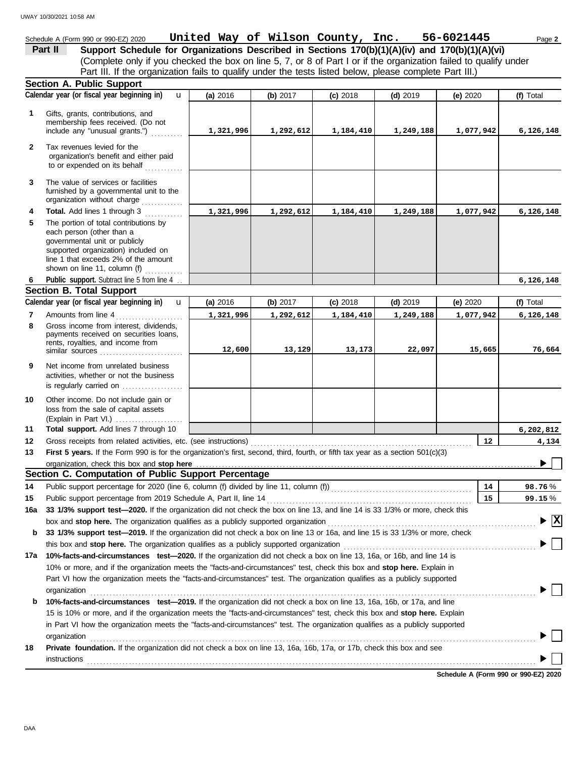Schedule A (Form 990 or 990-EZ) 2020 **United Way of Wilson County, Inc. 56-6021445** Page **2**

## Part II Support Schedule for Organizations Described in Sections 170(b)(1)(A)(iv) and 170(b)(1)(A)(vi)

(Complete only if you checked the box on line 5, 7, or 8 of Part I or if the organization failed to qualify under Part III. If the organization fails to qualify under the tests listed below, please complete Part III.)

### Section A. Public Support

| | Calendar year (or fiscal year beginning in) | (a) 2016 | (b) 2017 | (c) 2018 | (d) 2019 | (e) 2020 | (f) Total |
|---|---|---|---|---|---|---|---|
| 1 | Gifts, grants, contributions, and membership fees received. (Do not include any "unusual grants.") | 1,321,996 | 1,292,612 | 1,184,410 | 1,249,188 | 1,077,942 | 6,126,148 |
| 2 | Tax revenues levied for the organization's benefit and either paid to or expended on its behalf | | | | | | |
| 3 | The value of services or facilities furnished by a governmental unit to the organization without charge | | | | | | |
| 4 | **Total.** Add lines 1 through 3 | 1,321,996 | 1,292,612 | 1,184,410 | 1,249,188 | 1,077,942 | 6,126,148 |
| 5 | The portion of total contributions by each person (other than a governmental unit or publicly supported organization) included on line 1 that exceeds 2% of the amount shown on line 11, column (f) | | | | | | |
| 6 | **Public support.** Subtract line 5 from line 4 | | | | | | 6,126,148 |

### Section B. Total Support

| | Calendar year (or fiscal year beginning in) | (a) 2016 | (b) 2017 | (c) 2018 | (d) 2019 | (e) 2020 | (f) Total |
|---|---|---|---|---|---|---|---|
| 7 | Amounts from line 4 | 1,321,996 | 1,292,612 | 1,184,410 | 1,249,188 | 1,077,942 | 6,126,148 |
| 8 | Gross income from interest, dividends, payments received on securities loans, rents, royalties, and income from similar sources | 12,600 | 13,129 | 13,173 | 22,097 | 15,665 | 76,664 |
| 9 | Net income from unrelated business activities, whether or not the business is regularly carried on | | | | | | |
| 10 | Other income. Do not include gain or loss from the sale of capital assets (Explain in Part VI.) | | | | | | |
| 11 | **Total support.** Add lines 7 through 10 | | | | | | 6,202,812 |

12 Gross receipts from related activities, etc. (see instructions) — **12** — 4,134

13 **First 5 years.** If the Form 990 is for the organization's first, second, third, fourth, or fifth tax year as a section 501(c)(3) organization, check this box and **stop here** ☐

### Section C. Computation of Public Support Percentage

14 Public support percentage for 2020 (line 6, column (f) divided by line 11, column (f)) — **14** — 98.76 %

15 Public support percentage from 2019 Schedule A, Part II, line 14 — **15** — 99.15 %

16a **33 1/3% support test—2020.** If the organization did not check the box on line 13, and line 14 is 33 1/3% or more, check this box and **stop here.** The organization qualifies as a publicly supported organization ☒

b **33 1/3% support test—2019.** If the organization did not check a box on line 13 or 16a, and line 15 is 33 1/3% or more, check this box and **stop here.** The organization qualifies as a publicly supported organization ☐

17a **10%-facts-and-circumstances test—2020.** If the organization did not check a box on line 13, 16a, or 16b, and line 14 is 10% or more, and if the organization meets the "facts-and-circumstances" test, check this box and **stop here.** Explain in Part VI how the organization meets the "facts-and-circumstances" test. The organization qualifies as a publicly supported organization ☐

b **10%-facts-and-circumstances test—2019.** If the organization did not check a box on line 13, 16a, 16b, or 17a, and line 15 is 10% or more, and if the organization meets the "facts-and-circumstances" test, check this box and **stop here.** Explain in Part VI how the organization meets the "facts-and-circumstances" test. The organization qualifies as a publicly supported organization ☐

18 **Private foundation.** If the organization did not check a box on line 13, 16a, 16b, 17a, or 17b, check this box and see instructions ☐

**Schedule A (Form 990 or 990-EZ) 2020**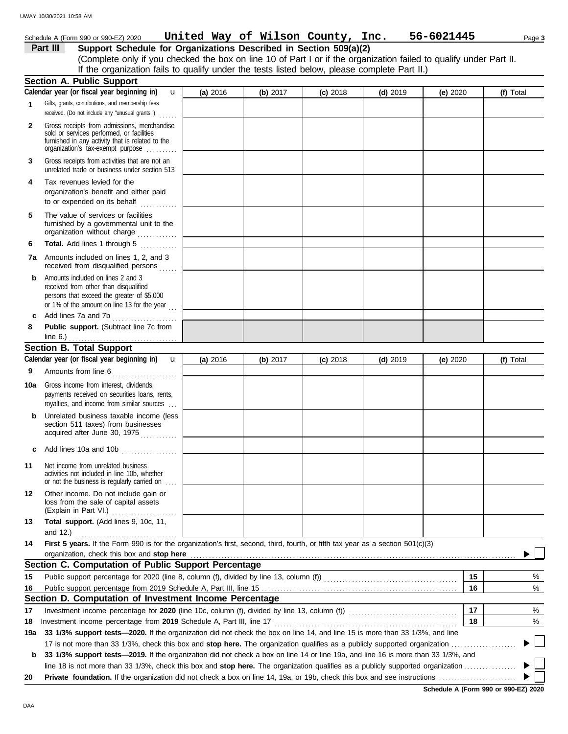Schedule A (Form 990 or 990-EZ) 2020 **United Way of Wilson County, Inc. 56-6021445**

## Part III Support Schedule for Organizations Described in Section 509(a)(2)

(Complete only if you checked the box on line 10 of Part I or if the organization failed to qualify under Part II. If the organization fails to qualify under the tests listed below, please complete Part II.)

### Section A. Public Support

| Calendar year (or fiscal year beginning in) | (a) 2016 | (b) 2017 | (c) 2018 | (d) 2019 | (e) 2020 | (f) Total |
|---|---|---|---|---|---|---|
| 1 Gifts, grants, contributions, and membership fees received. (Do not include any "unusual grants.") | | | | | | |
| 2 Gross receipts from admissions, merchandise sold or services performed, or facilities furnished in any activity that is related to the organization's tax-exempt purpose | | | | | | |
| 3 Gross receipts from activities that are not an unrelated trade or business under section 513 | | | | | | |
| 4 Tax revenues levied for the organization's benefit and either paid to or expended on its behalf | | | | | | |
| 5 The value of services or facilities furnished by a governmental unit to the organization without charge | | | | | | |
| 6 **Total.** Add lines 1 through 5 | | | | | | |
| 7a Amounts included on lines 1, 2, and 3 received from disqualified persons | | | | | | |
| b Amounts included on lines 2 and 3 received from other than disqualified persons that exceed the greater of $5,000 or 1% of the amount on line 13 for the year | | | | | | |
| c Add lines 7a and 7b | | | | | | |
| 8 **Public support.** (Subtract line 7c from line 6.) | | | | | | |

### Section B. Total Support

| Calendar year (or fiscal year beginning in) | (a) 2016 | (b) 2017 | (c) 2018 | (d) 2019 | (e) 2020 | (f) Total |
|---|---|---|---|---|---|---|
| 9 Amounts from line 6 | | | | | | |
| 10a Gross income from interest, dividends, payments received on securities loans, rents, royalties, and income from similar sources | | | | | | |
| b Unrelated business taxable income (less section 511 taxes) from businesses acquired after June 30, 1975 | | | | | | |
| c Add lines 10a and 10b | | | | | | |
| 11 Net income from unrelated business activities not included in line 10b, whether or not the business is regularly carried on | | | | | | |
| 12 Other income. Do not include gain or loss from the sale of capital assets (Explain in Part VI.) | | | | | | |
| 13 **Total support.** (Add lines 9, 10c, 11, and 12.) | | | | | | |

**14** **First 5 years.** If the Form 990 is for the organization's first, second, third, fourth, or fifth tax year as a section 501(c)(3) organization, check this box and **stop here** ☐

### Section C. Computation of Public Support Percentage

| | | | |
|---|---|---|---|
| 15 | Public support percentage for 2020 (line 8, column (f), divided by line 13, column (f)) | 15 | % |
| 16 | Public support percentage from 2019 Schedule A, Part III, line 15 | 16 | % |

### Section D. Computation of Investment Income Percentage

| | | | |
|---|---|---|---|
| 17 | Investment income percentage for **2020** (line 10c, column (f), divided by line 13, column (f)) | 17 | % |
| 18 | Investment income percentage from **2019** Schedule A, Part III, line 17 | 18 | % |

**19a** **33 1/3% support tests—2020.** If the organization did not check the box on line 14, and line 15 is more than 33 1/3%, and line 17 is not more than 33 1/3%, check this box and **stop here.** The organization qualifies as a publicly supported organization ☐

**b** **33 1/3% support tests—2019.** If the organization did not check a box on line 14 or line 19a, and line 16 is more than 33 1/3%, and line 18 is not more than 33 1/3%, check this box and **stop here.** The organization qualifies as a publicly supported organization ☐

**20** **Private foundation.** If the organization did not check a box on line 14, 19a, or 19b, check this box and see instructions ☐

**Schedule A (Form 990 or 990-EZ) 2020**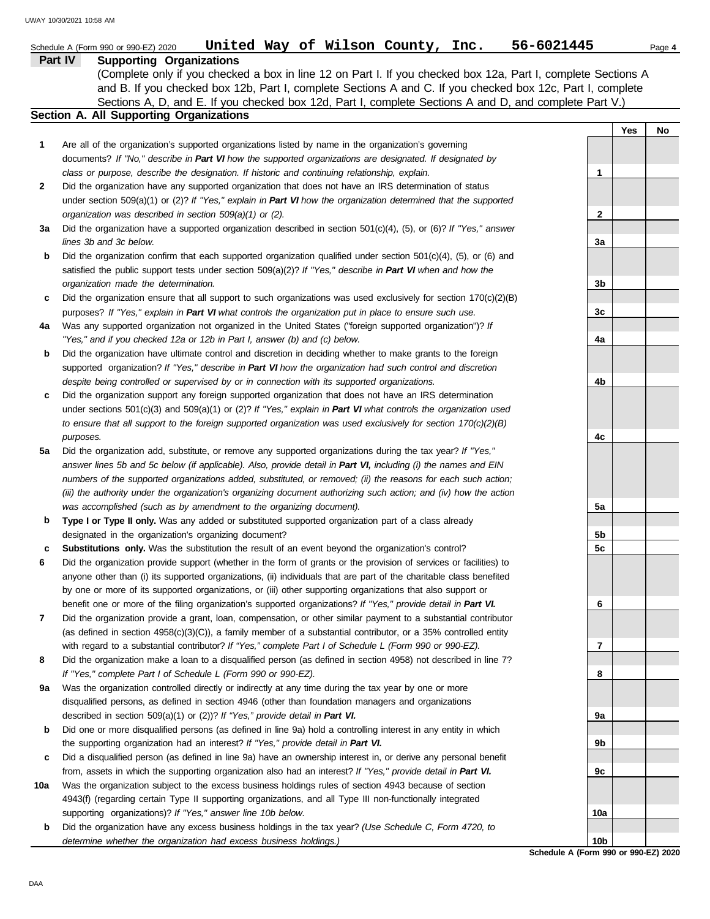Schedule A (Form 990 or 990-EZ) 2020 **United Way of Wilson County, Inc.** **56-6021445** Page **4**

## Part IV Supporting Organizations

(Complete only if you checked a box in line 12 on Part I. If you checked box 12a, Part I, complete Sections A and B. If you checked box 12b, Part I, complete Sections A and C. If you checked box 12c, Part I, complete Sections A, D, and E. If you checked box 12d, Part I, complete Sections A and D, and complete Part V.)

### Section A. All Supporting Organizations

| | | | Yes | No |
|---|---|---|---|---|
| **1** | Are all of the organization's supported organizations listed by name in the organization's governing documents? *If "No," describe in **Part VI** how the supported organizations are designated. If designated by class or purpose, describe the designation. If historic and continuing relationship, explain.* | 1 | | |
| **2** | Did the organization have any supported organization that does not have an IRS determination of status under section 509(a)(1) or (2)? *If "Yes," explain in **Part VI** how the organization determined that the supported organization was described in section 509(a)(1) or (2).* | 2 | | |
| **3a** | Did the organization have a supported organization described in section 501(c)(4), (5), or (6)? *If "Yes," answer lines 3b and 3c below.* | 3a | | |
| **b** | Did the organization confirm that each supported organization qualified under section 501(c)(4), (5), or (6) and satisfied the public support tests under section 509(a)(2)? *If "Yes," describe in **Part VI** when and how the organization made the determination.* | 3b | | |
| **c** | Did the organization ensure that all support to such organizations was used exclusively for section 170(c)(2)(B) purposes? *If "Yes," explain in **Part VI** what controls the organization put in place to ensure such use.* | 3c | | |
| **4a** | Was any supported organization not organized in the United States ("foreign supported organization")? *If "Yes," and if you checked 12a or 12b in Part I, answer (b) and (c) below.* | 4a | | |
| **b** | Did the organization have ultimate control and discretion in deciding whether to make grants to the foreign supported organization? *If "Yes," describe in **Part VI** how the organization had such control and discretion despite being controlled or supervised by or in connection with its supported organizations.* | 4b | | |
| **c** | Did the organization support any foreign supported organization that does not have an IRS determination under sections 501(c)(3) and 509(a)(1) or (2)? *If "Yes," explain in **Part VI** what controls the organization used to ensure that all support to the foreign supported organization was used exclusively for section 170(c)(2)(B) purposes.* | 4c | | |
| **5a** | Did the organization add, substitute, or remove any supported organizations during the tax year? *If "Yes," answer lines 5b and 5c below (if applicable). Also, provide detail in **Part VI,** including (i) the names and EIN numbers of the supported organizations added, substituted, or removed; (ii) the reasons for each such action; (iii) the authority under the organization's organizing document authorizing such action; and (iv) how the action was accomplished (such as by amendment to the organizing document).* | 5a | | |
| **b** | **Type I or Type II only.** Was any added or substituted supported organization part of a class already designated in the organization's organizing document? | 5b | | |
| **c** | **Substitutions only.** Was the substitution the result of an event beyond the organization's control? | 5c | | |
| **6** | Did the organization provide support (whether in the form of grants or the provision of services or facilities) to anyone other than (i) its supported organizations, (ii) individuals that are part of the charitable class benefited by one or more of its supported organizations, or (iii) other supporting organizations that also support or benefit one or more of the filing organization's supported organizations? *If "Yes," provide detail in **Part VI.*** | 6 | | |
| **7** | Did the organization provide a grant, loan, compensation, or other similar payment to a substantial contributor (as defined in section 4958(c)(3)(C)), a family member of a substantial contributor, or a 35% controlled entity with regard to a substantial contributor? *If "Yes," complete Part I of Schedule L (Form 990 or 990-EZ).* | 7 | | |
| **8** | Did the organization make a loan to a disqualified person (as defined in section 4958) not described in line 7? *If "Yes," complete Part I of Schedule L (Form 990 or 990-EZ).* | 8 | | |
| **9a** | Was the organization controlled directly or indirectly at any time during the tax year by one or more disqualified persons, as defined in section 4946 (other than foundation managers and organizations described in section 509(a)(1) or (2))? *If "Yes," provide detail in **Part VI.*** | 9a | | |
| **b** | Did one or more disqualified persons (as defined in line 9a) hold a controlling interest in any entity in which the supporting organization had an interest? *If "Yes," provide detail in **Part VI.*** | 9b | | |
| **c** | Did a disqualified person (as defined in line 9a) have an ownership interest in, or derive any personal benefit from, assets in which the supporting organization also had an interest? *If "Yes," provide detail in **Part VI.*** | 9c | | |
| **10a** | Was the organization subject to the excess business holdings rules of section 4943 because of section 4943(f) (regarding certain Type II supporting organizations, and all Type III non-functionally integrated supporting organizations)? *If "Yes," answer line 10b below.* | 10a | | |
| **b** | Did the organization have any excess business holdings in the tax year? *(Use Schedule C, Form 4720, to determine whether the organization had excess business holdings.)* | 10b | | |

**Schedule A (Form 990 or 990-EZ) 2020**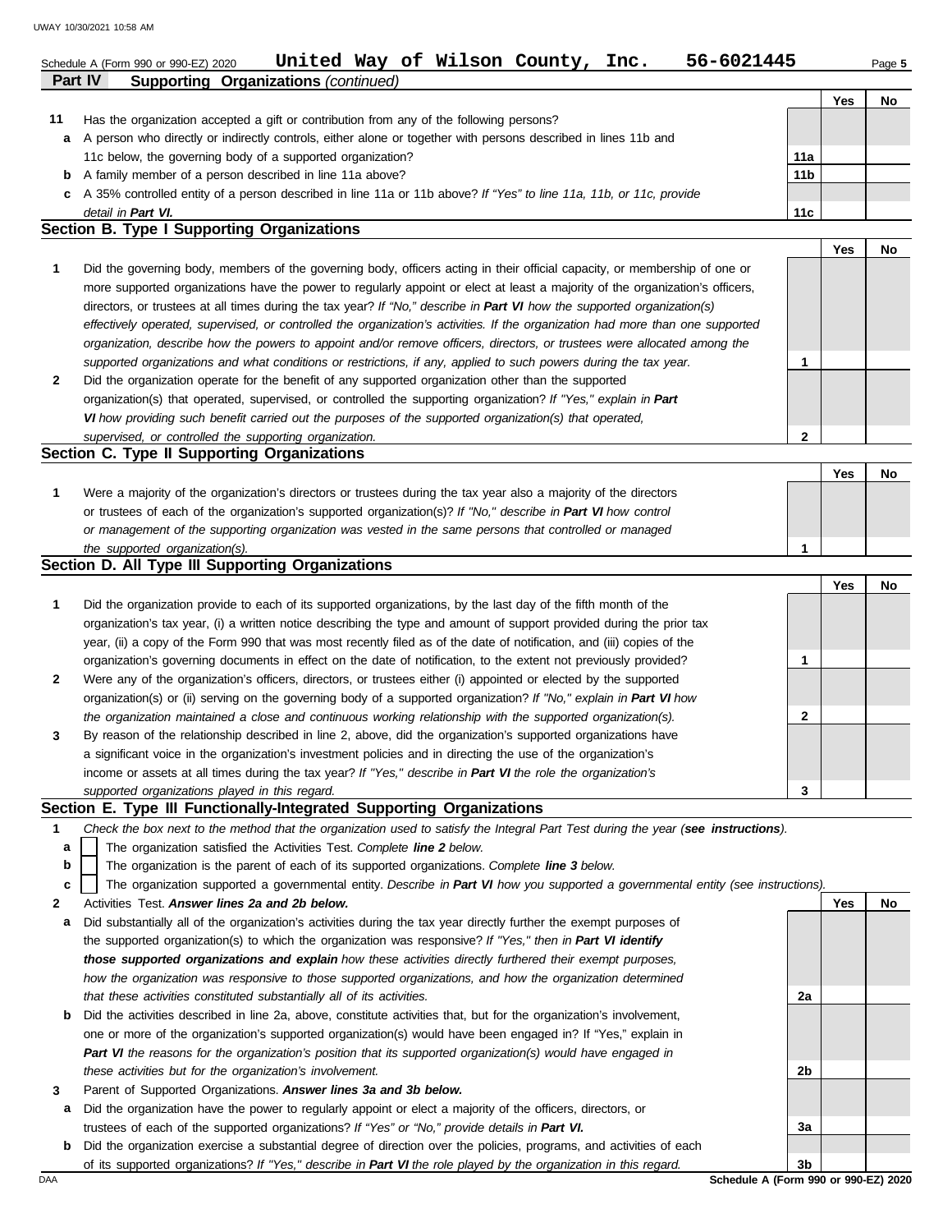Schedule A (Form 990 or 990-EZ) 2020 **United Way of Wilson County, Inc. 56-6021445**

**Part IV Supporting Organizations** *(continued)*

| | | | Yes | No |
|---|---|---|---|---|
| **11** | Has the organization accepted a gift or contribution from any of the following persons? | | | |
| **a** | A person who directly or indirectly controls, either alone or together with persons described in lines 11b and 11c below, the governing body of a supported organization? | **11a** | | |
| **b** | A family member of a person described in line 11a above? | **11b** | | |
| **c** | A 35% controlled entity of a person described in line 11a or 11b above? *If "Yes" to line 11a, 11b, or 11c, provide detail in* ***Part VI.*** | **11c** | | |

## Section B. Type I Supporting Organizations

| | | | Yes | No |
|---|---|---|---|---|
| **1** | Did the governing body, members of the governing body, officers acting in their official capacity, or membership of one or more supported organizations have the power to regularly appoint or elect at least a majority of the organization's officers, directors, or trustees at all times during the tax year? *If "No," describe in* ***Part VI*** *how the supported organization(s) effectively operated, supervised, or controlled the organization's activities. If the organization had more than one supported organization, describe how the powers to appoint and/or remove officers, directors, or trustees were allocated among the supported organizations and what conditions or restrictions, if any, applied to such powers during the tax year.* | **1** | | |
| **2** | Did the organization operate for the benefit of any supported organization other than the supported organization(s) that operated, supervised, or controlled the supporting organization? *If "Yes," explain in* ***Part VI*** *how providing such benefit carried out the purposes of the supported organization(s) that operated, supervised, or controlled the supporting organization.* | **2** | | |

## Section C. Type II Supporting Organizations

| | | | Yes | No |
|---|---|---|---|---|
| **1** | Were a majority of the organization's directors or trustees during the tax year also a majority of the directors or trustees of each of the organization's supported organization(s)? *If "No," describe in* ***Part VI*** *how control or management of the supporting organization was vested in the same persons that controlled or managed the supported organization(s).* | **1** | | |

## Section D. All Type III Supporting Organizations

| | | | Yes | No |
|---|---|---|---|---|
| **1** | Did the organization provide to each of its supported organizations, by the last day of the fifth month of the organization's tax year, (i) a written notice describing the type and amount of support provided during the prior tax year, (ii) a copy of the Form 990 that was most recently filed as of the date of notification, and (iii) copies of the organization's governing documents in effect on the date of notification, to the extent not previously provided? | **1** | | |
| **2** | Were any of the organization's officers, directors, or trustees either (i) appointed or elected by the supported organization(s) or (ii) serving on the governing body of a supported organization? *If "No," explain in* ***Part VI*** *how the organization maintained a close and continuous working relationship with the supported organization(s).* | **2** | | |
| **3** | By reason of the relationship described in line 2, above, did the organization's supported organizations have a significant voice in the organization's investment policies and in directing the use of the organization's income or assets at all times during the tax year? *If "Yes," describe in* ***Part VI*** *the role the organization's supported organizations played in this regard.* | **3** | | |

## Section E. Type III Functionally-Integrated Supporting Organizations

**1** *Check the box next to the method that the organization used to satisfy the Integral Part Test during the year (****see instructions****).*

- **a** ☐ The organization satisfied the Activities Test. *Complete* ***line 2*** *below.*
- **b** ☐ The organization is the parent of each of its supported organizations. *Complete* ***line 3*** *below.*
- **c** ☐ The organization supported a governmental entity. *Describe in* ***Part VI*** *how you supported a governmental entity (see instructions).*

| | | | Yes | No |
|---|---|---|---|---|
| **2** | Activities Test. ***Answer lines 2a and 2b below.*** | | | |
| **a** | Did substantially all of the organization's activities during the tax year directly further the exempt purposes of the supported organization(s) to which the organization was responsive? *If "Yes," then in* ***Part VI identify those supported organizations and explain*** *how these activities directly furthered their exempt purposes, how the organization was responsive to those supported organizations, and how the organization determined that these activities constituted substantially all of its activities.* | **2a** | | |
| **b** | Did the activities described in line 2a, above, constitute activities that, but for the organization's involvement, one or more of the organization's supported organization(s) would have been engaged in? If "Yes," explain in ***Part VI*** *the reasons for the organization's position that its supported organization(s) would have engaged in these activities but for the organization's involvement.* | **2b** | | |
| **3** | Parent of Supported Organizations. ***Answer lines 3a and 3b below.*** | | | |
| **a** | Did the organization have the power to regularly appoint or elect a majority of the officers, directors, or trustees of each of the supported organizations? *If "Yes" or "No," provide details in* ***Part VI.*** | **3a** | | |
| **b** | Did the organization exercise a substantial degree of direction over the policies, programs, and activities of each of its supported organizations? *If "Yes," describe in* ***Part VI*** *the role played by the organization in this regard.* | **3b** | | |

DAA **Schedule A (Form 990 or 990-EZ) 2020**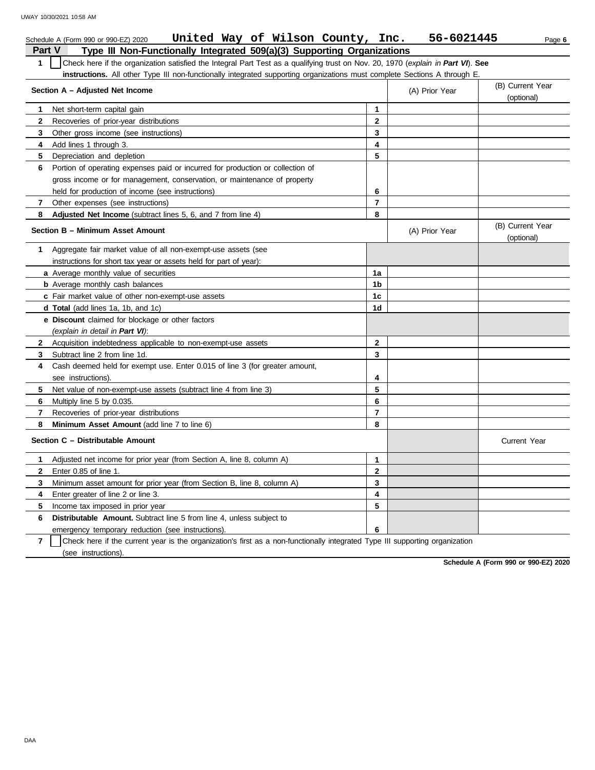Schedule A (Form 990 or 990-EZ) 2020 **United Way of Wilson County, Inc. 56-6021445**

## Part V Type III Non-Functionally Integrated 509(a)(3) Supporting Organizations

**1** ☐ Check here if the organization satisfied the Integral Part Test as a qualifying trust on Nov. 20, 1970 (*explain in **Part VI***). **See instructions.** All other Type III non-functionally integrated supporting organizations must complete Sections A through E.

| **Section A – Adjusted Net Income** | | (A) Prior Year | (B) Current Year (optional) |
|---|---|---|---|
| **1** Net short-term capital gain | 1 | | |
| **2** Recoveries of prior-year distributions | 2 | | |
| **3** Other gross income (see instructions) | 3 | | |
| **4** Add lines 1 through 3. | 4 | | |
| **5** Depreciation and depletion | 5 | | |
| **6** Portion of operating expenses paid or incurred for production or collection of gross income or for management, conservation, or maintenance of property held for production of income (see instructions) | 6 | | |
| **7** Other expenses (see instructions) | 7 | | |
| **8** **Adjusted Net Income** (subtract lines 5, 6, and 7 from line 4) | 8 | | |

| **Section B – Minimum Asset Amount** | | (A) Prior Year | (B) Current Year (optional) |
|---|---|---|---|
| **1** Aggregate fair market value of all non-exempt-use assets (see instructions for short tax year or assets held for part of year): | | | |
| **a** Average monthly value of securities | 1a | | |
| **b** Average monthly cash balances | 1b | | |
| **c** Fair market value of other non-exempt-use assets | 1c | | |
| **d** **Total** (add lines 1a, 1b, and 1c) | 1d | | |
| **e** **Discount** claimed for blockage or other factors (*explain in detail in **Part VI***): | | | |
| **2** Acquisition indebtedness applicable to non-exempt-use assets | 2 | | |
| **3** Subtract line 2 from line 1d. | 3 | | |
| **4** Cash deemed held for exempt use. Enter 0.015 of line 3 (for greater amount, see instructions). | 4 | | |
| **5** Net value of non-exempt-use assets (subtract line 4 from line 3) | 5 | | |
| **6** Multiply line 5 by 0.035. | 6 | | |
| **7** Recoveries of prior-year distributions | 7 | | |
| **8** **Minimum Asset Amount** (add line 7 to line 6) | 8 | | |

| **Section C – Distributable Amount** | | | Current Year |
|---|---|---|---|
| **1** Adjusted net income for prior year (from Section A, line 8, column A) | 1 | | |
| **2** Enter 0.85 of line 1. | 2 | | |
| **3** Minimum asset amount for prior year (from Section B, line 8, column A) | 3 | | |
| **4** Enter greater of line 2 or line 3. | 4 | | |
| **5** Income tax imposed in prior year | 5 | | |
| **6** **Distributable Amount.** Subtract line 5 from line 4, unless subject to emergency temporary reduction (see instructions). | 6 | | |

**7** ☐ Check here if the current year is the organization's first as a non-functionally integrated Type III supporting organization (see instructions).

**Schedule A (Form 990 or 990-EZ) 2020**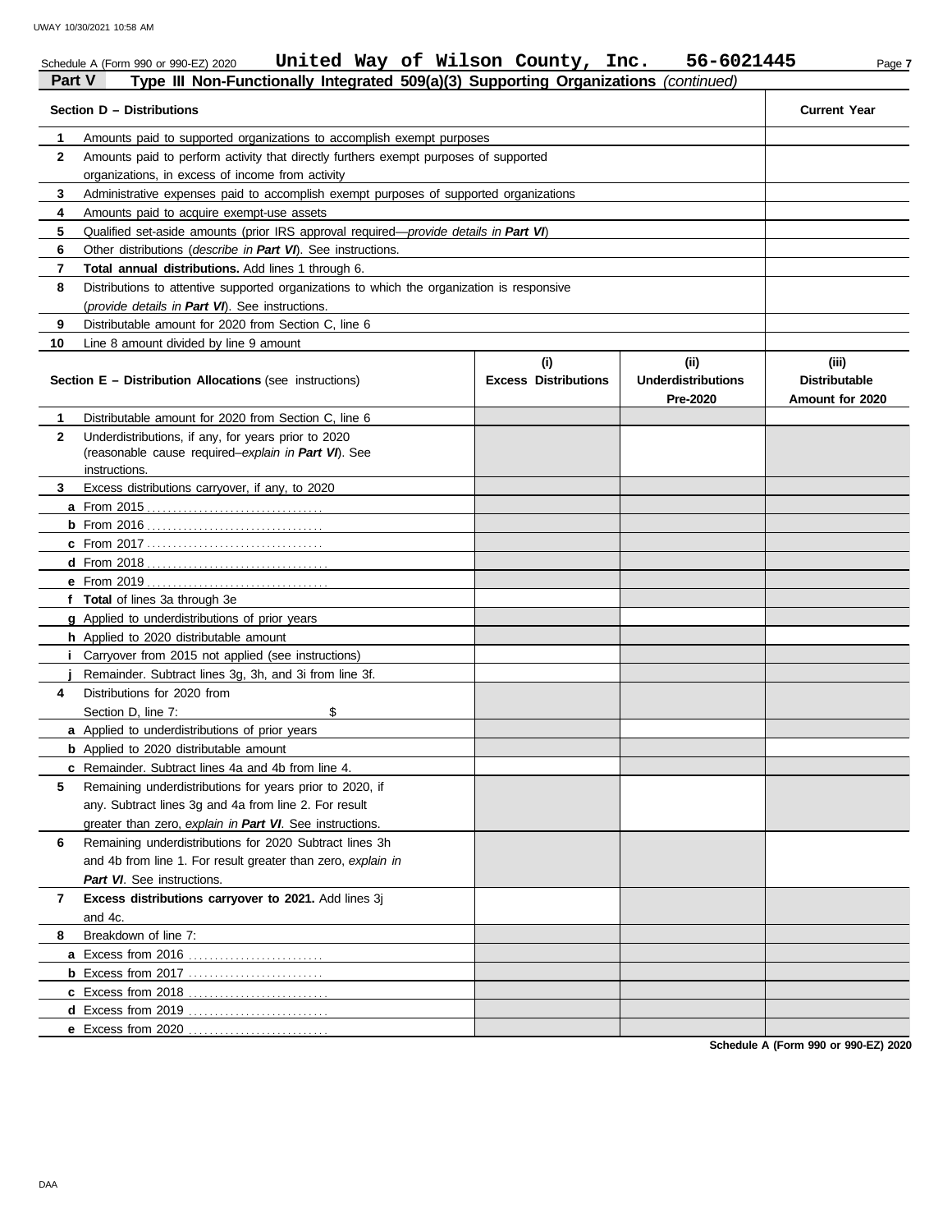Schedule A (Form 990 or 990-EZ) 2020 **United Way of Wilson County, Inc. 56-6021445**

**Part V Type III Non-Functionally Integrated 509(a)(3) Supporting Organizations** *(continued)*

| Section D – Distributions | Current Year |
|---|---|
| **1** Amounts paid to supported organizations to accomplish exempt purposes | |
| **2** Amounts paid to perform activity that directly furthers exempt purposes of supported organizations, in excess of income from activity | |
| **3** Administrative expenses paid to accomplish exempt purposes of supported organizations | |
| **4** Amounts paid to acquire exempt-use assets | |
| **5** Qualified set-aside amounts (prior IRS approval required—*provide details in **Part VI***) | |
| **6** Other distributions (*describe in **Part VI***). See instructions. | |
| **7** **Total annual distributions.** Add lines 1 through 6. | |
| **8** Distributions to attentive supported organizations to which the organization is responsive (*provide details in **Part VI***). See instructions. | |
| **9** Distributable amount for 2020 from Section C, line 6 | |
| **10** Line 8 amount divided by line 9 amount | |

| Section E – Distribution Allocations (see instructions) | (i) Excess Distributions | (ii) Underdistributions Pre-2020 | (iii) Distributable Amount for 2020 |
|---|---|---|---|
| **1** Distributable amount for 2020 from Section C, line 6 | | | |
| **2** Underdistributions, if any, for years prior to 2020 (reasonable cause required–*explain in **Part VI***). See instructions. | | | |
| **3** Excess distributions carryover, if any, to 2020 | | | |
| **a** From 2015 | | | |
| **b** From 2016 | | | |
| **c** From 2017 | | | |
| **d** From 2018 | | | |
| **e** From 2019 | | | |
| **f** **Total** of lines 3a through 3e | | | |
| **g** Applied to underdistributions of prior years | | | |
| **h** Applied to 2020 distributable amount | | | |
| **i** Carryover from 2015 not applied (see instructions) | | | |
| **j** Remainder. Subtract lines 3g, 3h, and 3i from line 3f. | | | |
| **4** Distributions for 2020 from Section D, line 7: $ | | | |
| **a** Applied to underdistributions of prior years | | | |
| **b** Applied to 2020 distributable amount | | | |
| **c** Remainder. Subtract lines 4a and 4b from line 4. | | | |
| **5** Remaining underdistributions for years prior to 2020, if any. Subtract lines 3g and 4a from line 2. For result greater than zero, *explain in **Part VI***. See instructions. | | | |
| **6** Remaining underdistributions for 2020 Subtract lines 3h and 4b from line 1. For result greater than zero, *explain in **Part VI***. See instructions. | | | |
| **7** **Excess distributions carryover to 2021.** Add lines 3j and 4c. | | | |
| **8** Breakdown of line 7: | | | |
| **a** Excess from 2016 | | | |
| **b** Excess from 2017 | | | |
| **c** Excess from 2018 | | | |
| **d** Excess from 2019 | | | |
| **e** Excess from 2020 | | | |

**Schedule A (Form 990 or 990-EZ) 2020**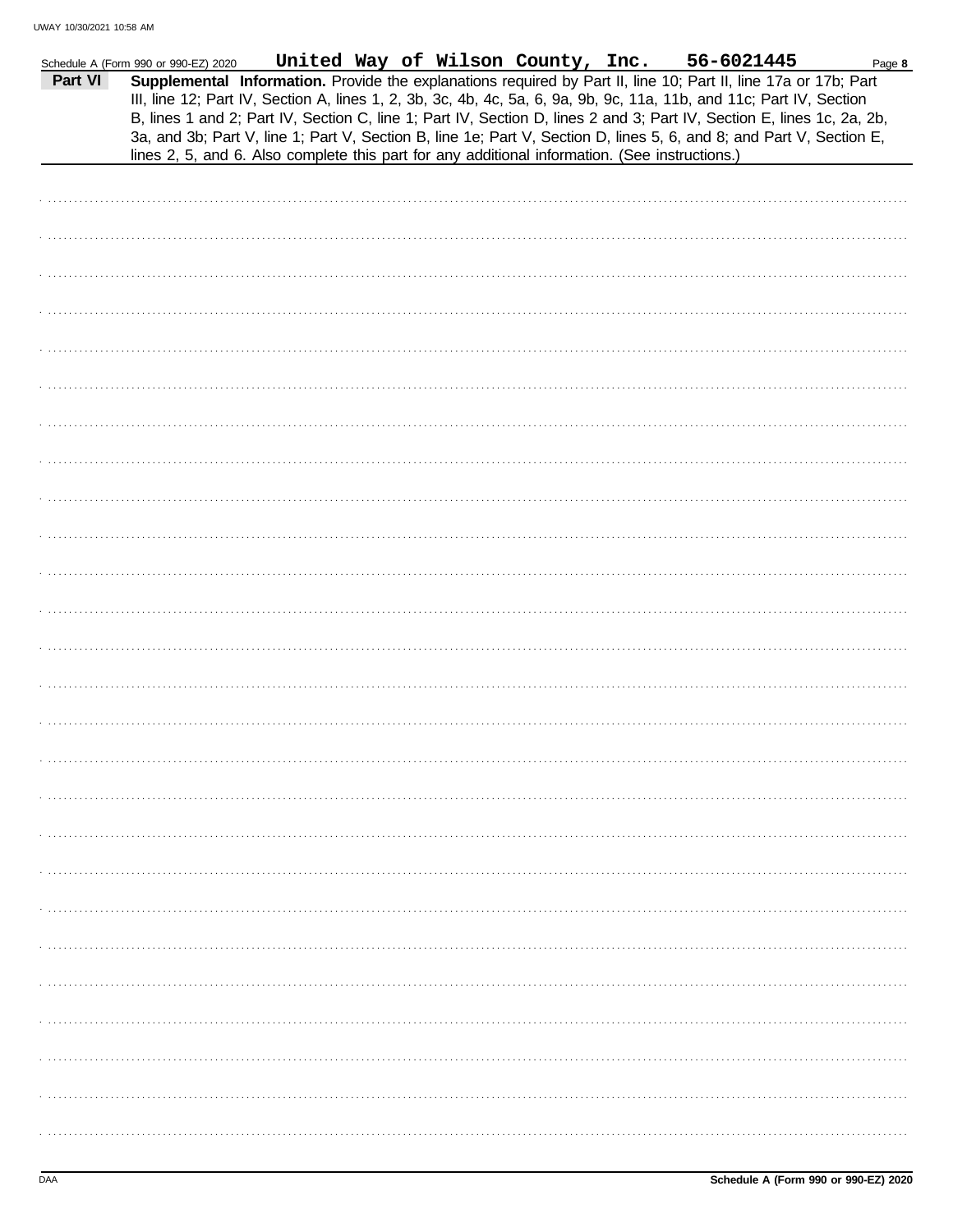Schedule A (Form 990 or 990-EZ) 2020 United Way of Wilson County, Inc. 56-6021445 Page **8**

**Part VI** **Supplemental Information.** Provide the explanations required by Part II, line 10; Part II, line 17a or 17b; Part III, line 12; Part IV, Section A, lines 1, 2, 3b, 3c, 4b, 4c, 5a, 6, 9a, 9b, 9c, 11a, 11b, and 11c; Part IV, Section B, lines 1 and 2; Part IV, Section C, line 1; Part IV, Section D, lines 2 and 3; Part IV, Section E, lines 1c, 2a, 2b, 3a, and 3b; Part V, line 1; Part V, Section B, line 1e; Part V, Section D, lines 5, 6, and 8; and Part V, Section E, lines 2, 5, and 6. Also complete this part for any additional information. (See instructions.)

DAA **Schedule A (Form 990 or 990-EZ) 2020**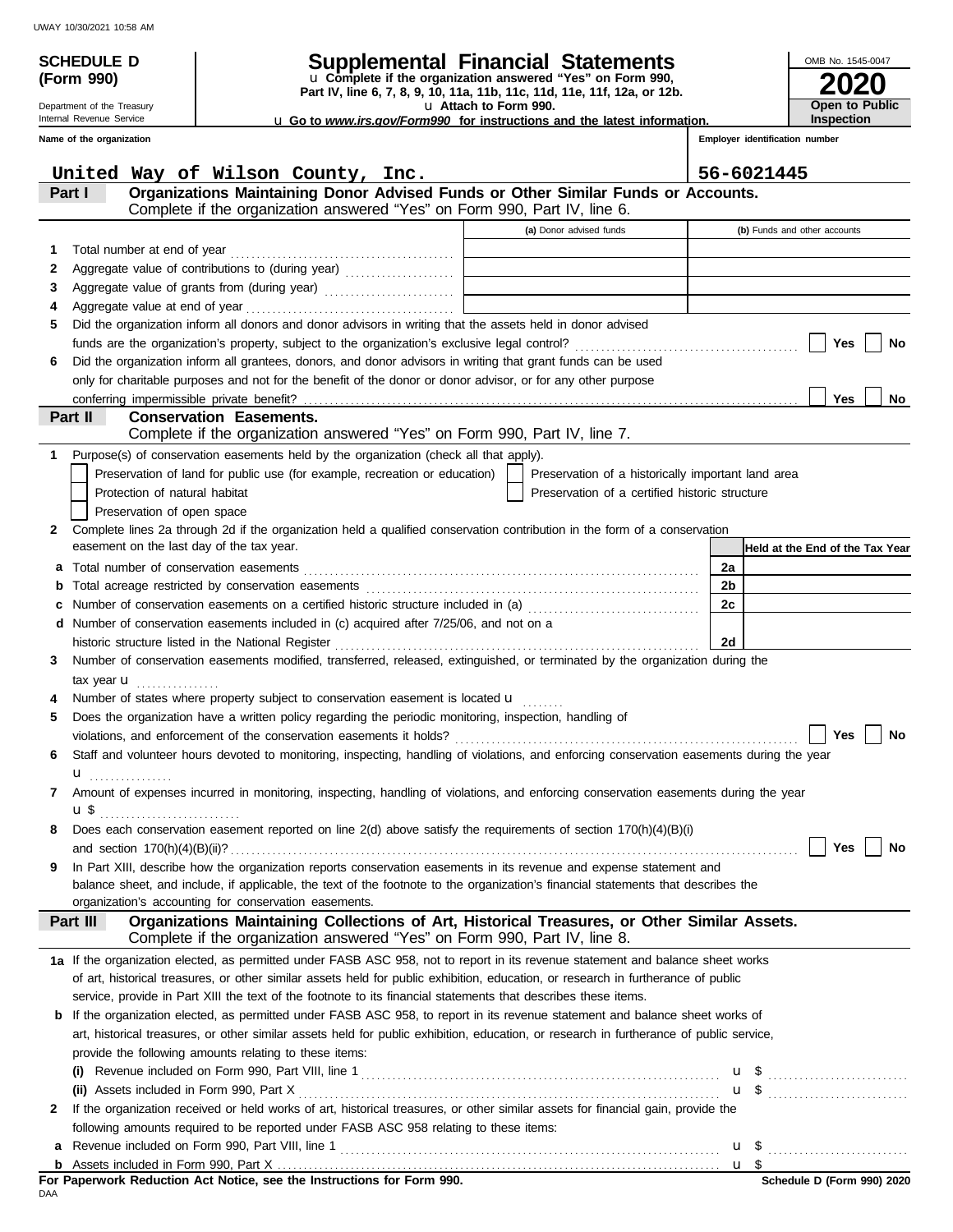UWAY 10/30/2021 10:58 AM

**SCHEDULE D (Form 990)**

Department of the Treasury
Internal Revenue Service

# Supplemental Financial Statements

u Complete if the organization answered "Yes" on Form 990, Part IV, line 6, 7, 8, 9, 10, 11a, 11b, 11c, 11d, 11e, 11f, 12a, or 12b.

u Attach to Form 990.

u Go to *www.irs.gov/Form990* for instructions and the latest information.

OMB No. 1545-0047

**2020**

**Open to Public Inspection**

**Name of the organization**: United Way of Wilson County, Inc.

**Employer identification number**: 56-6021445

## Part I — Organizations Maintaining Donor Advised Funds or Other Similar Funds or Accounts.

Complete if the organization answered "Yes" on Form 990, Part IV, line 6.

| | | (a) Donor advised funds | (b) Funds and other accounts |
|---|---|---|---|
| 1 | Total number at end of year | | |
| 2 | Aggregate value of contributions to (during year) | | |
| 3 | Aggregate value of grants from (during year) | | |
| 4 | Aggregate value at end of year | | |

5 Did the organization inform all donors and donor advisors in writing that the assets held in donor advised funds are the organization's property, subject to the organization's exclusive legal control? ☐ Yes ☐ No

6 Did the organization inform all grantees, donors, and donor advisors in writing that grant funds can be used only for charitable purposes and not for the benefit of the donor or donor advisor, or for any other purpose conferring impermissible private benefit? ☐ Yes ☐ No

## Part II — Conservation Easements.

Complete if the organization answered "Yes" on Form 990, Part IV, line 7.

1 Purpose(s) of conservation easements held by the organization (check all that apply).

- ☐ Preservation of land for public use (for example, recreation or education)
- ☐ Preservation of a historically important land area
- ☐ Protection of natural habitat
- ☐ Preservation of a certified historic structure
- ☐ Preservation of open space

2 Complete lines 2a through 2d if the organization held a qualified conservation contribution in the form of a conservation easement on the last day of the tax year.

| | | | Held at the End of the Tax Year |
|---|---|---|---|
| a | Total number of conservation easements | 2a | |
| b | Total acreage restricted by conservation easements | 2b | |
| c | Number of conservation easements on a certified historic structure included in (a) | 2c | |
| d | Number of conservation easements included in (c) acquired after 7/25/06, and not on a historic structure listed in the National Register | 2d | |

3 Number of conservation easements modified, transferred, released, extinguished, or terminated by the organization during the tax year u

4 Number of states where property subject to conservation easement is located u

5 Does the organization have a written policy regarding the periodic monitoring, inspection, handling of violations, and enforcement of the conservation easements it holds? ☐ Yes ☐ No

6 Staff and volunteer hours devoted to monitoring, inspecting, handling of violations, and enforcing conservation easements during the year u

7 Amount of expenses incurred in monitoring, inspecting, handling of violations, and enforcing conservation easements during the year u $

8 Does each conservation easement reported on line 2(d) above satisfy the requirements of section 170(h)(4)(B)(i) and section 170(h)(4)(B)(ii)? ☐ Yes ☐ No

9 In Part XIII, describe how the organization reports conservation easements in its revenue and expense statement and balance sheet, and include, if applicable, the text of the footnote to the organization's financial statements that describes the organization's accounting for conservation easements.

## Part III — Organizations Maintaining Collections of Art, Historical Treasures, or Other Similar Assets.

Complete if the organization answered "Yes" on Form 990, Part IV, line 8.

1a If the organization elected, as permitted under FASB ASC 958, not to report in its revenue statement and balance sheet works of art, historical treasures, or other similar assets held for public exhibition, education, or research in furtherance of public service, provide in Part XIII the text of the footnote to its financial statements that describes these items.

b If the organization elected, as permitted under FASB ASC 958, to report in its revenue statement and balance sheet works of art, historical treasures, or other similar assets held for public exhibition, education, or research in furtherance of public service, provide the following amounts relating to these items:

(i) Revenue included on Form 990, Part VIII, line 1 u $

(ii) Assets included in Form 990, Part X u $

2 If the organization received or held works of art, historical treasures, or other similar assets for financial gain, provide the following amounts required to be reported under FASB ASC 958 relating to these items:

a Revenue included on Form 990, Part VIII, line 1 u $

b Assets included in Form 990, Part X u $

**For Paperwork Reduction Act Notice, see the Instructions for Form 990.**

DAA

**Schedule D (Form 990) 2020**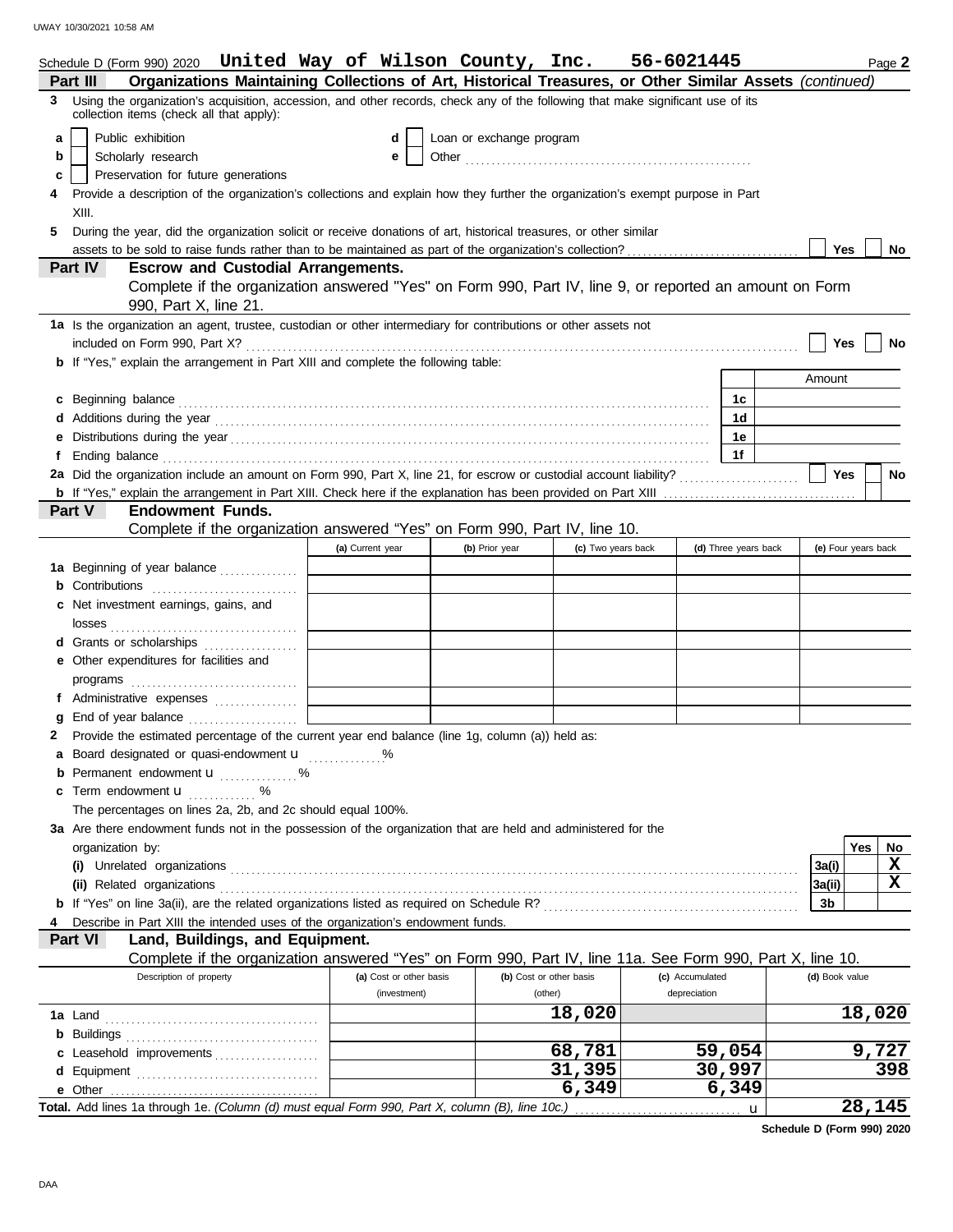Schedule D (Form 990) 2020 **United Way of Wilson County, Inc.** **56-6021445** Page **2**

**Part III** **Organizations Maintaining Collections of Art, Historical Treasures, or Other Similar Assets** *(continued)*

**3** Using the organization's acquisition, accession, and other records, check any of the following that make significant use of its collection items (check all that apply):

- **a** ☐ Public exhibition
- **b** ☐ Scholarly research
- **c** ☐ Preservation for future generations
- **d** ☐ Loan or exchange program
- **e** ☐ Other

**4** Provide a description of the organization's collections and explain how they further the organization's exempt purpose in Part XIII.

**5** During the year, did the organization solicit or receive donations of art, historical treasures, or other similar assets to be sold to raise funds rather than to be maintained as part of the organization's collection? ☐ Yes ☐ No

**Part IV** **Escrow and Custodial Arrangements.**
Complete if the organization answered "Yes" on Form 990, Part IV, line 9, or reported an amount on Form 990, Part X, line 21.

**1a** Is the organization an agent, trustee, custodian or other intermediary for contributions or other assets not included on Form 990, Part X? ☐ Yes ☐ No

**b** If "Yes," explain the arrangement in Part XIII and complete the following table:

| | | Amount |
|---|---|---|
| **c** Beginning balance | 1c | |
| **d** Additions during the year | 1d | |
| **e** Distributions during the year | 1e | |
| **f** Ending balance | 1f | |

**2a** Did the organization include an amount on Form 990, Part X, line 21, for escrow or custodial account liability? ☐ Yes ☐ No

**b** If "Yes," explain the arrangement in Part XIII. Check here if the explanation has been provided on Part XIII ☐

**Part V** **Endowment Funds.**
Complete if the organization answered "Yes" on Form 990, Part IV, line 10.

| | (a) Current year | (b) Prior year | (c) Two years back | (d) Three years back | (e) Four years back |
|---|---|---|---|---|---|
| **1a** Beginning of year balance | | | | | |
| **b** Contributions | | | | | |
| **c** Net investment earnings, gains, and losses | | | | | |
| **d** Grants or scholarships | | | | | |
| **e** Other expenditures for facilities and programs | | | | | |
| **f** Administrative expenses | | | | | |
| **g** End of year balance | | | | | |

**2** Provide the estimated percentage of the current year end balance (line 1g, column (a)) held as:

**a** Board designated or quasi-endowment u ..........%

**b** Permanent endowment u ..........%

**c** Term endowment u ..........%

The percentages on lines 2a, 2b, and 2c should equal 100%.

**3a** Are there endowment funds not in the possession of the organization that are held and administered for the organization by:

| | | Yes | No |
|---|---|---|---|
| **(i)** Unrelated organizations | 3a(i) | | X |
| **(ii)** Related organizations | 3a(ii) | | X |
| **b** If "Yes" on line 3a(ii), are the related organizations listed as required on Schedule R? | 3b | | |

**4** Describe in Part XIII the intended uses of the organization's endowment funds.

**Part VI** **Land, Buildings, and Equipment.**
Complete if the organization answered "Yes" on Form 990, Part IV, line 11a. See Form 990, Part X, line 10.

| Description of property | (a) Cost or other basis (investment) | (b) Cost or other basis (other) | (c) Accumulated depreciation | (d) Book value |
|---|---|---|---|---|
| **1a** Land | | 18,020 | | 18,020 |
| **b** Buildings | | | | |
| **c** Leasehold improvements | | 68,781 | 59,054 | 9,727 |
| **d** Equipment | | 31,395 | 30,997 | 398 |
| **e** Other | | 6,349 | 6,349 | |
| **Total.** Add lines 1a through 1e. *(Column (d) must equal Form 990, Part X, column (B), line 10c.)* u | | | | 28,145 |

**Schedule D (Form 990) 2020**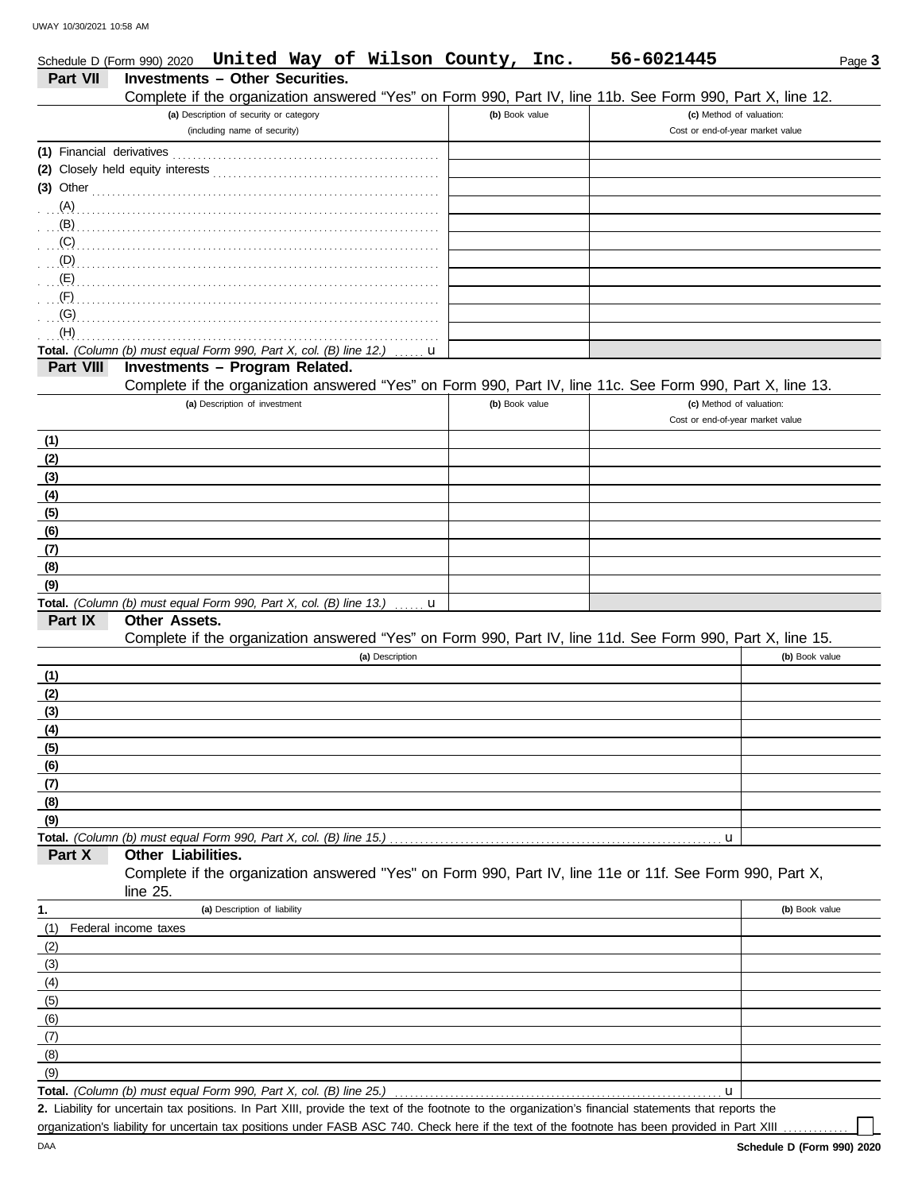Schedule D (Form 990) 2020 **United Way of Wilson County, Inc.** **56-6021445** Page **3**

## Part VII Investments – Other Securities.

Complete if the organization answered "Yes" on Form 990, Part IV, line 11b. See Form 990, Part X, line 12.

| (a) Description of security or category (including name of security) | (b) Book value | (c) Method of valuation: Cost or end-of-year market value |
|---|---|---|
| (1) Financial derivatives | | |
| (2) Closely held equity interests | | |
| (3) Other | | |
| (A) | | |
| (B) | | |
| (C) | | |
| (D) | | |
| (E) | | |
| (F) | | |
| (G) | | |
| (H) | | |
| **Total.** *(Column (b) must equal Form 990, Part X, col. (B) line 12.)* u | | |

## Part VIII Investments – Program Related.

Complete if the organization answered "Yes" on Form 990, Part IV, line 11c. See Form 990, Part X, line 13.

| (a) Description of investment | (b) Book value | (c) Method of valuation: Cost or end-of-year market value |
|---|---|---|
| (1) | | |
| (2) | | |
| (3) | | |
| (4) | | |
| (5) | | |
| (6) | | |
| (7) | | |
| (8) | | |
| (9) | | |
| **Total.** *(Column (b) must equal Form 990, Part X, col. (B) line 13.)* u | | |

## Part IX Other Assets.

Complete if the organization answered "Yes" on Form 990, Part IV, line 11d. See Form 990, Part X, line 15.

| (a) Description | (b) Book value |
|---|---|
| (1) | |
| (2) | |
| (3) | |
| (4) | |
| (5) | |
| (6) | |
| (7) | |
| (8) | |
| (9) | |
| **Total.** *(Column (b) must equal Form 990, Part X, col. (B) line 15.)* u | |

## Part X Other Liabilities.

Complete if the organization answered "Yes" on Form 990, Part IV, line 11e or 11f. See Form 990, Part X, line 25.

| 1. (a) Description of liability | (b) Book value |
|---|---|
| (1) Federal income taxes | |
| (2) | |
| (3) | |
| (4) | |
| (5) | |
| (6) | |
| (7) | |
| (8) | |
| (9) | |
| **Total.** *(Column (b) must equal Form 990, Part X, col. (B) line 25.)* u | |

**2.** Liability for uncertain tax positions. In Part XIII, provide the text of the footnote to the organization's financial statements that reports the organization's liability for uncertain tax positions under FASB ASC 740. Check here if the text of the footnote has been provided in Part XIII ☐

DAA **Schedule D (Form 990) 2020**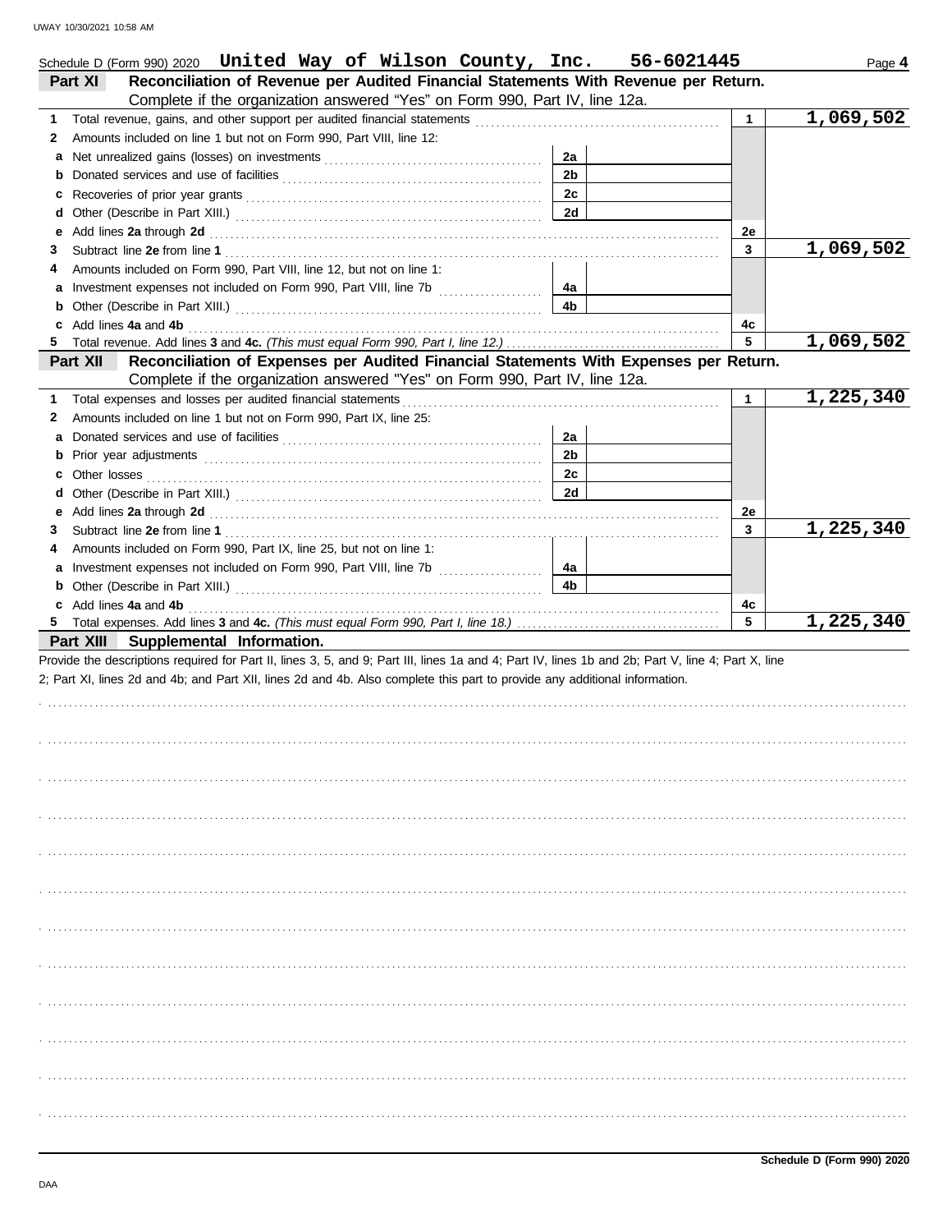UWAY 10/30/2021 10:58 AM

Schedule D (Form 990) 2020 **United Way of Wilson County, Inc.** **56-6021445** Page **4**

## Part XI Reconciliation of Revenue per Audited Financial Statements With Revenue per Return.

Complete if the organization answered "Yes" on Form 990, Part IV, line 12a.

| | | | | | |
|---|---|---|---|---|---|
| **1** | Total revenue, gains, and other support per audited financial statements | | | **1** | **1,069,502** |
| **2** | Amounts included on line 1 but not on Form 990, Part VIII, line 12: | | | | |
| **a** | Net unrealized gains (losses) on investments | **2a** | | | |
| **b** | Donated services and use of facilities | **2b** | | | |
| **c** | Recoveries of prior year grants | **2c** | | | |
| **d** | Other (Describe in Part XIII.) | **2d** | | | |
| **e** | Add lines **2a** through **2d** | | | **2e** | |
| **3** | Subtract line **2e** from line **1** | | | **3** | **1,069,502** |
| **4** | Amounts included on Form 990, Part VIII, line 12, but not on line 1: | | | | |
| **a** | Investment expenses not included on Form 990, Part VIII, line 7b | **4a** | | | |
| **b** | Other (Describe in Part XIII.) | **4b** | | | |
| **c** | Add lines **4a** and **4b** | | | **4c** | |
| **5** | Total revenue. Add lines **3** and **4c.** *(This must equal Form 990, Part I, line 12.)* | | | **5** | **1,069,502** |

## Part XII Reconciliation of Expenses per Audited Financial Statements With Expenses per Return.

Complete if the organization answered "Yes" on Form 990, Part IV, line 12a.

| | | | | | |
|---|---|---|---|---|---|
| **1** | Total expenses and losses per audited financial statements | | | **1** | **1,225,340** |
| **2** | Amounts included on line 1 but not on Form 990, Part IX, line 25: | | | | |
| **a** | Donated services and use of facilities | **2a** | | | |
| **b** | Prior year adjustments | **2b** | | | |
| **c** | Other losses | **2c** | | | |
| **d** | Other (Describe in Part XIII.) | **2d** | | | |
| **e** | Add lines **2a** through **2d** | | | **2e** | |
| **3** | Subtract line **2e** from line **1** | | | **3** | **1,225,340** |
| **4** | Amounts included on Form 990, Part IX, line 25, but not on line 1: | | | | |
| **a** | Investment expenses not included on Form 990, Part VIII, line 7b | **4a** | | | |
| **b** | Other (Describe in Part XIII.) | **4b** | | | |
| **c** | Add lines **4a** and **4b** | | | **4c** | |
| **5** | Total expenses. Add lines **3** and **4c.** *(This must equal Form 990, Part I, line 18.)* | | | **5** | **1,225,340** |

## Part XIII Supplemental Information.

Provide the descriptions required for Part II, lines 3, 5, and 9; Part III, lines 1a and 4; Part IV, lines 1b and 2b; Part V, line 4; Part X, line 2; Part XI, lines 2d and 4b; and Part XII, lines 2d and 4b. Also complete this part to provide any additional information.

**Schedule D (Form 990) 2020**

DAA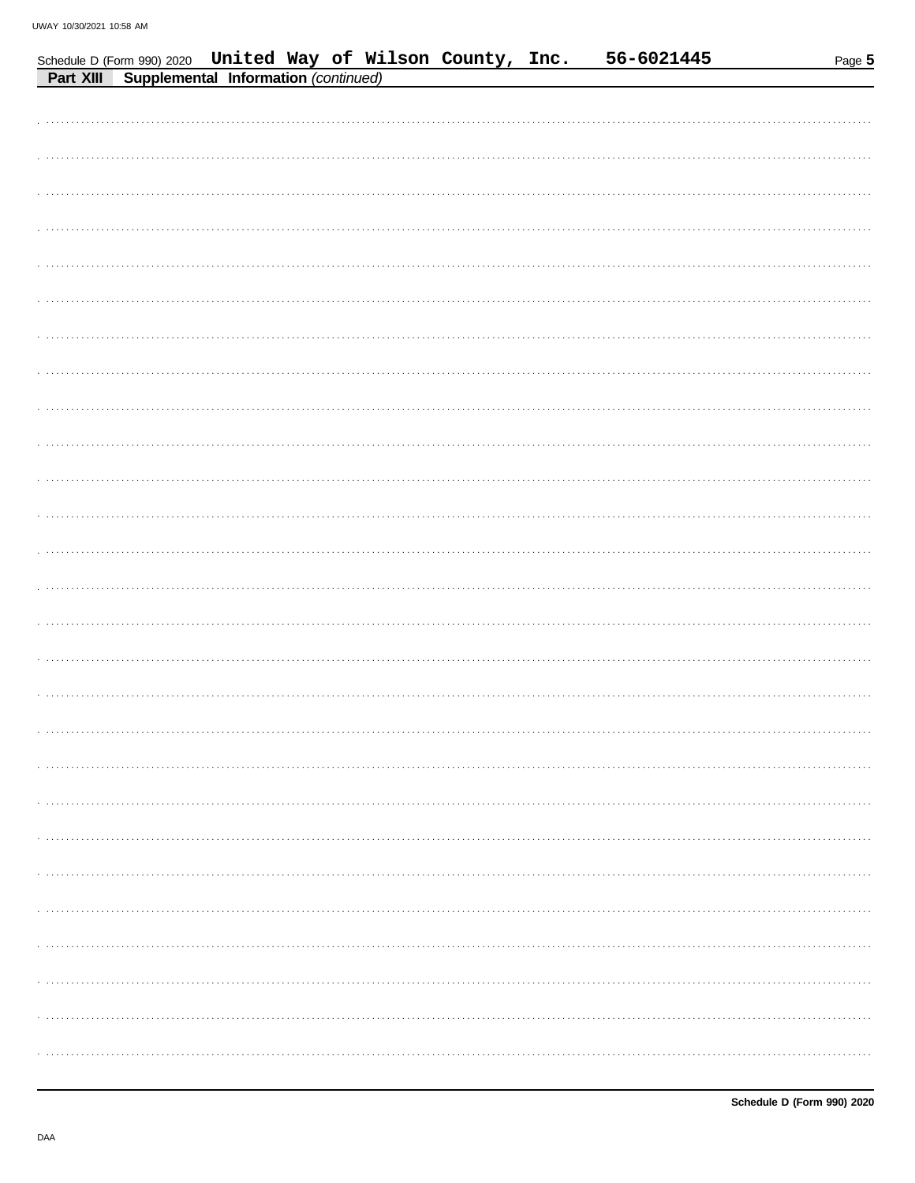Schedule D (Form 990) 2020 United Way of Wilson County, Inc. 56-6021445

**Part XIII Supplemental Information** *(continued)*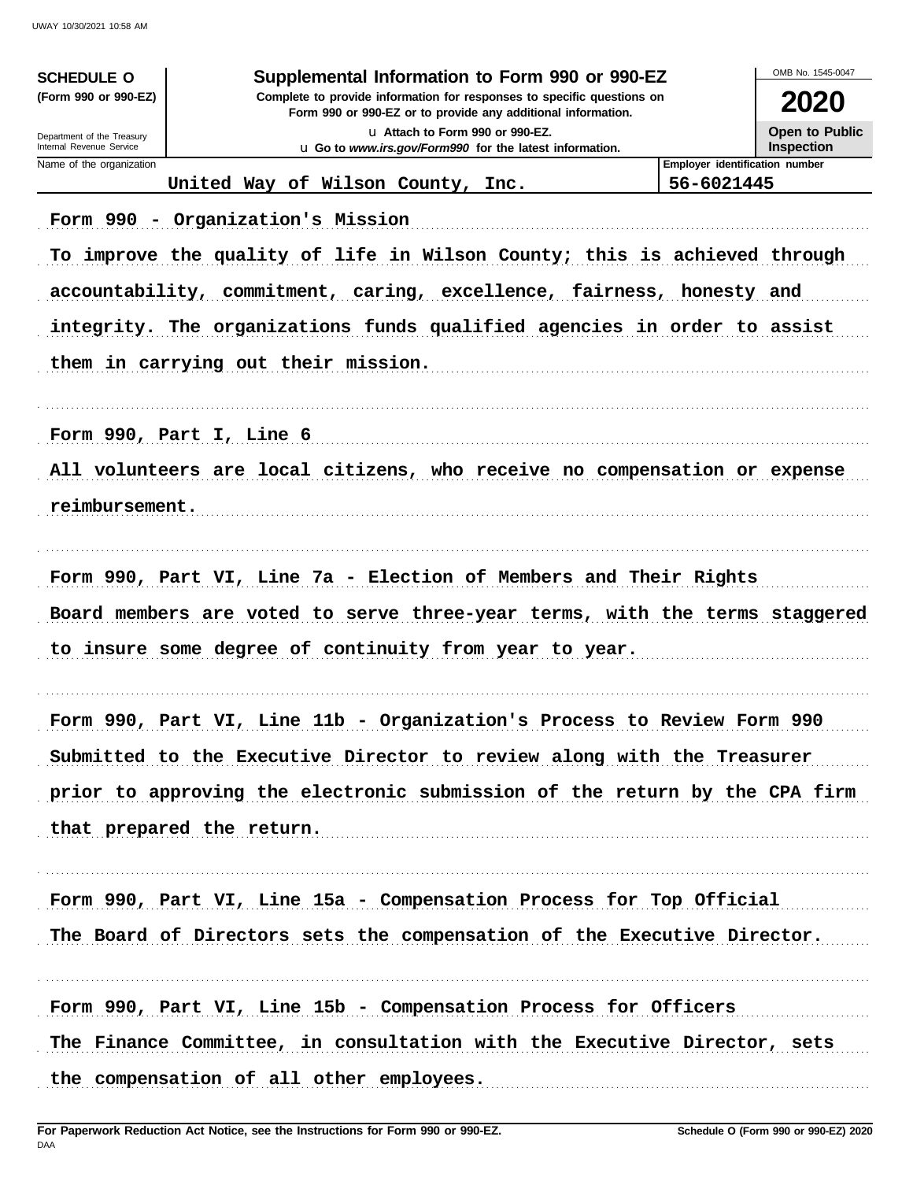**SCHEDULE O**
**(Form 990 or 990-EZ)**

Department of the Treasury
Internal Revenue Service

# Supplemental Information to Form 990 or 990-EZ

**Complete to provide information for responses to specific questions on Form 990 or 990-EZ or to provide any additional information.**

u Attach to Form 990 or 990-EZ.

u Go to *www.irs.gov/Form990* for the latest information.

OMB No. 1545-0047

**2020**

**Open to Public Inspection**

| Name of the organization | Employer identification number |
|---|---|
| United Way of Wilson County, Inc. | 56-6021445 |

**Form 990 - Organization's Mission**

To improve the quality of life in Wilson County; this is achieved through accountability, commitment, caring, excellence, fairness, honesty and integrity. The organizations funds qualified agencies in order to assist them in carrying out their mission.

**Form 990, Part I, Line 6**

All volunteers are local citizens, who receive no compensation or expense reimbursement.

**Form 990, Part VI, Line 7a - Election of Members and Their Rights**

Board members are voted to serve three-year terms, with the terms staggered to insure some degree of continuity from year to year.

**Form 990, Part VI, Line 11b - Organization's Process to Review Form 990**

Submitted to the Executive Director to review along with the Treasurer prior to approving the electronic submission of the return by the CPA firm that prepared the return.

**Form 990, Part VI, Line 15a - Compensation Process for Top Official**

The Board of Directors sets the compensation of the Executive Director.

**Form 990, Part VI, Line 15b - Compensation Process for Officers**

The Finance Committee, in consultation with the Executive Director, sets the compensation of all other employees.

For Paperwork Reduction Act Notice, see the Instructions for Form 990 or 990-EZ. Schedule O (Form 990 or 990-EZ) 2020

DAA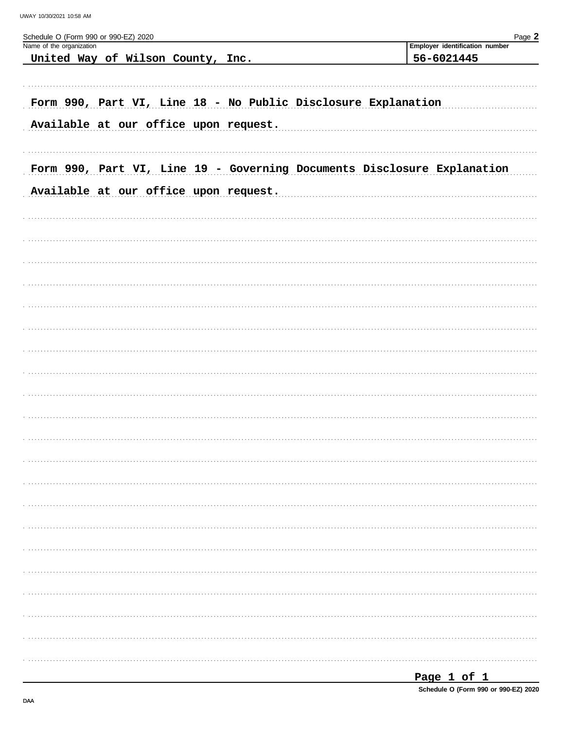Schedule O (Form 990 or 990-EZ) 2020

| Name of the organization | Employer identification number |
| --- | --- |
| United Way of Wilson County, Inc. | 56-6021445 |

Form 990, Part VI, Line 18 - No Public Disclosure Explanation

Available at our office upon request.

Form 990, Part VI, Line 19 - Governing Documents Disclosure Explanation

Available at our office upon request.

Schedule O (Form 990 or 990-EZ) 2020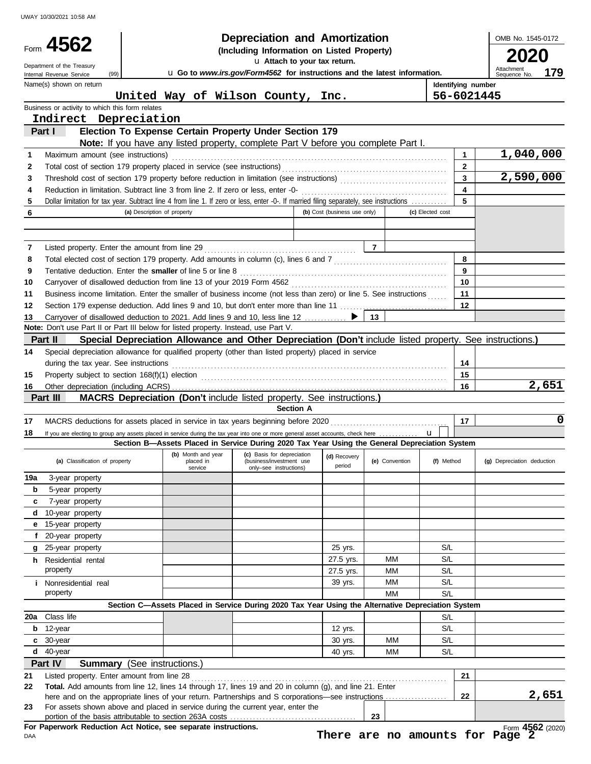UWAY 10/30/2021 10:58 AM

# Form 4562 — Depreciation and Amortization (Including Information on Listed Property)

**2020**

OMB No. 1545-0172

Department of the Treasury
Internal Revenue Service (99)

u Attach to your tax return.
u Go to *www.irs.gov/Form4562* for instructions and the latest information.

Attachment Sequence No. **179**

| Name(s) shown on return | Identifying number |
|---|---|
| United Way of Wilson County, Inc. | 56-6021445 |

Business or activity to which this form relates
**Indirect Depreciation**

## Part I — Election To Expense Certain Property Under Section 179

**Note:** If you have any listed property, complete Part V before you complete Part I.

| | | | |
|---|---|---|---|
| 1 | Maximum amount (see instructions) | 1 | 1,040,000 |
| 2 | Total cost of section 179 property placed in service (see instructions) | 2 | |
| 3 | Threshold cost of section 179 property before reduction in limitation (see instructions) | 3 | 2,590,000 |
| 4 | Reduction in limitation. Subtract line 3 from line 2. If zero or less, enter -0- | 4 | |
| 5 | Dollar limitation for tax year. Subtract line 4 from line 1. If zero or less, enter -0-. If married filing separately, see instructions | 5 | |

| 6 | (a) Description of property | (b) Cost (business use only) | (c) Elected cost |
|---|---|---|---|
| | | | |
| | | | |

| | | | | | |
|---|---|---|---|---|---|
| 7 | Listed property. Enter the amount from line 29 | 7 | | | |
| 8 | Total elected cost of section 179 property. Add amounts in column (c), lines 6 and 7 | | | 8 | |
| 9 | Tentative deduction. Enter the **smaller** of line 5 or line 8 | | | 9 | |
| 10 | Carryover of disallowed deduction from line 13 of your 2019 Form 4562 | | | 10 | |
| 11 | Business income limitation. Enter the smaller of business income (not less than zero) or line 5. See instructions | | | 11 | |
| 12 | Section 179 expense deduction. Add lines 9 and 10, but don't enter more than line 11 | | | 12 | |
| 13 | Carryover of disallowed deduction to 2021. Add lines 9 and 10, less line 12 ▶ | 13 | | | |

**Note:** Don't use Part II or Part III below for listed property. Instead, use Part V.

## Part II — Special Depreciation Allowance and Other Depreciation (Don't include listed property. See instructions.)

| | | | |
|---|---|---|---|
| 14 | Special depreciation allowance for qualified property (other than listed property) placed in service during the tax year. See instructions | 14 | |
| 15 | Property subject to section 168(f)(1) election | 15 | |
| 16 | Other depreciation (including ACRS) | 16 | 2,651 |

## Part III — MACRS Depreciation (Don't include listed property. See instructions.)

### Section A

| | | | |
|---|---|---|---|
| 17 | MACRS deductions for assets placed in service in tax years beginning before 2020 | 17 | 0 |
| 18 | If you are electing to group any assets placed in service during the tax year into one or more general asset accounts, check here u | | |

### Section B—Assets Placed in Service During 2020 Tax Year Using the General Depreciation System

| (a) Classification of property | (b) Month and year placed in service | (c) Basis for depreciation (business/investment use only–see instructions) | (d) Recovery period | (e) Convention | (f) Method | (g) Depreciation deduction |
|---|---|---|---|---|---|---|
| 19a 3-year property | | | | | | |
| b 5-year property | | | | | | |
| c 7-year property | | | | | | |
| d 10-year property | | | | | | |
| e 15-year property | | | | | | |
| f 20-year property | | | | | | |
| g 25-year property | | | 25 yrs. | | S/L | |
| h Residential rental property | | | 27.5 yrs. | MM | S/L | |
| | | | 27.5 yrs. | MM | S/L | |
| i Nonresidential real property | | | 39 yrs. | MM | S/L | |
| | | | | MM | S/L | |

### Section C—Assets Placed in Service During 2020 Tax Year Using the Alternative Depreciation System

| (a) Classification of property | (b) Month and year placed in service | (c) Basis for depreciation | (d) Recovery period | (e) Convention | (f) Method | (g) Depreciation deduction |
|---|---|---|---|---|---|---|
| 20a Class life | | | | | S/L | |
| b 12-year | | | 12 yrs. | | S/L | |
| c 30-year | | | 30 yrs. | MM | S/L | |
| d 40-year | | | 40 yrs. | MM | S/L | |

## Part IV — Summary (See instructions.)

| | | | |
|---|---|---|---|
| 21 | Listed property. Enter amount from line 28 | 21 | |
| 22 | **Total.** Add amounts from line 12, lines 14 through 17, lines 19 and 20 in column (g), and line 21. Enter here and on the appropriate lines of your return. Partnerships and S corporations—see instructions | 22 | 2,651 |
| 23 | For assets shown above and placed in service during the current year, enter the portion of the basis attributable to section 263A costs | 23 | |

**For Paperwork Reduction Act Notice, see separate instructions.**

DAA

**There are no amounts for Page 2**

Form **4562** (2020)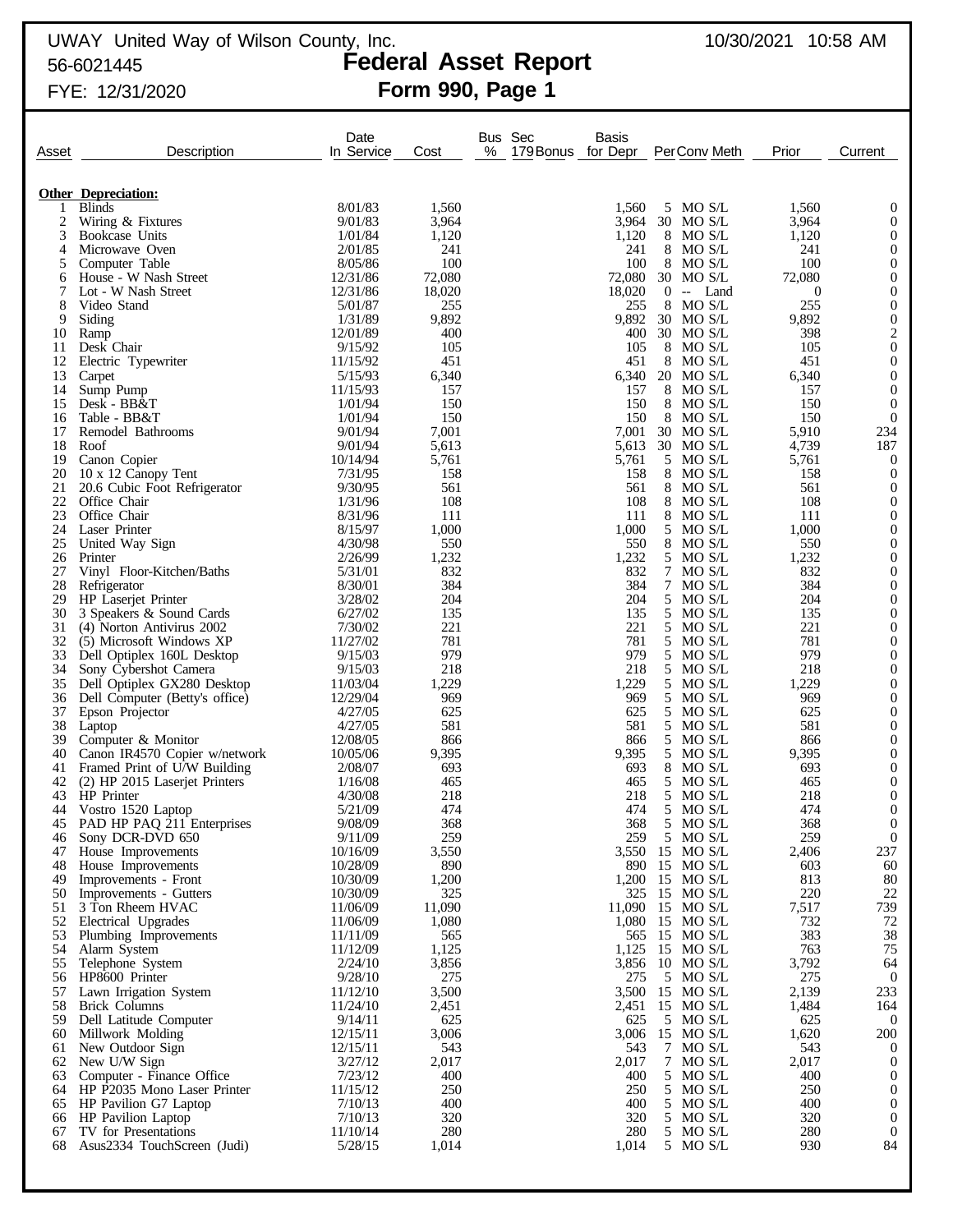UWAY United Way of Wilson County, Inc.

56-6021445

FYE: 12/31/2020

10/30/2021 10:58 AM

# Federal Asset Report

## Form 990, Page 1

| Asset | Description | Date In Service | Cost | Bus % | Sec 179 Bonus | Basis for Depr | Per | Conv | Meth | Prior | Current |
|---|---|---|---|---|---|---|---|---|---|---|---|
| | **Other Depreciation:** | | | | | | | | | | |
| 1 | Blinds | 8/01/83 | 1,560 | | | 1,560 | 5 | MO | S/L | 1,560 | 0 |
| 2 | Wiring & Fixtures | 9/01/83 | 3,964 | | | 3,964 | 30 | MO | S/L | 3,964 | 0 |
| 3 | Bookcase Units | 1/01/84 | 1,120 | | | 1,120 | 8 | MO | S/L | 1,120 | 0 |
| 4 | Microwave Oven | 2/01/85 | 241 | | | 241 | 8 | MO | S/L | 241 | 0 |
| 5 | Computer Table | 8/05/86 | 100 | | | 100 | 8 | MO | S/L | 100 | 0 |
| 6 | House - W Nash Street | 12/31/86 | 72,080 | | | 72,080 | 30 | MO | S/L | 72,080 | 0 |
| 7 | Lot - W Nash Street | 12/31/86 | 18,020 | | | 18,020 | 0 | -- | Land | 0 | 0 |
| 8 | Video Stand | 5/01/87 | 255 | | | 255 | 8 | MO | S/L | 255 | 0 |
| 9 | Siding | 1/31/89 | 9,892 | | | 9,892 | 30 | MO | S/L | 9,892 | 0 |
| 10 | Ramp | 12/01/89 | 400 | | | 400 | 30 | MO | S/L | 398 | 2 |
| 11 | Desk Chair | 9/15/92 | 105 | | | 105 | 8 | MO | S/L | 105 | 0 |
| 12 | Electric Typewriter | 11/15/92 | 451 | | | 451 | 8 | MO | S/L | 451 | 0 |
| 13 | Carpet | 5/15/93 | 6,340 | | | 6,340 | 20 | MO | S/L | 6,340 | 0 |
| 14 | Sump Pump | 11/15/93 | 157 | | | 157 | 8 | MO | S/L | 157 | 0 |
| 15 | Desk - BB&T | 1/01/94 | 150 | | | 150 | 8 | MO | S/L | 150 | 0 |
| 16 | Table - BB&T | 1/01/94 | 150 | | | 150 | 8 | MO | S/L | 150 | 0 |
| 17 | Remodel Bathrooms | 9/01/94 | 7,001 | | | 7,001 | 30 | MO | S/L | 5,910 | 234 |
| 18 | Roof | 9/01/94 | 5,613 | | | 5,613 | 30 | MO | S/L | 4,739 | 187 |
| 19 | Canon Copier | 10/14/94 | 5,761 | | | 5,761 | 5 | MO | S/L | 5,761 | 0 |
| 20 | 10 x 12 Canopy Tent | 7/31/95 | 158 | | | 158 | 8 | MO | S/L | 158 | 0 |
| 21 | 20.6 Cubic Foot Refrigerator | 9/30/95 | 561 | | | 561 | 8 | MO | S/L | 561 | 0 |
| 22 | Office Chair | 1/31/96 | 108 | | | 108 | 8 | MO | S/L | 108 | 0 |
| 23 | Office Chair | 8/31/96 | 111 | | | 111 | 8 | MO | S/L | 111 | 0 |
| 24 | Laser Printer | 8/15/97 | 1,000 | | | 1,000 | 5 | MO | S/L | 1,000 | 0 |
| 25 | United Way Sign | 4/30/98 | 550 | | | 550 | 8 | MO | S/L | 550 | 0 |
| 26 | Printer | 2/26/99 | 1,232 | | | 1,232 | 5 | MO | S/L | 1,232 | 0 |
| 27 | Vinyl Floor-Kitchen/Baths | 5/31/01 | 832 | | | 832 | 7 | MO | S/L | 832 | 0 |
| 28 | Refrigerator | 8/30/01 | 384 | | | 384 | 7 | MO | S/L | 384 | 0 |
| 29 | HP Laserjet Printer | 3/28/02 | 204 | | | 204 | 5 | MO | S/L | 204 | 0 |
| 30 | 3 Speakers & Sound Cards | 6/27/02 | 135 | | | 135 | 5 | MO | S/L | 135 | 0 |
| 31 | (4) Norton Antivirus 2002 | 7/30/02 | 221 | | | 221 | 5 | MO | S/L | 221 | 0 |
| 32 | (5) Microsoft Windows XP | 11/27/02 | 781 | | | 781 | 5 | MO | S/L | 781 | 0 |
| 33 | Dell Optiplex 160L Desktop | 9/15/03 | 979 | | | 979 | 5 | MO | S/L | 979 | 0 |
| 34 | Sony Cybershot Camera | 9/15/03 | 218 | | | 218 | 5 | MO | S/L | 218 | 0 |
| 35 | Dell Optiplex GX280 Desktop | 11/03/04 | 1,229 | | | 1,229 | 5 | MO | S/L | 1,229 | 0 |
| 36 | Dell Computer (Betty's office) | 12/29/04 | 969 | | | 969 | 5 | MO | S/L | 969 | 0 |
| 37 | Epson Projector | 4/27/05 | 625 | | | 625 | 5 | MO | S/L | 625 | 0 |
| 38 | Laptop | 4/27/05 | 581 | | | 581 | 5 | MO | S/L | 581 | 0 |
| 39 | Computer & Monitor | 12/08/05 | 866 | | | 866 | 5 | MO | S/L | 866 | 0 |
| 40 | Canon IR4570 Copier w/network | 10/05/06 | 9,395 | | | 9,395 | 5 | MO | S/L | 9,395 | 0 |
| 41 | Framed Print of U/W Building | 2/08/07 | 693 | | | 693 | 8 | MO | S/L | 693 | 0 |
| 42 | (2) HP 2015 Laserjet Printers | 1/16/08 | 465 | | | 465 | 5 | MO | S/L | 465 | 0 |
| 43 | HP Printer | 4/30/08 | 218 | | | 218 | 5 | MO | S/L | 218 | 0 |
| 44 | Vostro 1520 Laptop | 5/21/09 | 474 | | | 474 | 5 | MO | S/L | 474 | 0 |
| 45 | PAD HP PAQ 211 Enterprises | 9/08/09 | 368 | | | 368 | 5 | MO | S/L | 368 | 0 |
| 46 | Sony DCR-DVD 650 | 9/11/09 | 259 | | | 259 | 5 | MO | S/L | 259 | 0 |
| 47 | House Improvements | 10/16/09 | 3,550 | | | 3,550 | 15 | MO | S/L | 2,406 | 237 |
| 48 | House Improvements | 10/28/09 | 890 | | | 890 | 15 | MO | S/L | 603 | 60 |
| 49 | Improvements - Front | 10/30/09 | 1,200 | | | 1,200 | 15 | MO | S/L | 813 | 80 |
| 50 | Improvements - Gutters | 10/30/09 | 325 | | | 325 | 15 | MO | S/L | 220 | 22 |
| 51 | 3 Ton Rheem HVAC | 11/06/09 | 11,090 | | | 11,090 | 15 | MO | S/L | 7,517 | 739 |
| 52 | Electrical Upgrades | 11/06/09 | 1,080 | | | 1,080 | 15 | MO | S/L | 732 | 72 |
| 53 | Plumbing Improvements | 11/11/09 | 565 | | | 565 | 15 | MO | S/L | 383 | 38 |
| 54 | Alarm System | 11/12/09 | 1,125 | | | 1,125 | 15 | MO | S/L | 763 | 75 |
| 55 | Telephone System | 2/24/10 | 3,856 | | | 3,856 | 10 | MO | S/L | 3,792 | 64 |
| 56 | HP8600 Printer | 9/28/10 | 275 | | | 275 | 5 | MO | S/L | 275 | 0 |
| 57 | Lawn Irrigation System | 11/12/10 | 3,500 | | | 3,500 | 15 | MO | S/L | 2,139 | 233 |
| 58 | Brick Columns | 11/24/10 | 2,451 | | | 2,451 | 15 | MO | S/L | 1,484 | 164 |
| 59 | Dell Latitude Computer | 9/14/11 | 625 | | | 625 | 5 | MO | S/L | 625 | 0 |
| 60 | Millwork Molding | 12/15/11 | 3,006 | | | 3,006 | 15 | MO | S/L | 1,620 | 200 |
| 61 | New Outdoor Sign | 12/15/11 | 543 | | | 543 | 7 | MO | S/L | 543 | 0 |
| 62 | New U/W Sign | 3/27/12 | 2,017 | | | 2,017 | 7 | MO | S/L | 2,017 | 0 |
| 63 | Computer - Finance Office | 7/23/12 | 400 | | | 400 | 5 | MO | S/L | 400 | 0 |
| 64 | HP P2035 Mono Laser Printer | 11/15/12 | 250 | | | 250 | 5 | MO | S/L | 250 | 0 |
| 65 | HP Pavilion G7 Laptop | 7/10/13 | 400 | | | 400 | 5 | MO | S/L | 400 | 0 |
| 66 | HP Pavilion Laptop | 7/10/13 | 320 | | | 320 | 5 | MO | S/L | 320 | 0 |
| 67 | TV for Presentations | 11/10/14 | 280 | | | 280 | 5 | MO | S/L | 280 | 0 |
| 68 | Asus2334 TouchScreen (Judi) | 5/28/15 | 1,014 | | | 1,014 | 5 | MO | S/L | 930 | 84 |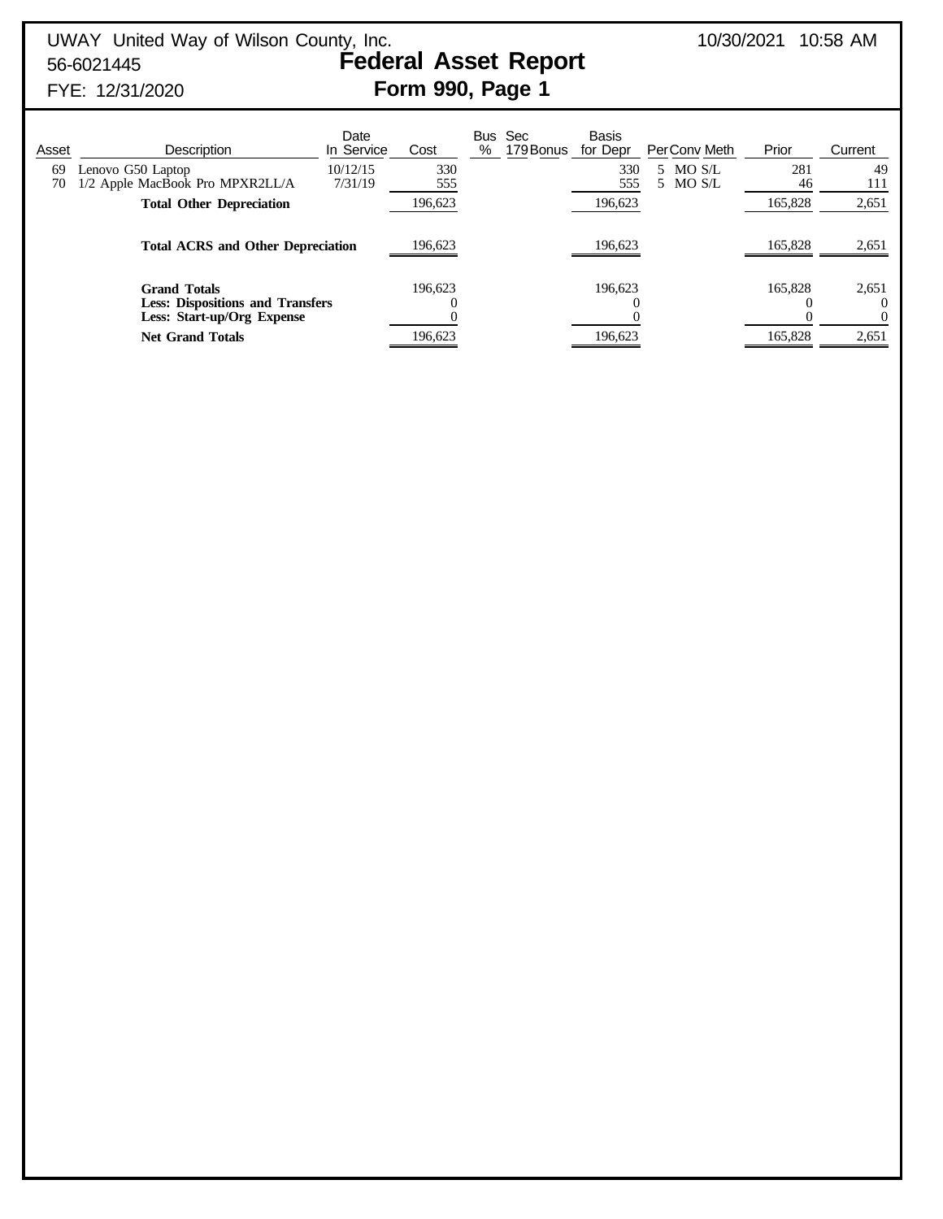UWAY United Way of Wilson County, Inc.
56-6021445
FYE: 12/31/2020

10/30/2021 10:58 AM

# Federal Asset Report

## Form 990, Page 1

| Asset | Description | Date In Service | Cost | Bus % | Sec 179 Bonus | Basis for Depr | Per | Conv | Meth | Prior | Current |
|---|---|---|---|---|---|---|---|---|---|---|---|
| 69 | Lenovo G50 Laptop | 10/12/15 | 330 | | | 330 | 5 | MO | S/L | 281 | 49 |
| 70 | 1/2 Apple MacBook Pro MPXR2LL/A | 7/31/19 | 555 | | | 555 | 5 | MO | S/L | 46 | 111 |
| | **Total Other Depreciation** | | 196,623 | | | 196,623 | | | | 165,828 | 2,651 |
| | **Total ACRS and Other Depreciation** | | 196,623 | | | 196,623 | | | | 165,828 | 2,651 |
| | **Grand Totals** | | 196,623 | | | 196,623 | | | | 165,828 | 2,651 |
| | **Less: Dispositions and Transfers** | | 0 | | | 0 | | | | 0 | 0 |
| | **Less: Start-up/Org Expense** | | 0 | | | 0 | | | | 0 | 0 |
| | **Net Grand Totals** | | 196,623 | | | 196,623 | | | | 165,828 | 2,651 |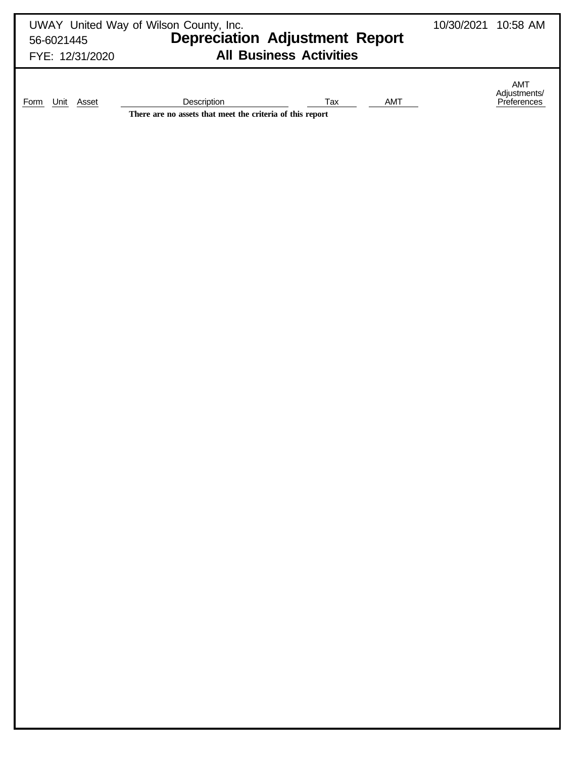UWAY United Way of Wilson County, Inc.
56-6021445
FYE: 12/31/2020

10/30/2021 10:58 AM

# Depreciation Adjustment Report

## All Business Activities

| Form | Unit | Asset | Description | Tax | AMT | AMT Adjustments/ Preferences |
|---|---|---|---|---|---|---|
| | | | There are no assets that meet the criteria of this report | | | |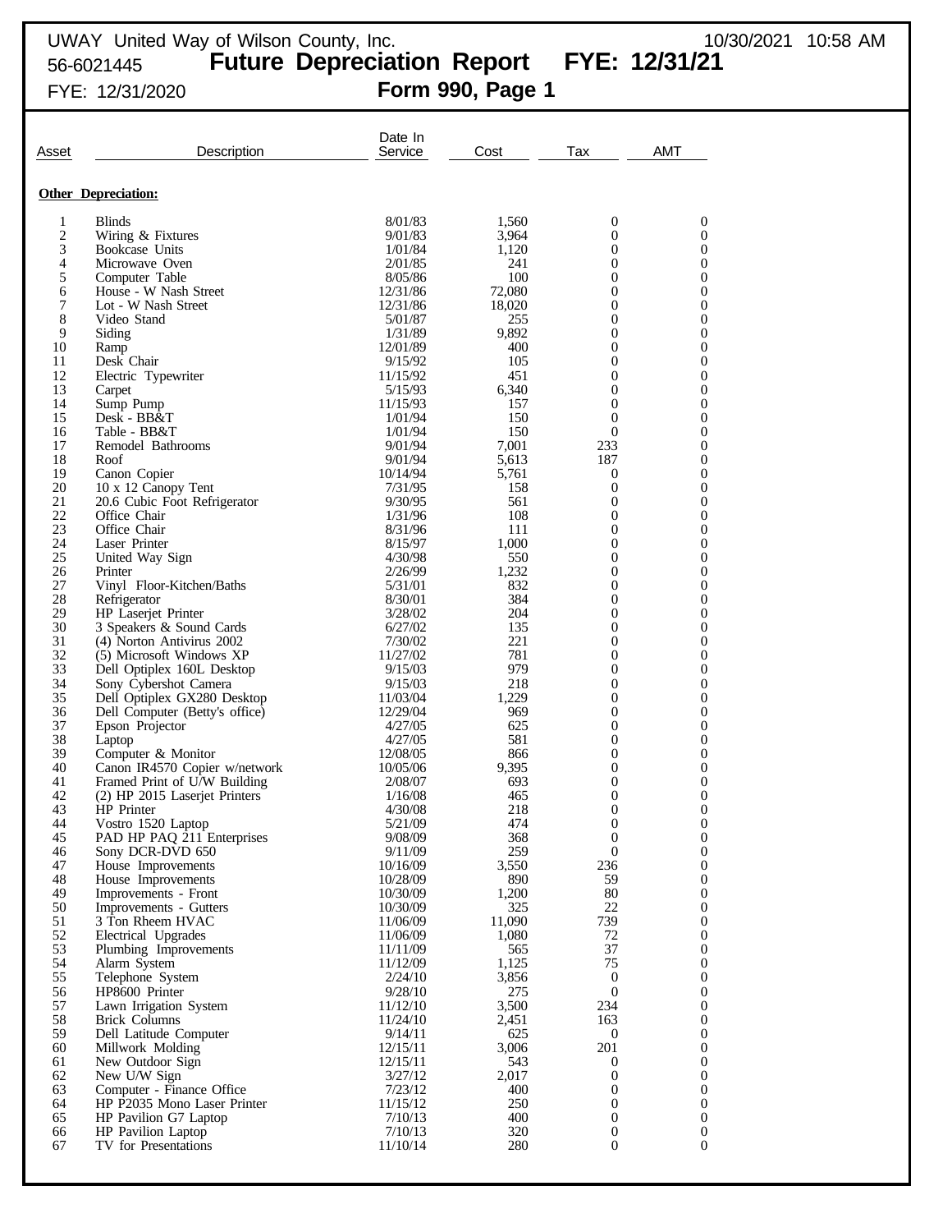UWAY United Way of Wilson County, Inc. 10/30/2021 10:58 AM

56-6021445 **Future Depreciation Report FYE: 12/31/21**

FYE: 12/31/2020 **Form 990, Page 1**

| Asset | Description | Date In Service | Cost | Tax | AMT |
|---|---|---|---|---|---|
| **Other Depreciation:** | | | | | |
| 1 | Blinds | 8/01/83 | 1,560 | 0 | 0 |
| 2 | Wiring & Fixtures | 9/01/83 | 3,964 | 0 | 0 |
| 3 | Bookcase Units | 1/01/84 | 1,120 | 0 | 0 |
| 4 | Microwave Oven | 2/01/85 | 241 | 0 | 0 |
| 5 | Computer Table | 8/05/86 | 100 | 0 | 0 |
| 6 | House - W Nash Street | 12/31/86 | 72,080 | 0 | 0 |
| 7 | Lot - W Nash Street | 12/31/86 | 18,020 | 0 | 0 |
| 8 | Video Stand | 5/01/87 | 255 | 0 | 0 |
| 9 | Siding | 1/31/89 | 9,892 | 0 | 0 |
| 10 | Ramp | 12/01/89 | 400 | 0 | 0 |
| 11 | Desk Chair | 9/15/92 | 105 | 0 | 0 |
| 12 | Electric Typewriter | 11/15/92 | 451 | 0 | 0 |
| 13 | Carpet | 5/15/93 | 6,340 | 0 | 0 |
| 14 | Sump Pump | 11/15/93 | 157 | 0 | 0 |
| 15 | Desk - BB&T | 1/01/94 | 150 | 0 | 0 |
| 16 | Table - BB&T | 1/01/94 | 150 | 0 | 0 |
| 17 | Remodel Bathrooms | 9/01/94 | 7,001 | 233 | 0 |
| 18 | Roof | 9/01/94 | 5,613 | 187 | 0 |
| 19 | Canon Copier | 10/14/94 | 5,761 | 0 | 0 |
| 20 | 10 x 12 Canopy Tent | 7/31/95 | 158 | 0 | 0 |
| 21 | 20.6 Cubic Foot Refrigerator | 9/30/95 | 561 | 0 | 0 |
| 22 | Office Chair | 1/31/96 | 108 | 0 | 0 |
| 23 | Office Chair | 8/31/96 | 111 | 0 | 0 |
| 24 | Laser Printer | 8/15/97 | 1,000 | 0 | 0 |
| 25 | United Way Sign | 4/30/98 | 550 | 0 | 0 |
| 26 | Printer | 2/26/99 | 1,232 | 0 | 0 |
| 27 | Vinyl Floor-Kitchen/Baths | 5/31/01 | 832 | 0 | 0 |
| 28 | Refrigerator | 8/30/01 | 384 | 0 | 0 |
| 29 | HP Laserjet Printer | 3/28/02 | 204 | 0 | 0 |
| 30 | 3 Speakers & Sound Cards | 6/27/02 | 135 | 0 | 0 |
| 31 | (4) Norton Antivirus 2002 | 7/30/02 | 221 | 0 | 0 |
| 32 | (5) Microsoft Windows XP | 11/27/02 | 781 | 0 | 0 |
| 33 | Dell Optiplex 160L Desktop | 9/15/03 | 979 | 0 | 0 |
| 34 | Sony Cybershot Camera | 9/15/03 | 218 | 0 | 0 |
| 35 | Dell Optiplex GX280 Desktop | 11/03/04 | 1,229 | 0 | 0 |
| 36 | Dell Computer (Betty's office) | 12/29/04 | 969 | 0 | 0 |
| 37 | Epson Projector | 4/27/05 | 625 | 0 | 0 |
| 38 | Laptop | 4/27/05 | 581 | 0 | 0 |
| 39 | Computer & Monitor | 12/08/05 | 866 | 0 | 0 |
| 40 | Canon IR4570 Copier w/network | 10/05/06 | 9,395 | 0 | 0 |
| 41 | Framed Print of U/W Building | 2/08/07 | 693 | 0 | 0 |
| 42 | (2) HP 2015 Laserjet Printers | 1/16/08 | 465 | 0 | 0 |
| 43 | HP Printer | 4/30/08 | 218 | 0 | 0 |
| 44 | Vostro 1520 Laptop | 5/21/09 | 474 | 0 | 0 |
| 45 | PAD HP PAQ 211 Enterprises | 9/08/09 | 368 | 0 | 0 |
| 46 | Sony DCR-DVD 650 | 9/11/09 | 259 | 0 | 0 |
| 47 | House Improvements | 10/16/09 | 3,550 | 236 | 0 |
| 48 | House Improvements | 10/28/09 | 890 | 59 | 0 |
| 49 | Improvements - Front | 10/30/09 | 1,200 | 80 | 0 |
| 50 | Improvements - Gutters | 10/30/09 | 325 | 22 | 0 |
| 51 | 3 Ton Rheem HVAC | 11/06/09 | 11,090 | 739 | 0 |
| 52 | Electrical Upgrades | 11/06/09 | 1,080 | 72 | 0 |
| 53 | Plumbing Improvements | 11/11/09 | 565 | 37 | 0 |
| 54 | Alarm System | 11/12/09 | 1,125 | 75 | 0 |
| 55 | Telephone System | 2/24/10 | 3,856 | 0 | 0 |
| 56 | HP8600 Printer | 9/28/10 | 275 | 0 | 0 |
| 57 | Lawn Irrigation System | 11/12/10 | 3,500 | 234 | 0 |
| 58 | Brick Columns | 11/24/10 | 2,451 | 163 | 0 |
| 59 | Dell Latitude Computer | 9/14/11 | 625 | 0 | 0 |
| 60 | Millwork Molding | 12/15/11 | 3,006 | 201 | 0 |
| 61 | New Outdoor Sign | 12/15/11 | 543 | 0 | 0 |
| 62 | New U/W Sign | 3/27/12 | 2,017 | 0 | 0 |
| 63 | Computer - Finance Office | 7/23/12 | 400 | 0 | 0 |
| 64 | HP P2035 Mono Laser Printer | 11/15/12 | 250 | 0 | 0 |
| 65 | HP Pavilion G7 Laptop | 7/10/13 | 400 | 0 | 0 |
| 66 | HP Pavilion Laptop | 7/10/13 | 320 | 0 | 0 |
| 67 | TV for Presentations | 11/10/14 | 280 | 0 | 0 |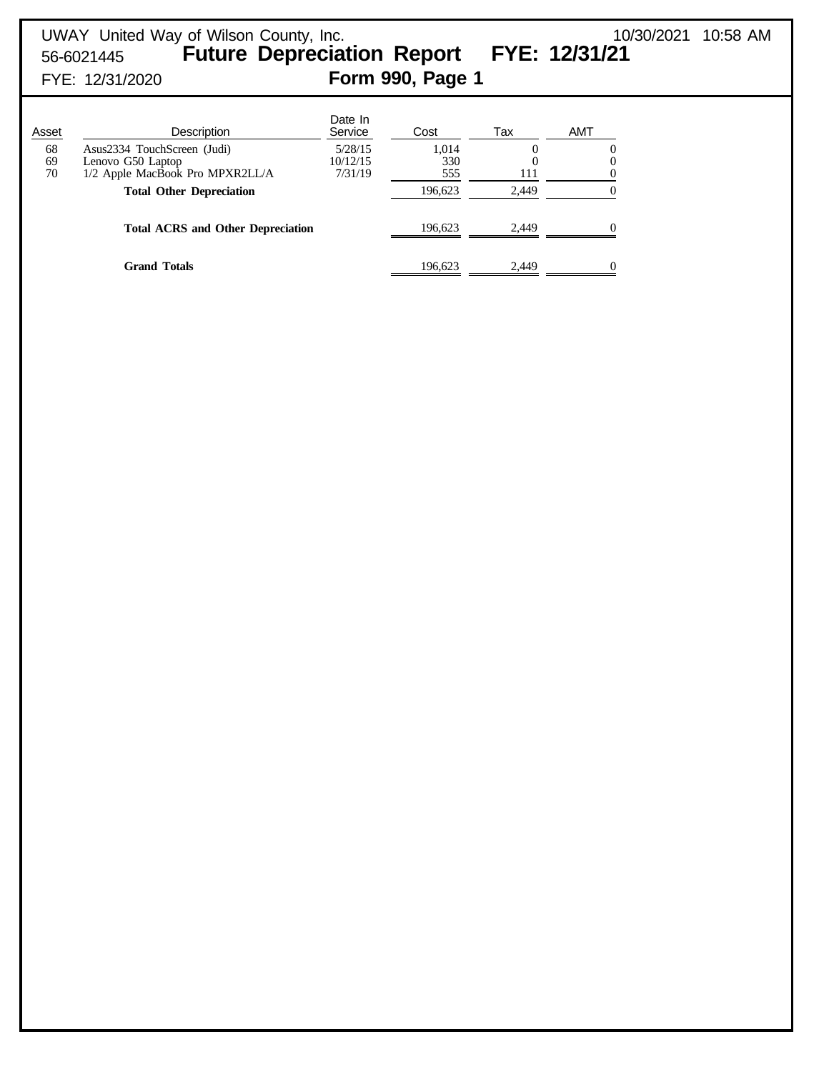UWAY United Way of Wilson County, Inc. 10/30/2021 10:58 AM

56-6021445

# Future Depreciation Report FYE: 12/31/21

FYE: 12/31/2020

## Form 990, Page 1

| Asset | Description | Date In Service | Cost | Tax | AMT |
|---|---|---|---|---|---|
| 68 | Asus2334 TouchScreen (Judi) | 5/28/15 | 1,014 | 0 | 0 |
| 69 | Lenovo G50 Laptop | 10/12/15 | 330 | 0 | 0 |
| 70 | 1/2 Apple MacBook Pro MPXR2LL/A | 7/31/19 | 555 | 111 | 0 |
| | **Total Other Depreciation** | | 196,623 | 2,449 | 0 |
| | **Total ACRS and Other Depreciation** | | 196,623 | 2,449 | 0 |
| | **Grand Totals** | | 196,623 | 2,449 | 0 |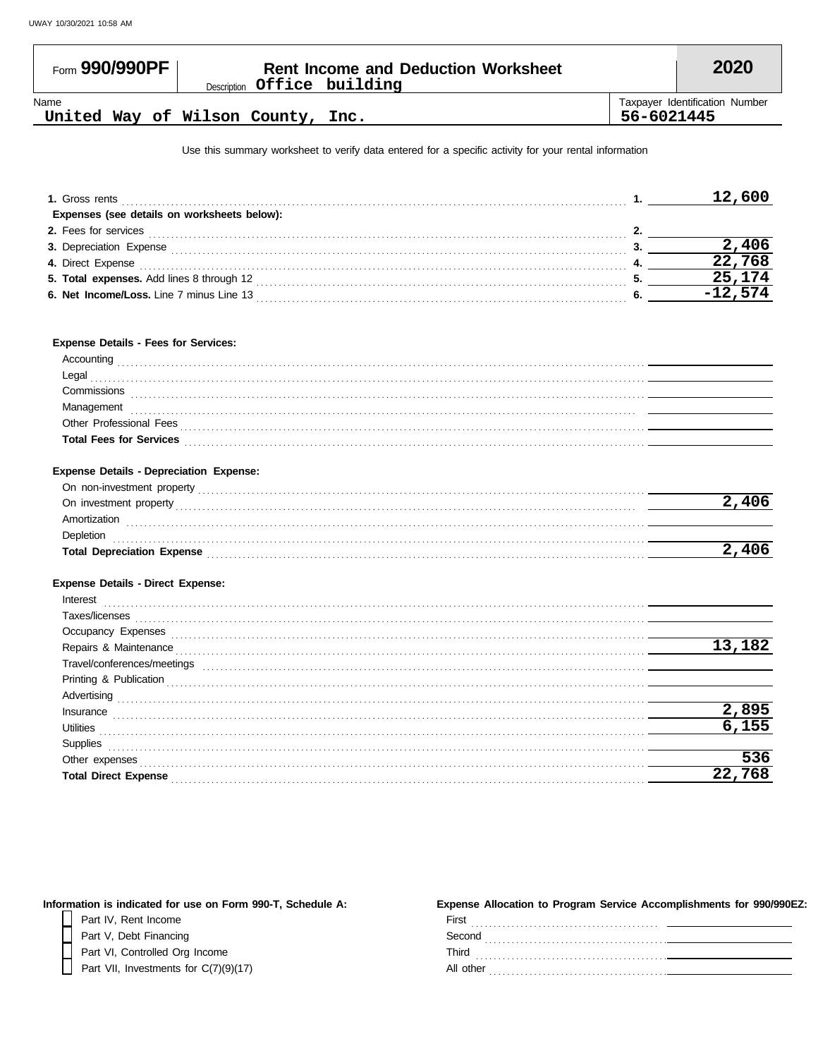Form **990/990PF**

# Rent Income and Deduction Worksheet

Description **Office building**

**2020**

| Name | Taxpayer Identification Number |
|---|---|
| United Way of Wilson County, Inc. | 56-6021445 |

Use this summary worksheet to verify data entered for a specific activity for your rental information

| | | |
|---|---|---|
| **1.** Gross rents | 1. | 12,600 |
| **Expenses (see details on worksheets below):** | | |
| **2.** Fees for services | 2. | |
| **3.** Depreciation Expense | 3. | 2,406 |
| **4.** Direct Expense | 4. | 22,768 |
| **5. Total expenses.** Add lines 8 through 12 | 5. | 25,174 |
| **6. Net Income/Loss.** Line 7 minus Line 13 | 6. | -12,574 |

**Expense Details - Fees for Services:**

| | |
|---|---|
| Accounting | |
| Legal | |
| Commissions | |
| Management | |
| Other Professional Fees | |
| **Total Fees for Services** | |

**Expense Details - Depreciation Expense:**

| | |
|---|---|
| On non-investment property | |
| On investment property | 2,406 |
| Amortization | |
| Depletion | |
| **Total Depreciation Expense** | 2,406 |

**Expense Details - Direct Expense:**

| | |
|---|---|
| Interest | |
| Taxes/licenses | |
| Occupancy Expenses | |
| Repairs & Maintenance | 13,182 |
| Travel/conferences/meetings | |
| Printing & Publication | |
| Advertising | |
| Insurance | 2,895 |
| Utilities | 6,155 |
| Supplies | |
| Other expenses | 536 |
| **Total Direct Expense** | 22,768 |

**Information is indicated for use on Form 990-T, Schedule A:**

- [ ] Part IV, Rent Income
- [ ] Part V, Debt Financing
- [ ] Part VI, Controlled Org Income
- [ ] Part VII, Investments for C(7)(9)(17)

**Expense Allocation to Program Service Accomplishments for 990/990EZ:**

| | |
|---|---|
| First | |
| Second | |
| Third | |
| All other | |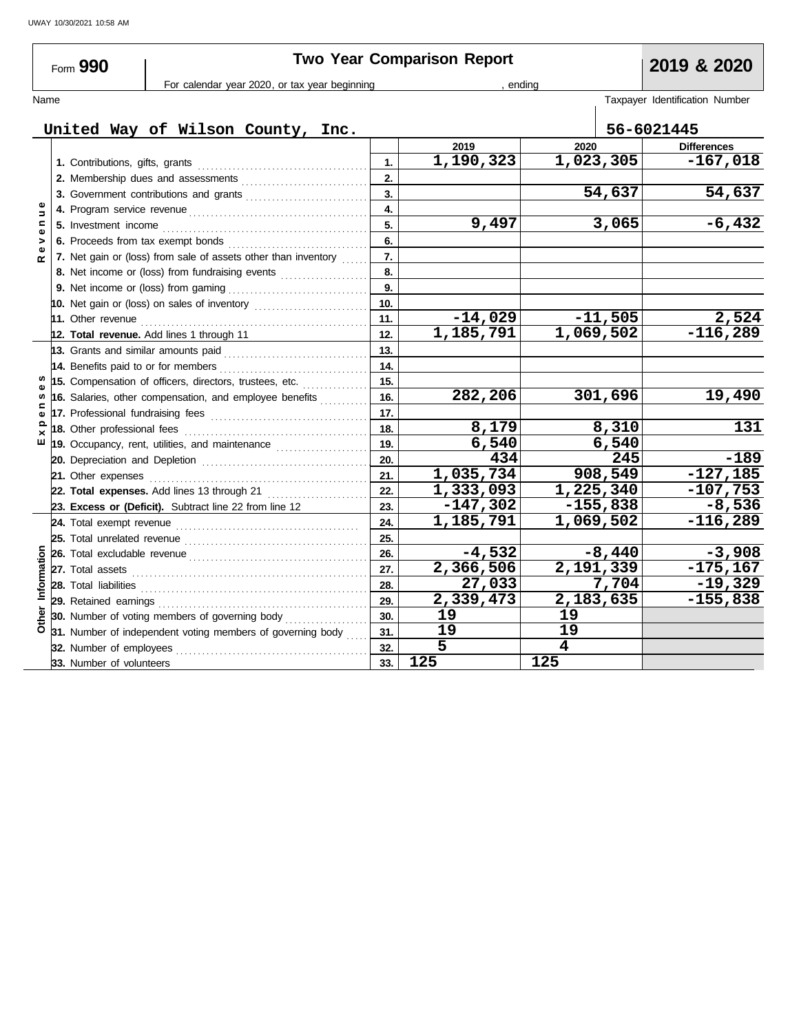UWAY 10/30/2021 10:58 AM

# Form 990 — Two Year Comparison Report — 2019 & 2020

For calendar year 2020, or tax year beginning , ending

| Name | Taxpayer Identification Number |
|---|---|
| United Way of Wilson County, Inc. | 56-6021445 |

| Section | Item | Line | 2019 | 2020 | Differences |
|---|---|---|---|---|---|
| Revenue | 1. Contributions, gifts, grants | 1. | 1,190,323 | 1,023,305 | -167,018 |
| | 2. Membership dues and assessments | 2. | | | |
| | 3. Government contributions and grants | 3. | | 54,637 | 54,637 |
| | 4. Program service revenue | 4. | | | |
| | 5. Investment income | 5. | 9,497 | 3,065 | -6,432 |
| | 6. Proceeds from tax exempt bonds | 6. | | | |
| | 7. Net gain or (loss) from sale of assets other than inventory | 7. | | | |
| | 8. Net income or (loss) from fundraising events | 8. | | | |
| | 9. Net income or (loss) from gaming | 9. | | | |
| | 10. Net gain or (loss) on sales of inventory | 10. | | | |
| | 11. Other revenue | 11. | -14,029 | -11,505 | 2,524 |
| | **12. Total revenue.** Add lines 1 through 11 | 12. | 1,185,791 | 1,069,502 | -116,289 |
| Expenses | 13. Grants and similar amounts paid | 13. | | | |
| | 14. Benefits paid to or for members | 14. | | | |
| | 15. Compensation of officers, directors, trustees, etc. | 15. | | | |
| | 16. Salaries, other compensation, and employee benefits | 16. | 282,206 | 301,696 | 19,490 |
| | 17. Professional fundraising fees | 17. | | | |
| | 18. Other professional fees | 18. | 8,179 | 8,310 | 131 |
| | 19. Occupancy, rent, utilities, and maintenance | 19. | 6,540 | 6,540 | |
| | 20. Depreciation and Depletion | 20. | 434 | 245 | -189 |
| | 21. Other expenses | 21. | 1,035,734 | 908,549 | -127,185 |
| | **22. Total expenses.** Add lines 13 through 21 | 22. | 1,333,093 | 1,225,340 | -107,753 |
| | **23. Excess or (Deficit).** Subtract line 22 from line 12 | 23. | -147,302 | -155,838 | -8,536 |
| Other Information | 24. Total exempt revenue | 24. | 1,185,791 | 1,069,502 | -116,289 |
| | 25. Total unrelated revenue | 25. | | | |
| | 26. Total excludable revenue | 26. | -4,532 | -8,440 | -3,908 |
| | 27. Total assets | 27. | 2,366,506 | 2,191,339 | -175,167 |
| | 28. Total liabilities | 28. | 27,033 | 7,704 | -19,329 |
| | 29. Retained earnings | 29. | 2,339,473 | 2,183,635 | -155,838 |
| | 30. Number of voting members of governing body | 30. | 19 | 19 | |
| | 31. Number of independent voting members of governing body | 31. | 19 | 19 | |
| | 32. Number of employees | 32. | 5 | 4 | |
| | 33. Number of volunteers | 33. | 125 | 125 | |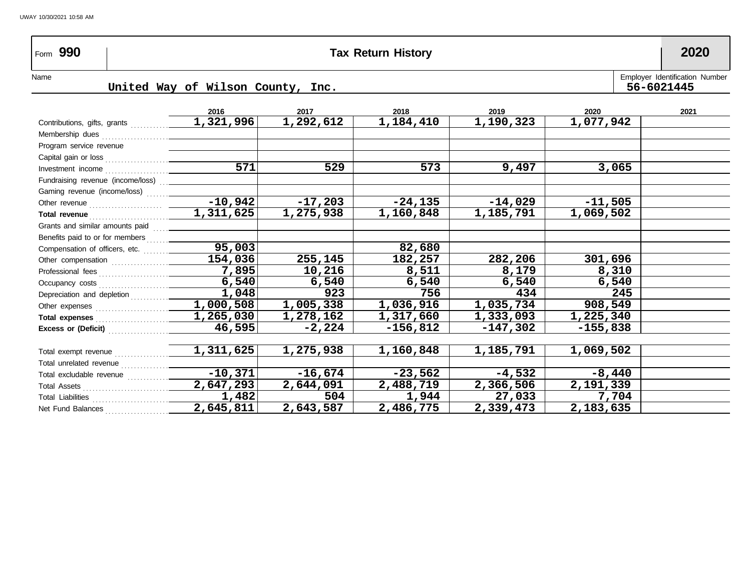Form **990** | **Tax Return History** | **2020**

Name: United Way of Wilson County, Inc.

Employer Identification Number: 56-6021445

| | 2016 | 2017 | 2018 | 2019 | 2020 | 2021 |
|---|---|---|---|---|---|---|
| Contributions, gifts, grants | 1,321,996 | 1,292,612 | 1,184,410 | 1,190,323 | 1,077,942 | |
| Membership dues | | | | | | |
| Program service revenue | | | | | | |
| Capital gain or loss | | | | | | |
| Investment income | 571 | 529 | 573 | 9,497 | 3,065 | |
| Fundraising revenue (income/loss) | | | | | | |
| Gaming revenue (income/loss) | | | | | | |
| Other revenue | -10,942 | -17,203 | -24,135 | -14,029 | -11,505 | |
| **Total revenue** | 1,311,625 | 1,275,938 | 1,160,848 | 1,185,791 | 1,069,502 | |
| Grants and similar amounts paid | | | | | | |
| Benefits paid to or for members | | | | | | |
| Compensation of officers, etc. | 95,003 | | 82,680 | | | |
| Other compensation | 154,036 | 255,145 | 182,257 | 282,206 | 301,696 | |
| Professional fees | 7,895 | 10,216 | 8,511 | 8,179 | 8,310 | |
| Occupancy costs | 6,540 | 6,540 | 6,540 | 6,540 | 6,540 | |
| Depreciation and depletion | 1,048 | 923 | 756 | 434 | 245 | |
| Other expenses | 1,000,508 | 1,005,338 | 1,036,916 | 1,035,734 | 908,549 | |
| **Total expenses** | 1,265,030 | 1,278,162 | 1,317,660 | 1,333,093 | 1,225,340 | |
| **Excess or (Deficit)** | 46,595 | -2,224 | -156,812 | -147,302 | -155,838 | |
| Total exempt revenue | 1,311,625 | 1,275,938 | 1,160,848 | 1,185,791 | 1,069,502 | |
| Total unrelated revenue | | | | | | |
| Total excludable revenue | -10,371 | -16,674 | -23,562 | -4,532 | -8,440 | |
| Total Assets | 2,647,293 | 2,644,091 | 2,488,719 | 2,366,506 | 2,191,339 | |
| Total Liabilities | 1,482 | 504 | 1,944 | 27,033 | 7,704 | |
| Net Fund Balances | 2,645,811 | 2,643,587 | 2,486,775 | 2,339,473 | 2,183,635 | |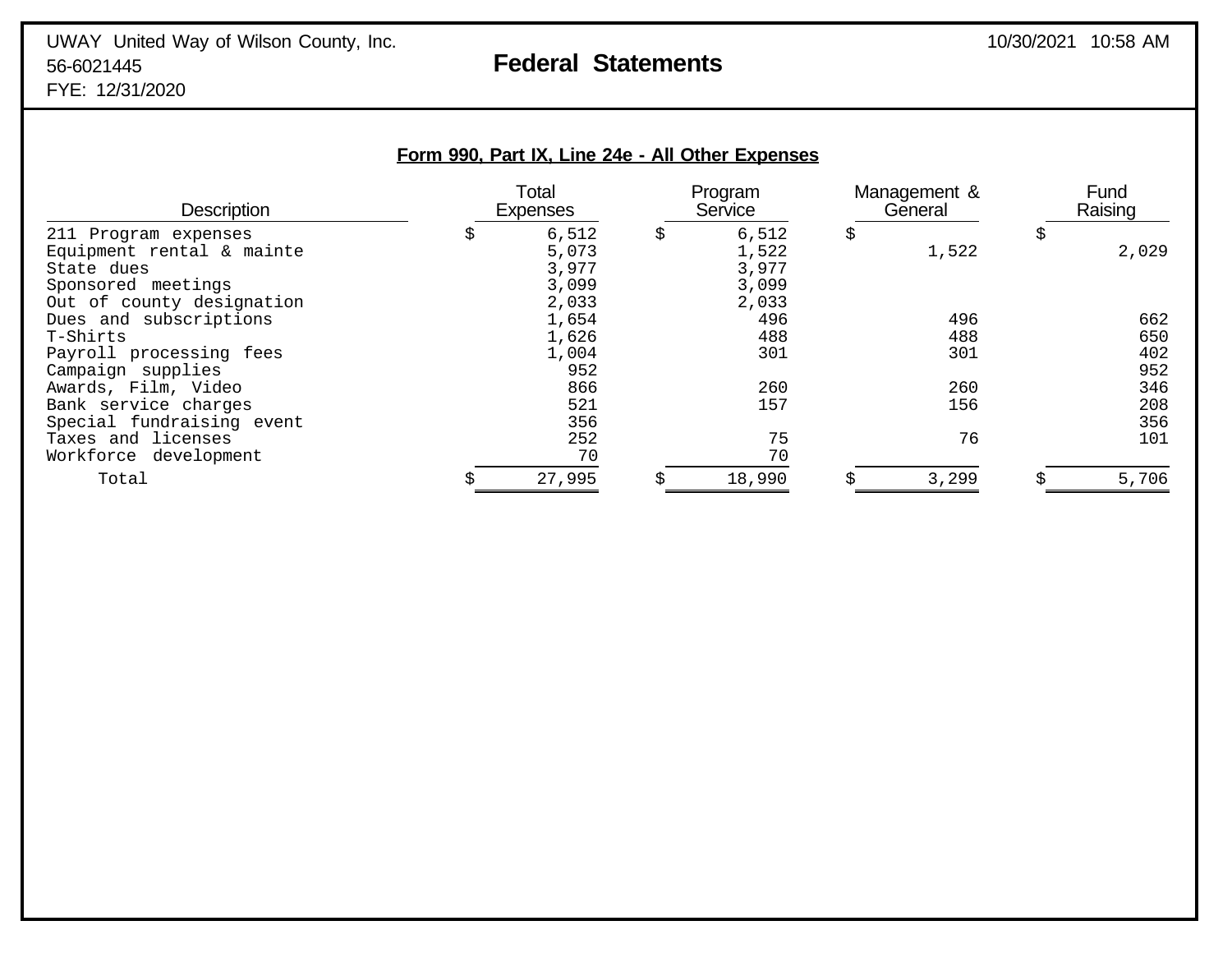### Form 990, Part IX, Line 24e - All Other Expenses

| Description | Total Expenses | Program Service | Management & General | Fund Raising |
|---|---|---|---|---|
| 211 Program expenses | $ 6,512 | $ 6,512 | $ | $ |
| Equipment rental & mainte | 5,073 | 1,522 | 1,522 | 2,029 |
| State dues | 3,977 | 3,977 | | |
| Sponsored meetings | 3,099 | 3,099 | | |
| Out of county designation | 2,033 | 2,033 | | |
| Dues and subscriptions | 1,654 | 496 | 496 | 662 |
| T-Shirts | 1,626 | 488 | 488 | 650 |
| Payroll processing fees | 1,004 | 301 | 301 | 402 |
| Campaign supplies | 952 | | | 952 |
| Awards, Film, Video | 866 | 260 | 260 | 346 |
| Bank service charges | 521 | 157 | 156 | 208 |
| Special fundraising event | 356 | | | 356 |
| Taxes and licenses | 252 | 75 | 76 | 101 |
| Workforce development | 70 | 70 | | |
| Total | $ 27,995 | $ 18,990 | $ 3,299 | $ 5,706 |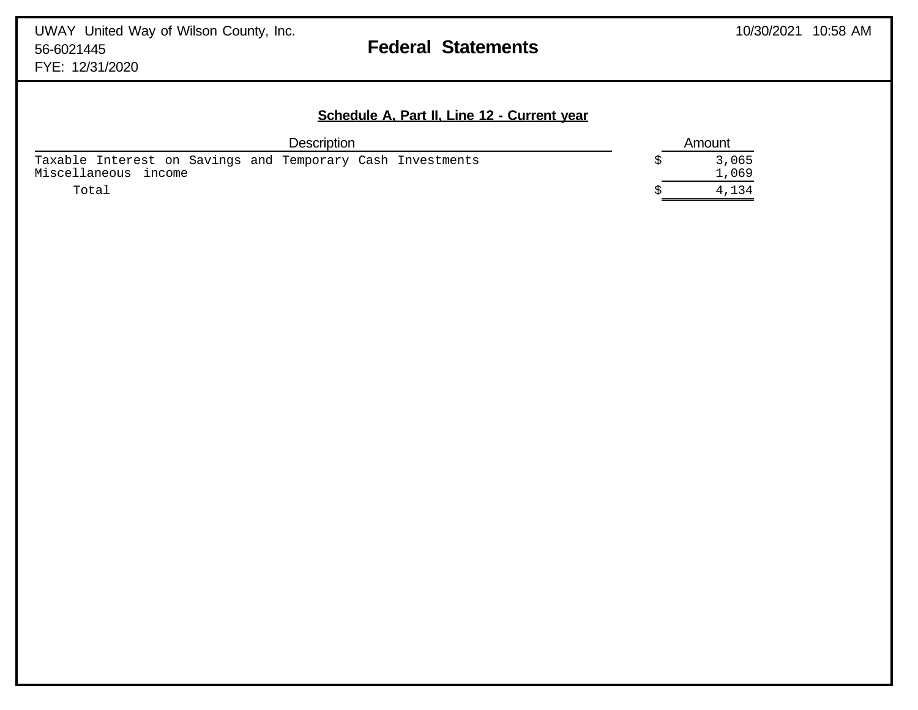UWAY United Way of Wilson County, Inc.
56-6021445
FYE: 12/31/2020

# Federal Statements

10/30/2021 10:58 AM

## Schedule A, Part II, Line 12 - Current year

| Description | Amount |
|---|---|
| Taxable Interest on Savings and Temporary Cash Investments | $ 3,065 |
| Miscellaneous income | 1,069 |
| Total | $ 4,134 |